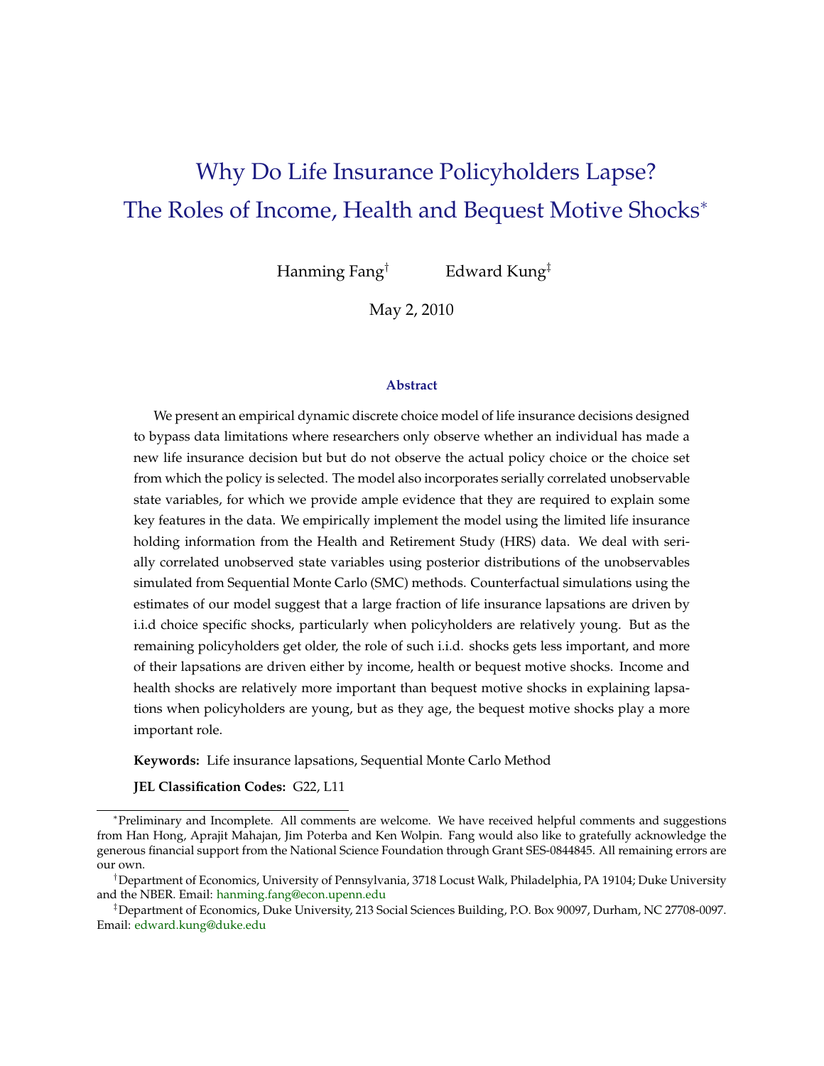# Why Do Life Insurance Policyholders Lapse? The Roles of Income, Health and Bequest Motive Shocks[*]

Hanming Fang[†] Edward Kung[‡]

May 2, 2010

### Abstract

We present an empirical dynamic discrete choice model of life insurance decisions designed to bypass data limitations where researchers only observe whether an individual has made a new life insurance decision but but do not observe the actual policy choice or the choice set from which the policy is selected. The model also incorporates serially correlated unobservable state variables, for which we provide ample evidence that they are required to explain some key features in the data. We empirically implement the model using the limited life insurance holding information from the Health and Retirement Study (HRS) data. We deal with serially correlated unobserved state variables using posterior distributions of the unobservables simulated from Sequential Monte Carlo (SMC) methods. Counterfactual simulations using the estimates of our model suggest that a large fraction of life insurance lapsations are driven by i.i.d choice specific shocks, particularly when policyholders are relatively young. But as the remaining policyholders get older, the role of such i.i.d. shocks gets less important, and more of their lapsations are driven either by income, health or bequest motive shocks. Income and health shocks are relatively more important than bequest motive shocks in explaining lapsations when policyholders are young, but as they age, the bequest motive shocks play a more important role.

**Keywords:** Life insurance lapsations, Sequential Monte Carlo Method

**JEL Classification Codes:** G22, L11

---

[*] Preliminary and Incomplete. All comments are welcome. We have received helpful comments and suggestions from Han Hong, Aprajit Mahajan, Jim Poterba and Ken Wolpin. Fang would also like to gratefully acknowledge the generous financial support from the National Science Foundation through Grant SES-0844845. All remaining errors are our own.

[†] Department of Economics, University of Pennsylvania, 3718 Locust Walk, Philadelphia, PA 19104; Duke University and the NBER. Email: hanming.fang@econ.upenn.edu

[‡] Department of Economics, Duke University, 213 Social Sciences Building, P.O. Box 90097, Durham, NC 27708-0097. Email: edward.kung@duke.edu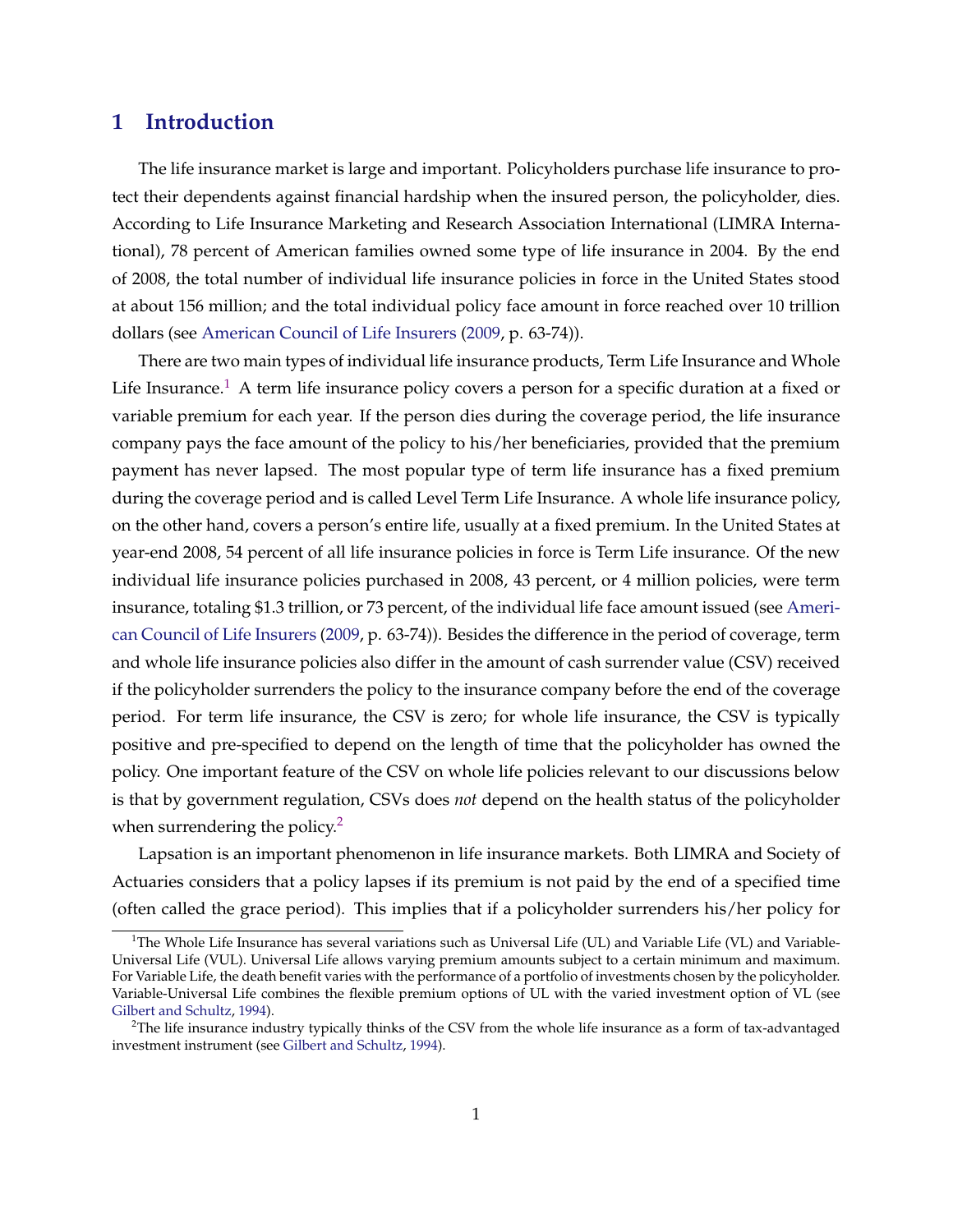## 1 Introduction

The life insurance market is large and important. Policyholders purchase life insurance to protect their dependents against financial hardship when the insured person, the policyholder, dies. According to Life Insurance Marketing and Research Association International (LIMRA International), 78 percent of American families owned some type of life insurance in 2004. By the end of 2008, the total number of individual life insurance policies in force in the United States stood at about 156 million; and the total individual policy face amount in force reached over 10 trillion dollars (see American Council of Life Insurers (2009, p. 63-74)).

There are two main types of individual life insurance products, Term Life Insurance and Whole Life Insurance.[1] A term life insurance policy covers a person for a specific duration at a fixed or variable premium for each year. If the person dies during the coverage period, the life insurance company pays the face amount of the policy to his/her beneficiaries, provided that the premium payment has never lapsed. The most popular type of term life insurance has a fixed premium during the coverage period and is called Level Term Life Insurance. A whole life insurance policy, on the other hand, covers a person's entire life, usually at a fixed premium. In the United States at year-end 2008, 54 percent of all life insurance policies in force is Term Life insurance. Of the new individual life insurance policies purchased in 2008, 43 percent, or 4 million policies, were term insurance, totaling $1.3 trillion, or 73 percent, of the individual life face amount issued (see American Council of Life Insurers (2009, p. 63-74)). Besides the difference in the period of coverage, term and whole life insurance policies also differ in the amount of cash surrender value (CSV) received if the policyholder surrenders the policy to the insurance company before the end of the coverage period. For term life insurance, the CSV is zero; for whole life insurance, the CSV is typically positive and pre-specified to depend on the length of time that the policyholder has owned the policy. One important feature of the CSV on whole life policies relevant to our discussions below is that by government regulation, CSVs does *not* depend on the health status of the policyholder when surrendering the policy.[2]

Lapsation is an important phenomenon in life insurance markets. Both LIMRA and Society of Actuaries considers that a policy lapses if its premium is not paid by the end of a specified time (often called the grace period). This implies that if a policyholder surrenders his/her policy for

---

[1] The Whole Life Insurance has several variations such as Universal Life (UL) and Variable Life (VL) and Variable-Universal Life (VUL). Universal Life allows varying premium amounts subject to a certain minimum and maximum. For Variable Life, the death benefit varies with the performance of a portfolio of investments chosen by the policyholder. Variable-Universal Life combines the flexible premium options of UL with the varied investment option of VL (see Gilbert and Schultz, 1994).

[2] The life insurance industry typically thinks of the CSV from the whole life insurance as a form of tax-advantaged investment instrument (see Gilbert and Schultz, 1994).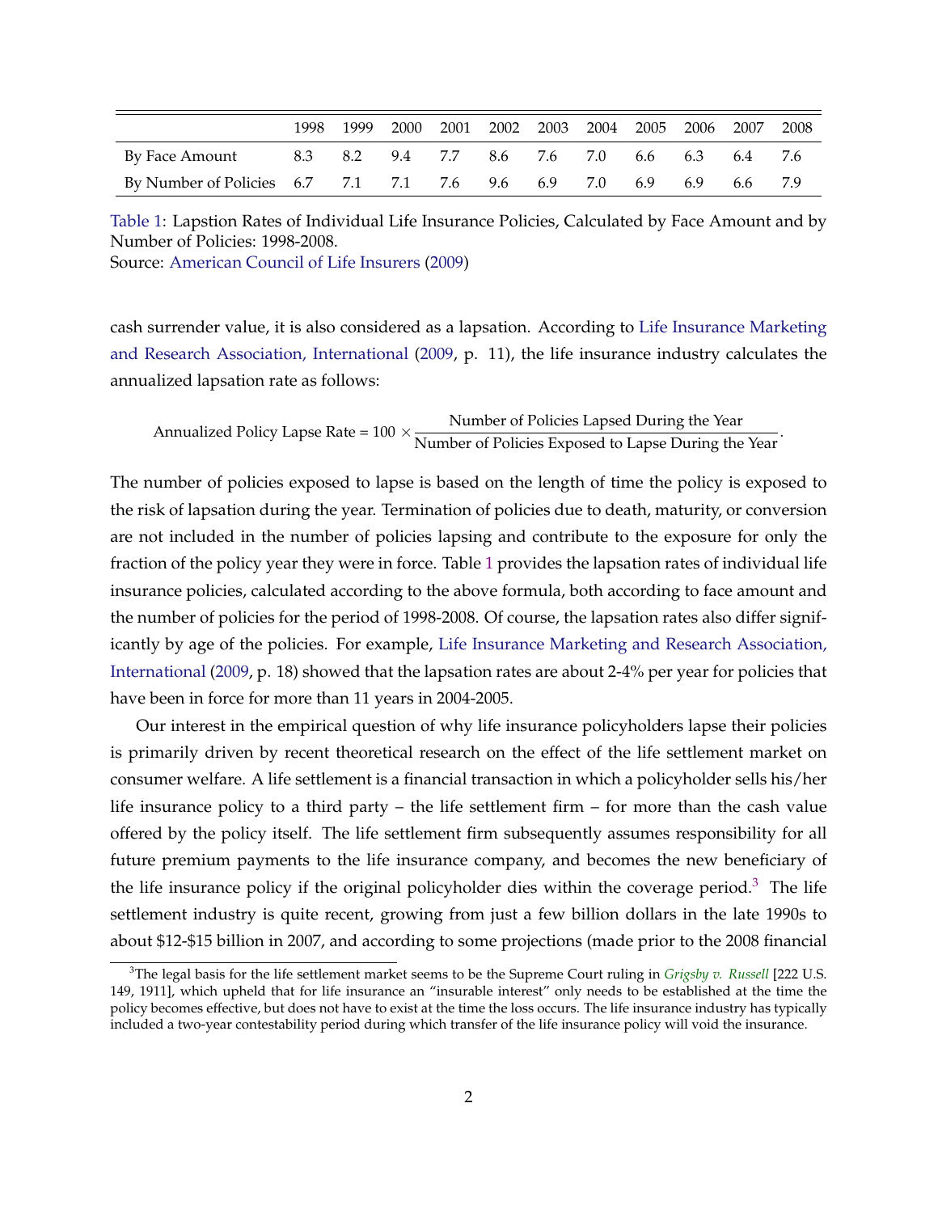| | 1998 | 1999 | 2000 | 2001 | 2002 | 2003 | 2004 | 2005 | 2006 | 2007 | 2008 |
|---|---|---|---|---|---|---|---|---|---|---|---|
| By Face Amount | 8.3 | 8.2 | 9.4 | 7.7 | 8.6 | 7.6 | 7.0 | 6.6 | 6.3 | 6.4 | 7.6 |
| By Number of Policies | 6.7 | 7.1 | 7.1 | 7.6 | 9.6 | 6.9 | 7.0 | 6.9 | 6.9 | 6.6 | 7.9 |

Table 1: Lapstion Rates of Individual Life Insurance Policies, Calculated by Face Amount and by Number of Policies: 1998-2008.
Source: American Council of Life Insurers (2009)

cash surrender value, it is also considered as a lapsation. According to Life Insurance Marketing and Research Association, International (2009, p. 11), the life insurance industry calculates the annualized lapsation rate as follows:

$$\text{Annualized Policy Lapse Rate} = 100 \times \frac{\text{Number of Policies Lapsed During the Year}}{\text{Number of Policies Exposed to Lapse During the Year}}.$$

The number of policies exposed to lapse is based on the length of time the policy is exposed to the risk of lapsation during the year. Termination of policies due to death, maturity, or conversion are not included in the number of policies lapsing and contribute to the exposure for only the fraction of the policy year they were in force. Table 1 provides the lapsation rates of individual life insurance policies, calculated according to the above formula, both according to face amount and the number of policies for the period of 1998-2008. Of course, the lapsation rates also differ significantly by age of the policies. For example, Life Insurance Marketing and Research Association, International (2009, p. 18) showed that the lapsation rates are about 2-4% per year for policies that have been in force for more than 11 years in 2004-2005.

Our interest in the empirical question of why life insurance policyholders lapse their policies is primarily driven by recent theoretical research on the effect of the life settlement market on consumer welfare. A life settlement is a financial transaction in which a policyholder sells his/her life insurance policy to a third party – the life settlement firm – for more than the cash value offered by the policy itself. The life settlement firm subsequently assumes responsibility for all future premium payments to the life insurance company, and becomes the new beneficiary of the life insurance policy if the original policyholder dies within the coverage period.[3] The life settlement industry is quite recent, growing from just a few billion dollars in the late 1990s to about $12-$15 billion in 2007, and according to some projections (made prior to the 2008 financial

[3]The legal basis for the life settlement market seems to be the Supreme Court ruling in *Grigsby v. Russell* [222 U.S. 149, 1911], which upheld that for life insurance an "insurable interest" only needs to be established at the time the policy becomes effective, but does not have to exist at the time the loss occurs. The life insurance industry has typically included a two-year contestability period during which transfer of the life insurance policy will void the insurance.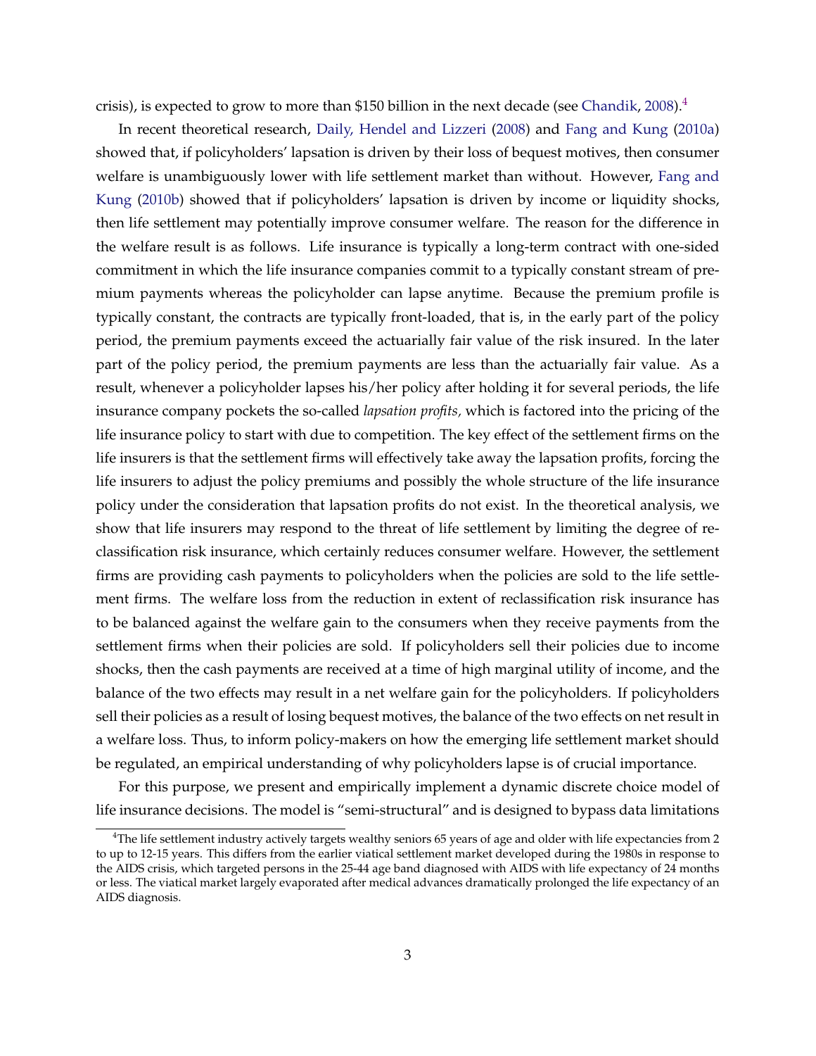crisis), is expected to grow to more than $150 billion in the next decade (see Chandik, 2008).[4]

In recent theoretical research, Daily, Hendel and Lizzeri (2008) and Fang and Kung (2010a) showed that, if policyholders' lapsation is driven by their loss of bequest motives, then consumer welfare is unambiguously lower with life settlement market than without. However, Fang and Kung (2010b) showed that if policyholders' lapsation is driven by income or liquidity shocks, then life settlement may potentially improve consumer welfare. The reason for the difference in the welfare result is as follows. Life insurance is typically a long-term contract with one-sided commitment in which the life insurance companies commit to a typically constant stream of premium payments whereas the policyholder can lapse anytime. Because the premium profile is typically constant, the contracts are typically front-loaded, that is, in the early part of the policy period, the premium payments exceed the actuarially fair value of the risk insured. In the later part of the policy period, the premium payments are less than the actuarially fair value. As a result, whenever a policyholder lapses his/her policy after holding it for several periods, the life insurance company pockets the so-called *lapsation profits,* which is factored into the pricing of the life insurance policy to start with due to competition. The key effect of the settlement firms on the life insurers is that the settlement firms will effectively take away the lapsation profits, forcing the life insurers to adjust the policy premiums and possibly the whole structure of the life insurance policy under the consideration that lapsation profits do not exist. In the theoretical analysis, we show that life insurers may respond to the threat of life settlement by limiting the degree of reclassification risk insurance, which certainly reduces consumer welfare. However, the settlement firms are providing cash payments to policyholders when the policies are sold to the life settlement firms. The welfare loss from the reduction in extent of reclassification risk insurance has to be balanced against the welfare gain to the consumers when they receive payments from the settlement firms when their policies are sold. If policyholders sell their policies due to income shocks, then the cash payments are received at a time of high marginal utility of income, and the balance of the two effects may result in a net welfare gain for the policyholders. If policyholders sell their policies as a result of losing bequest motives, the balance of the two effects on net result in a welfare loss. Thus, to inform policy-makers on how the emerging life settlement market should be regulated, an empirical understanding of why policyholders lapse is of crucial importance.

For this purpose, we present and empirically implement a dynamic discrete choice model of life insurance decisions. The model is "semi-structural" and is designed to bypass data limitations

[4] The life settlement industry actively targets wealthy seniors 65 years of age and older with life expectancies from 2 to up to 12-15 years. This differs from the earlier viatical settlement market developed during the 1980s in response to the AIDS crisis, which targeted persons in the 25-44 age band diagnosed with AIDS with life expectancy of 24 months or less. The viatical market largely evaporated after medical advances dramatically prolonged the life expectancy of an AIDS diagnosis.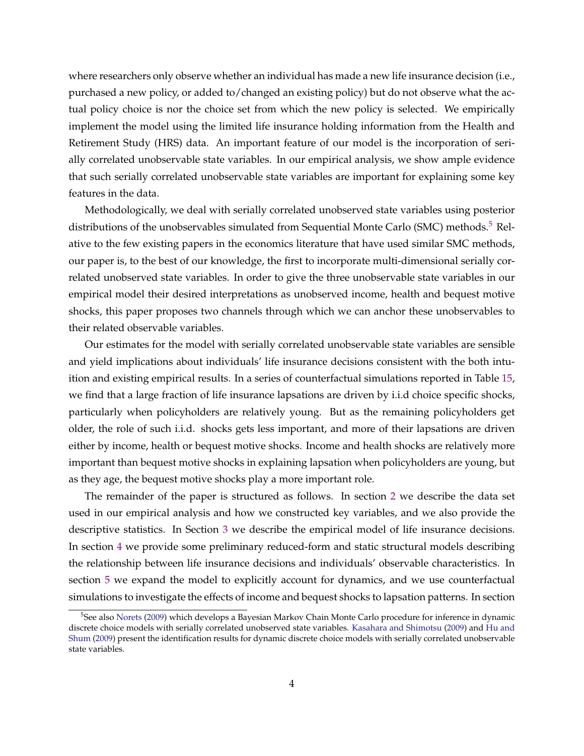where researchers only observe whether an individual has made a new life insurance decision (i.e., purchased a new policy, or added to/changed an existing policy) but do not observe what the actual policy choice is nor the choice set from which the new policy is selected. We empirically implement the model using the limited life insurance holding information from the Health and Retirement Study (HRS) data. An important feature of our model is the incorporation of serially correlated unobservable state variables. In our empirical analysis, we show ample evidence that such serially correlated unobservable state variables are important for explaining some key features in the data.

Methodologically, we deal with serially correlated unobserved state variables using posterior distributions of the unobservables simulated from Sequential Monte Carlo (SMC) methods.[5] Relative to the few existing papers in the economics literature that have used similar SMC methods, our paper is, to the best of our knowledge, the first to incorporate multi-dimensional serially correlated unobserved state variables. In order to give the three unobservable state variables in our empirical model their desired interpretations as unobserved income, health and bequest motive shocks, this paper proposes two channels through which we can anchor these unobservables to their related observable variables.

Our estimates for the model with serially correlated unobservable state variables are sensible and yield implications about individuals' life insurance decisions consistent with the both intuition and existing empirical results. In a series of counterfactual simulations reported in Table 15, we find that a large fraction of life insurance lapsations are driven by i.i.d choice specific shocks, particularly when policyholders are relatively young. But as the remaining policyholders get older, the role of such i.i.d. shocks gets less important, and more of their lapsations are driven either by income, health or bequest motive shocks. Income and health shocks are relatively more important than bequest motive shocks in explaining lapsation when policyholders are young, but as they age, the bequest motive shocks play a more important role.

The remainder of the paper is structured as follows. In section 2 we describe the data set used in our empirical analysis and how we constructed key variables, and we also provide the descriptive statistics. In Section 3 we describe the empirical model of life insurance decisions. In section 4 we provide some preliminary reduced-form and static structural models describing the relationship between life insurance decisions and individuals' observable characteristics. In section 5 we expand the model to explicitly account for dynamics, and we use counterfactual simulations to investigate the effects of income and bequest shocks to lapsation patterns. In section

[5] See also Norets (2009) which develops a Bayesian Markov Chain Monte Carlo procedure for inference in dynamic discrete choice models with serially correlated unobserved state variables. Kasahara and Shimotsu (2009) and Hu and Shum (2009) present the identification results for dynamic discrete choice models with serially correlated unobservable state variables.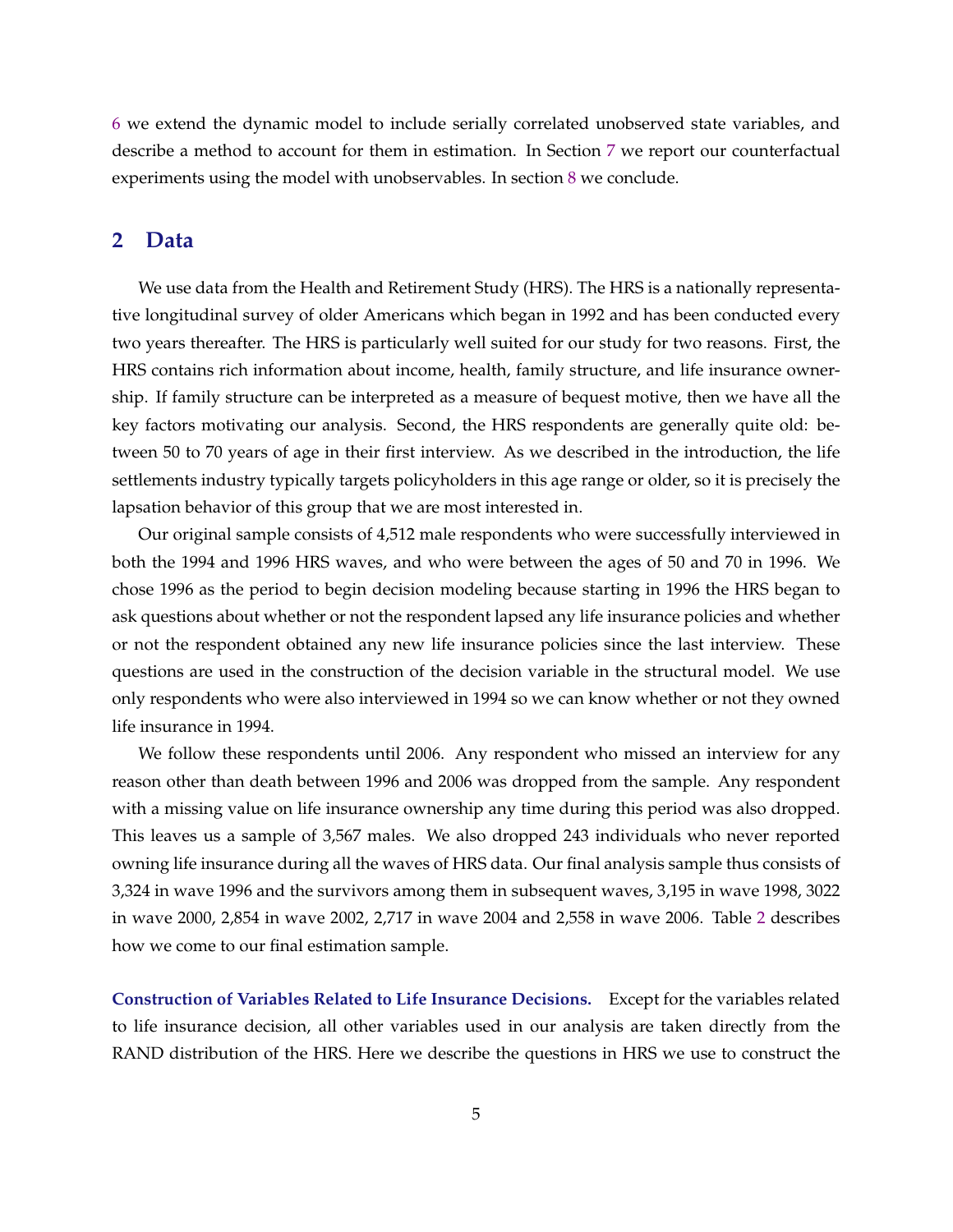6 we extend the dynamic model to include serially correlated unobserved state variables, and describe a method to account for them in estimation. In Section 7 we report our counterfactual experiments using the model with unobservables. In section 8 we conclude.

## 2 Data

We use data from the Health and Retirement Study (HRS). The HRS is a nationally representative longitudinal survey of older Americans which began in 1992 and has been conducted every two years thereafter. The HRS is particularly well suited for our study for two reasons. First, the HRS contains rich information about income, health, family structure, and life insurance ownership. If family structure can be interpreted as a measure of bequest motive, then we have all the key factors motivating our analysis. Second, the HRS respondents are generally quite old: between 50 to 70 years of age in their first interview. As we described in the introduction, the life settlements industry typically targets policyholders in this age range or older, so it is precisely the lapsation behavior of this group that we are most interested in.

Our original sample consists of 4,512 male respondents who were successfully interviewed in both the 1994 and 1996 HRS waves, and who were between the ages of 50 and 70 in 1996. We chose 1996 as the period to begin decision modeling because starting in 1996 the HRS began to ask questions about whether or not the respondent lapsed any life insurance policies and whether or not the respondent obtained any new life insurance policies since the last interview. These questions are used in the construction of the decision variable in the structural model. We use only respondents who were also interviewed in 1994 so we can know whether or not they owned life insurance in 1994.

We follow these respondents until 2006. Any respondent who missed an interview for any reason other than death between 1996 and 2006 was dropped from the sample. Any respondent with a missing value on life insurance ownership any time during this period was also dropped. This leaves us a sample of 3,567 males. We also dropped 243 individuals who never reported owning life insurance during all the waves of HRS data. Our final analysis sample thus consists of 3,324 in wave 1996 and the survivors among them in subsequent waves, 3,195 in wave 1998, 3022 in wave 2000, 2,854 in wave 2002, 2,717 in wave 2004 and 2,558 in wave 2006. Table 2 describes how we come to our final estimation sample.

**Construction of Variables Related to Life Insurance Decisions.** Except for the variables related to life insurance decision, all other variables used in our analysis are taken directly from the RAND distribution of the HRS. Here we describe the questions in HRS we use to construct the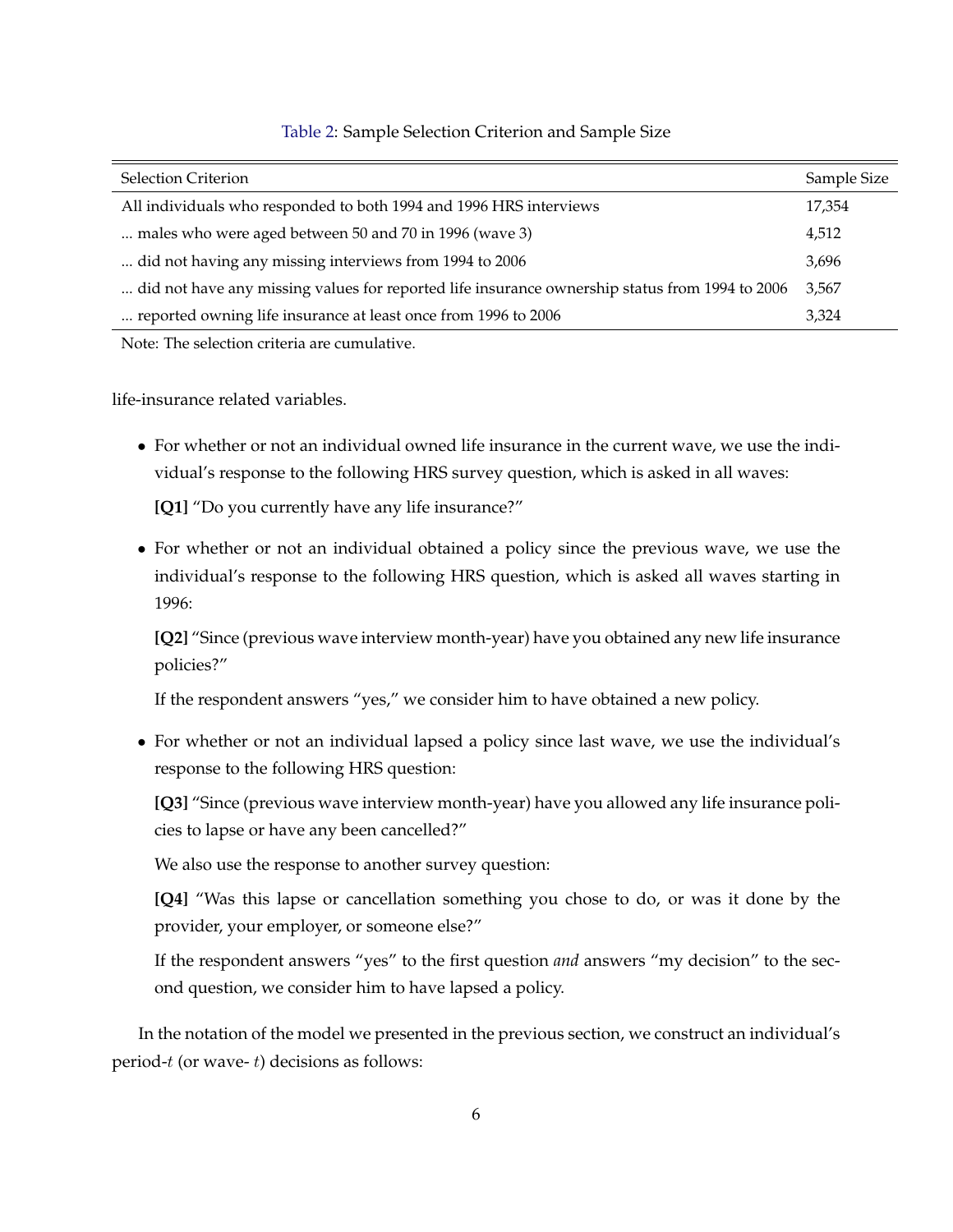Table 2: Sample Selection Criterion and Sample Size

| Selection Criterion | Sample Size |
|---|---|
| All individuals who responded to both 1994 and 1996 HRS interviews | 17,354 |
| ... males who were aged between 50 and 70 in 1996 (wave 3) | 4,512 |
| ... did not having any missing interviews from 1994 to 2006 | 3,696 |
| ... did not have any missing values for reported life insurance ownership status from 1994 to 2006 | 3,567 |
| ... reported owning life insurance at least once from 1996 to 2006 | 3,324 |

Note: The selection criteria are cumulative.

life-insurance related variables.

- For whether or not an individual owned life insurance in the current wave, we use the individual's response to the following HRS survey question, which is asked in all waves:

  **[Q1]** "Do you currently have any life insurance?"

- For whether or not an individual obtained a policy since the previous wave, we use the individual's response to the following HRS question, which is asked all waves starting in 1996:

  **[Q2]** "Since (previous wave interview month-year) have you obtained any new life insurance policies?"

  If the respondent answers "yes," we consider him to have obtained a new policy.

- For whether or not an individual lapsed a policy since last wave, we use the individual's response to the following HRS question:

  **[Q3]** "Since (previous wave interview month-year) have you allowed any life insurance policies to lapse or have any been cancelled?"

  We also use the response to another survey question:

  **[Q4]** "Was this lapse or cancellation something you chose to do, or was it done by the provider, your employer, or someone else?"

  If the respondent answers "yes" to the first question *and* answers "my decision" to the second question, we consider him to have lapsed a policy.

In the notation of the model we presented in the previous section, we construct an individual's period-$t$ (or wave- $t$) decisions as follows: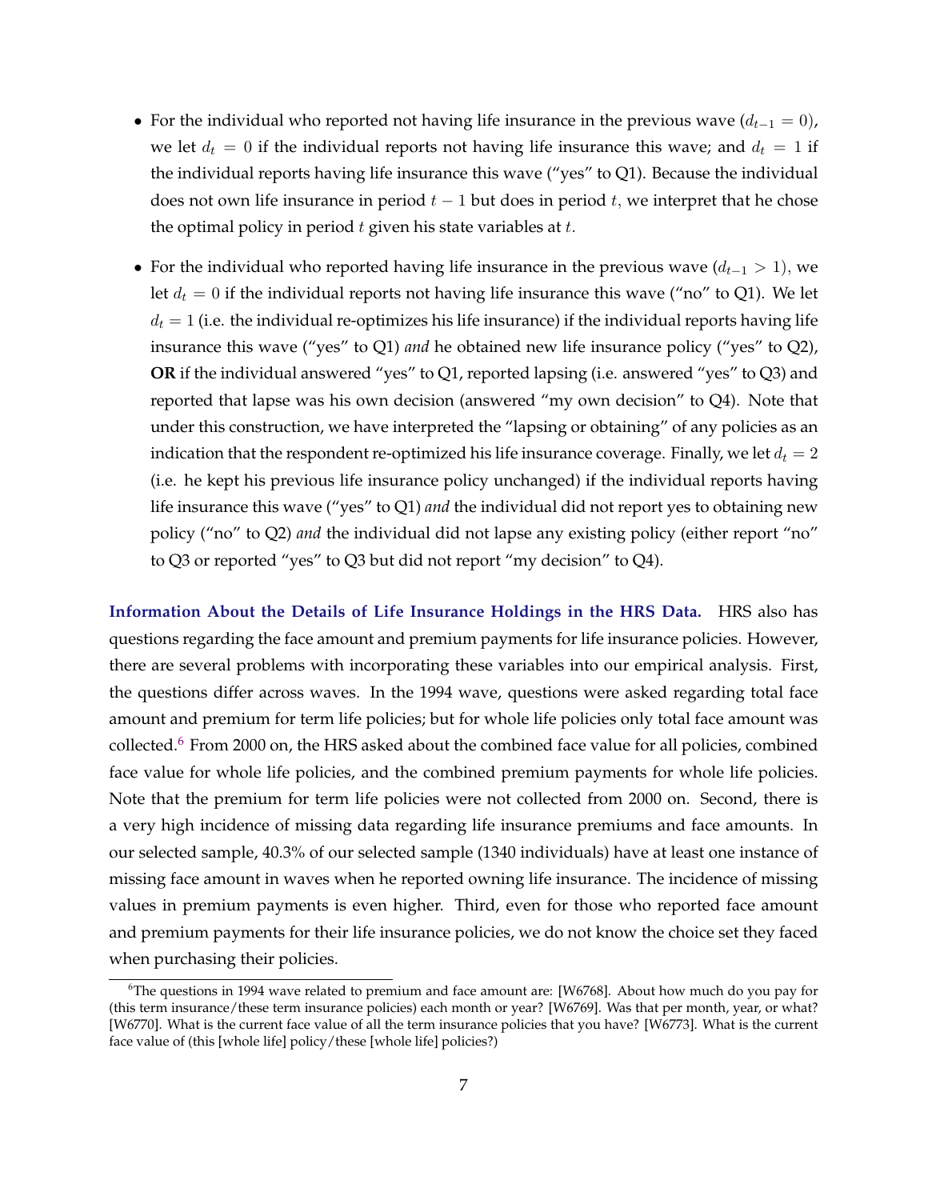- For the individual who reported not having life insurance in the previous wave ($d_{t-1} = 0$), we let $d_t = 0$ if the individual reports not having life insurance this wave; and $d_t = 1$ if the individual reports having life insurance this wave ("yes" to Q1). Because the individual does not own life insurance in period $t - 1$ but does in period $t$, we interpret that he chose the optimal policy in period $t$ given his state variables at $t$.

- For the individual who reported having life insurance in the previous wave ($d_{t-1} > 1$), we let $d_t = 0$ if the individual reports not having life insurance this wave ("no" to Q1). We let $d_t = 1$ (i.e. the individual re-optimizes his life insurance) if the individual reports having life insurance this wave ("yes" to Q1) *and* he obtained new life insurance policy ("yes" to Q2), **OR** if the individual answered "yes" to Q1, reported lapsing (i.e. answered "yes" to Q3) and reported that lapse was his own decision (answered "my own decision" to Q4). Note that under this construction, we have interpreted the "lapsing or obtaining" of any policies as an indication that the respondent re-optimized his life insurance coverage. Finally, we let $d_t = 2$ (i.e. he kept his previous life insurance policy unchanged) if the individual reports having life insurance this wave ("yes" to Q1) *and* the individual did not report yes to obtaining new policy ("no" to Q2) *and* the individual did not lapse any existing policy (either report "no" to Q3 or reported "yes" to Q3 but did not report "my decision" to Q4).

**Information About the Details of Life Insurance Holdings in the HRS Data.** HRS also has questions regarding the face amount and premium payments for life insurance policies. However, there are several problems with incorporating these variables into our empirical analysis. First, the questions differ across waves. In the 1994 wave, questions were asked regarding total face amount and premium for term life policies; but for whole life policies only total face amount was collected.[6] From 2000 on, the HRS asked about the combined face value for all policies, combined face value for whole life policies, and the combined premium payments for whole life policies. Note that the premium for term life policies were not collected from 2000 on. Second, there is a very high incidence of missing data regarding life insurance premiums and face amounts. In our selected sample, 40.3% of our selected sample (1340 individuals) have at least one instance of missing face amount in waves when he reported owning life insurance. The incidence of missing values in premium payments is even higher. Third, even for those who reported face amount and premium payments for their life insurance policies, we do not know the choice set they faced when purchasing their policies.

[6]The questions in 1994 wave related to premium and face amount are: [W6768]. About how much do you pay for (this term insurance/these term insurance policies) each month or year? [W6769]. Was that per month, year, or what? [W6770]. What is the current face value of all the term insurance policies that you have? [W6773]. What is the current face value of (this [whole life] policy/these [whole life] policies?)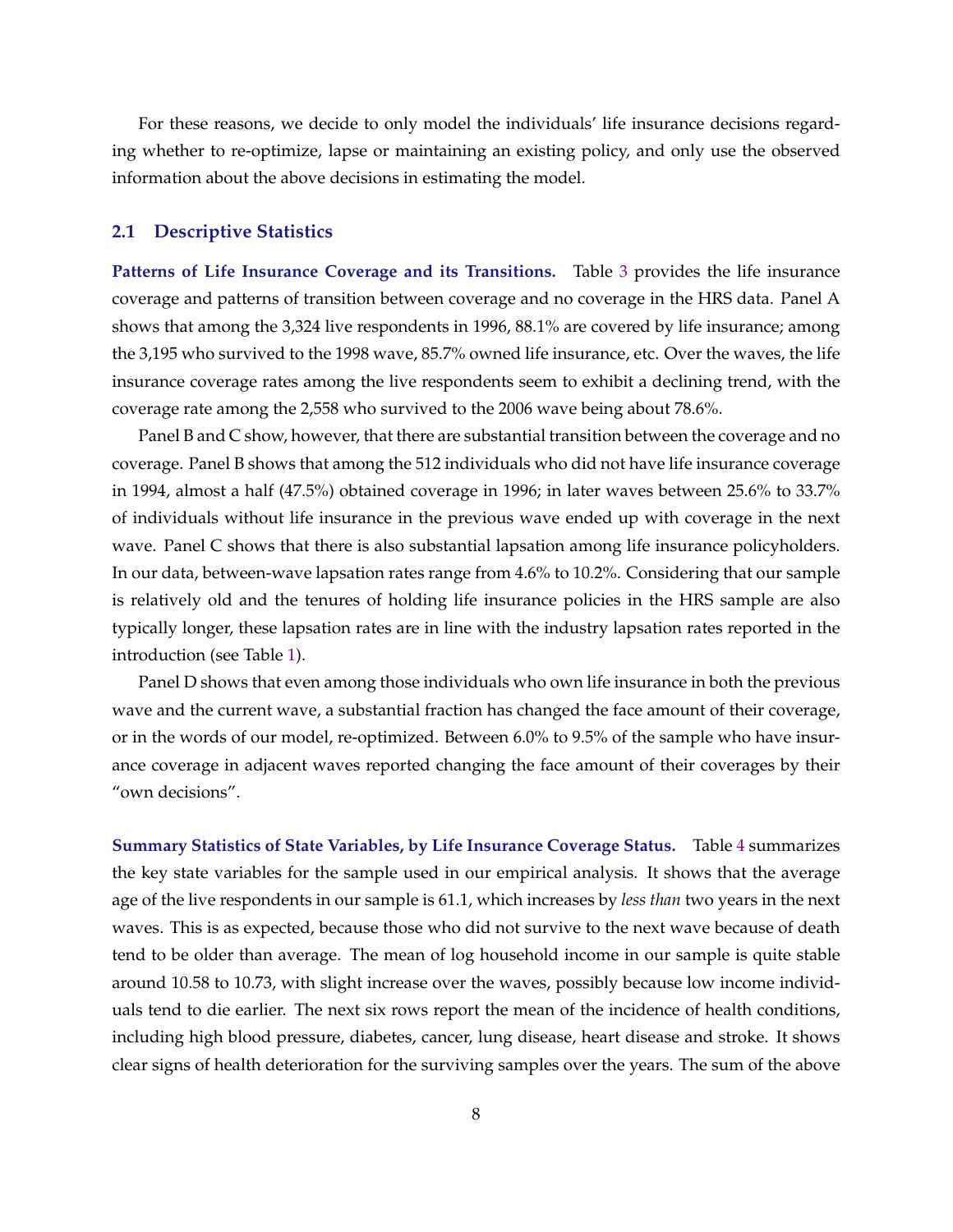For these reasons, we decide to only model the individuals' life insurance decisions regarding whether to re-optimize, lapse or maintaining an existing policy, and only use the observed information about the above decisions in estimating the model.

## 2.1 Descriptive Statistics

**Patterns of Life Insurance Coverage and its Transitions.** Table 3 provides the life insurance coverage and patterns of transition between coverage and no coverage in the HRS data. Panel A shows that among the 3,324 live respondents in 1996, 88.1% are covered by life insurance; among the 3,195 who survived to the 1998 wave, 85.7% owned life insurance, etc. Over the waves, the life insurance coverage rates among the live respondents seem to exhibit a declining trend, with the coverage rate among the 2,558 who survived to the 2006 wave being about 78.6%.

Panel B and C show, however, that there are substantial transition between the coverage and no coverage. Panel B shows that among the 512 individuals who did not have life insurance coverage in 1994, almost a half (47.5%) obtained coverage in 1996; in later waves between 25.6% to 33.7% of individuals without life insurance in the previous wave ended up with coverage in the next wave. Panel C shows that there is also substantial lapsation among life insurance policyholders. In our data, between-wave lapsation rates range from 4.6% to 10.2%. Considering that our sample is relatively old and the tenures of holding life insurance policies in the HRS sample are also typically longer, these lapsation rates are in line with the industry lapsation rates reported in the introduction (see Table 1).

Panel D shows that even among those individuals who own life insurance in both the previous wave and the current wave, a substantial fraction has changed the face amount of their coverage, or in the words of our model, re-optimized. Between 6.0% to 9.5% of the sample who have insurance coverage in adjacent waves reported changing the face amount of their coverages by their "own decisions".

**Summary Statistics of State Variables, by Life Insurance Coverage Status.** Table 4 summarizes the key state variables for the sample used in our empirical analysis. It shows that the average age of the live respondents in our sample is 61.1, which increases by *less than* two years in the next waves. This is as expected, because those who did not survive to the next wave because of death tend to be older than average. The mean of log household income in our sample is quite stable around 10.58 to 10.73, with slight increase over the waves, possibly because low income individuals tend to die earlier. The next six rows report the mean of the incidence of health conditions, including high blood pressure, diabetes, cancer, lung disease, heart disease and stroke. It shows clear signs of health deterioration for the surviving samples over the years. The sum of the above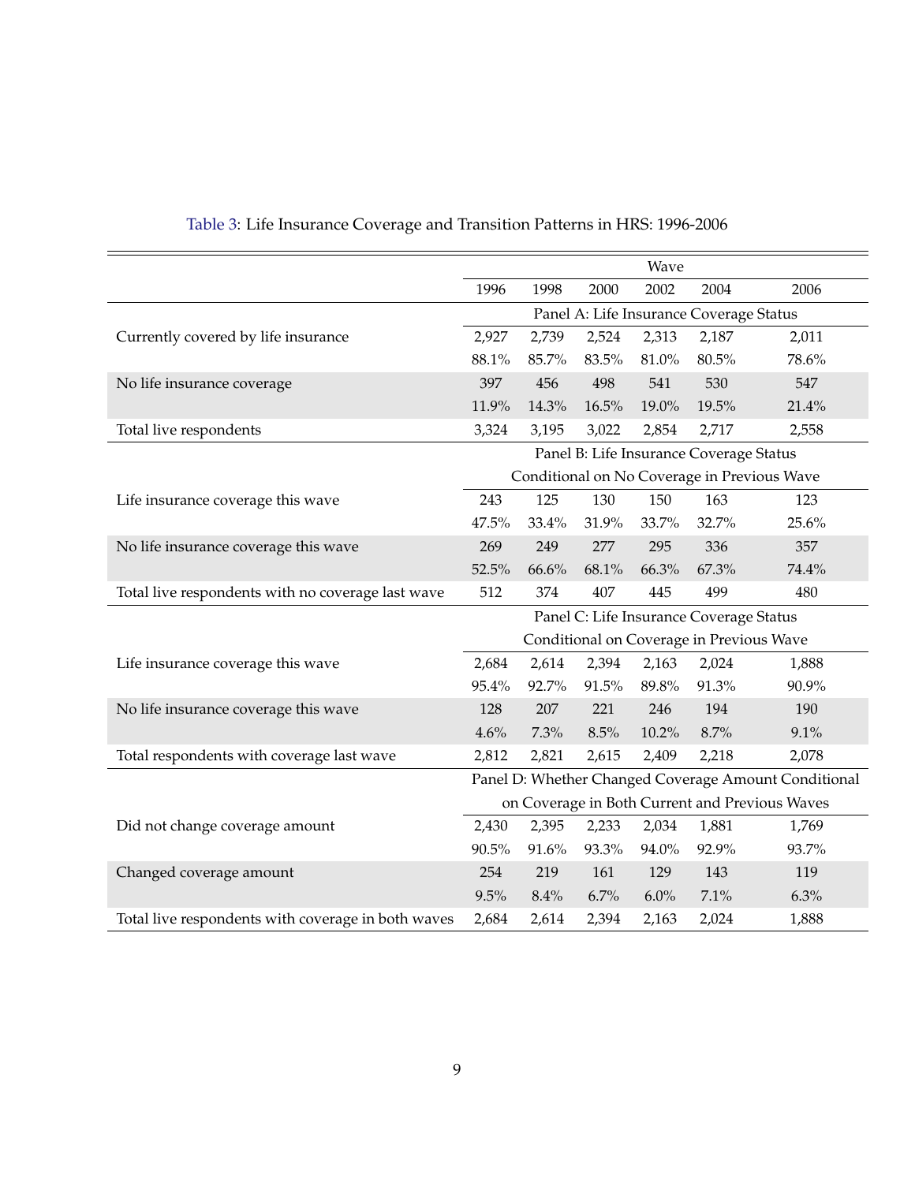Table 3: Life Insurance Coverage and Transition Patterns in HRS: 1996-2006

| | Wave | | | | | |
|---|---|---|---|---|---|---|
| | 1996 | 1998 | 2000 | 2002 | 2004 | 2006 |
| | Panel A: Life Insurance Coverage Status | | | | | |
| Currently covered by life insurance | 2,927 | 2,739 | 2,524 | 2,313 | 2,187 | 2,011 |
| | 88.1% | 85.7% | 83.5% | 81.0% | 80.5% | 78.6% |
| No life insurance coverage | 397 | 456 | 498 | 541 | 530 | 547 |
| | 11.9% | 14.3% | 16.5% | 19.0% | 19.5% | 21.4% |
| Total live respondents | 3,324 | 3,195 | 3,022 | 2,854 | 2,717 | 2,558 |
| | Panel B: Life Insurance Coverage Status Conditional on No Coverage in Previous Wave | | | | | |
| Life insurance coverage this wave | 243 | 125 | 130 | 150 | 163 | 123 |
| | 47.5% | 33.4% | 31.9% | 33.7% | 32.7% | 25.6% |
| No life insurance coverage this wave | 269 | 249 | 277 | 295 | 336 | 357 |
| | 52.5% | 66.6% | 68.1% | 66.3% | 67.3% | 74.4% |
| Total live respondents with no coverage last wave | 512 | 374 | 407 | 445 | 499 | 480 |
| | Panel C: Life Insurance Coverage Status Conditional on Coverage in Previous Wave | | | | | |
| Life insurance coverage this wave | 2,684 | 2,614 | 2,394 | 2,163 | 2,024 | 1,888 |
| | 95.4% | 92.7% | 91.5% | 89.8% | 91.3% | 90.9% |
| No life insurance coverage this wave | 128 | 207 | 221 | 246 | 194 | 190 |
| | 4.6% | 7.3% | 8.5% | 10.2% | 8.7% | 9.1% |
| Total respondents with coverage last wave | 2,812 | 2,821 | 2,615 | 2,409 | 2,218 | 2,078 |
| | Panel D: Whether Changed Coverage Amount Conditional on Coverage in Both Current and Previous Waves | | | | | |
| Did not change coverage amount | 2,430 | 2,395 | 2,233 | 2,034 | 1,881 | 1,769 |
| | 90.5% | 91.6% | 93.3% | 94.0% | 92.9% | 93.7% |
| Changed coverage amount | 254 | 219 | 161 | 129 | 143 | 119 |
| | 9.5% | 8.4% | 6.7% | 6.0% | 7.1% | 6.3% |
| Total live respondents with coverage in both waves | 2,684 | 2,614 | 2,394 | 2,163 | 2,024 | 1,888 |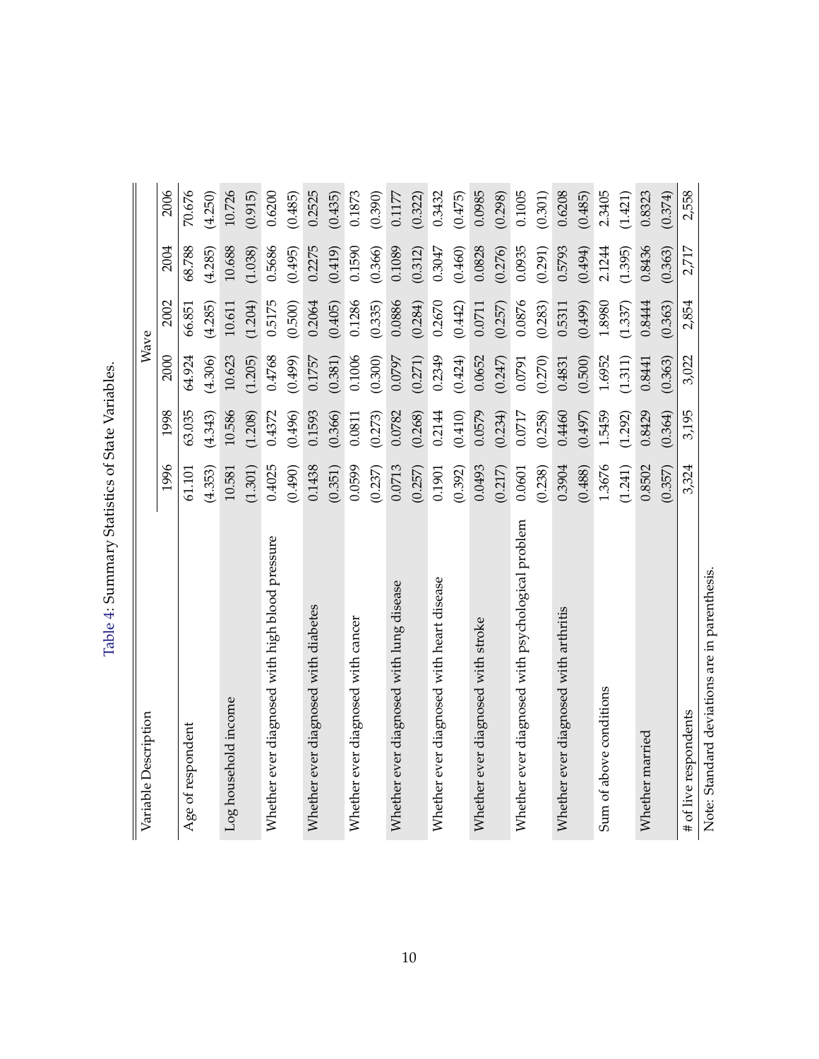Table 4: Summary Statistics of State Variables.

| Variable Description | Wave | | | | | |
|---|---|---|---|---|---|---|
| | 1996 | 1998 | 2000 | 2002 | 2004 | 2006 |
| Age of respondent | 61.101 | 63.035 | 64.924 | 66.851 | 68.788 | 70.676 |
| | (4.353) | (4.343) | (4.306) | (4.285) | (4.285) | (4.250) |
| Log household income | 10.581 | 10.586 | 10.623 | 10.611 | 10.688 | 10.726 |
| | (1.301) | (1.208) | (1.205) | (1.204) | (1.038) | (0.915) |
| Whether ever diagnosed with high blood pressure | 0.4025 | 0.4372 | 0.4768 | 0.5175 | 0.5686 | 0.6200 |
| | (0.490) | (0.496) | (0.499) | (0.500) | (0.495) | (0.485) |
| Whether ever diagnosed with diabetes | 0.1438 | 0.1593 | 0.1757 | 0.2064 | 0.2275 | 0.2525 |
| | (0.351) | (0.366) | (0.381) | (0.405) | (0.419) | (0.435) |
| Whether ever diagnosed with cancer | 0.0599 | 0.0811 | 0.1006 | 0.1286 | 0.1590 | 0.1873 |
| | (0.237) | (0.273) | (0.300) | (0.335) | (0.366) | (0.390) |
| Whether ever diagnosed with lung disease | 0.0713 | 0.0782 | 0.0797 | 0.0886 | 0.1089 | 0.1177 |
| | (0.257) | (0.268) | (0.271) | (0.284) | (0.312) | (0.322) |
| Whether ever diagnosed with heart disease | 0.1901 | 0.2144 | 0.2349 | 0.2670 | 0.3047 | 0.3432 |
| | (0.392) | (0.410) | (0.424) | (0.442) | (0.460) | (0.475) |
| Whether ever diagnosed with stroke | 0.0493 | 0.0579 | 0.0652 | 0.0711 | 0.0828 | 0.0985 |
| | (0.217) | (0.234) | (0.247) | (0.257) | (0.276) | (0.298) |
| Whether ever diagnosed with psychological problem | 0.0601 | 0.0717 | 0.0791 | 0.0876 | 0.0935 | 0.1005 |
| | (0.238) | (0.258) | (0.270) | (0.283) | (0.291) | (0.301) |
| Whether ever diagnosed with arthritis | 0.3904 | 0.4460 | 0.4831 | 0.5311 | 0.5793 | 0.6208 |
| | (0.488) | (0.497) | (0.500) | (0.499) | (0.494) | (0.485) |
| Sum of above conditions | 1.3676 | 1.5459 | 1.6952 | 1.8980 | 2.1244 | 2.3405 |
| | (1.241) | (1.292) | (1.311) | (1.337) | (1.395) | (1.421) |
| Whether married | 0.8502 | 0.8429 | 0.8441 | 0.8444 | 0.8436 | 0.8323 |
| | (0.357) | (0.364) | (0.363) | (0.363) | (0.363) | (0.374) |
| # of live respondents | 3,324 | 3,195 | 3,022 | 2,854 | 2,717 | 2,558 |

Note: Standard deviations are in parenthesis.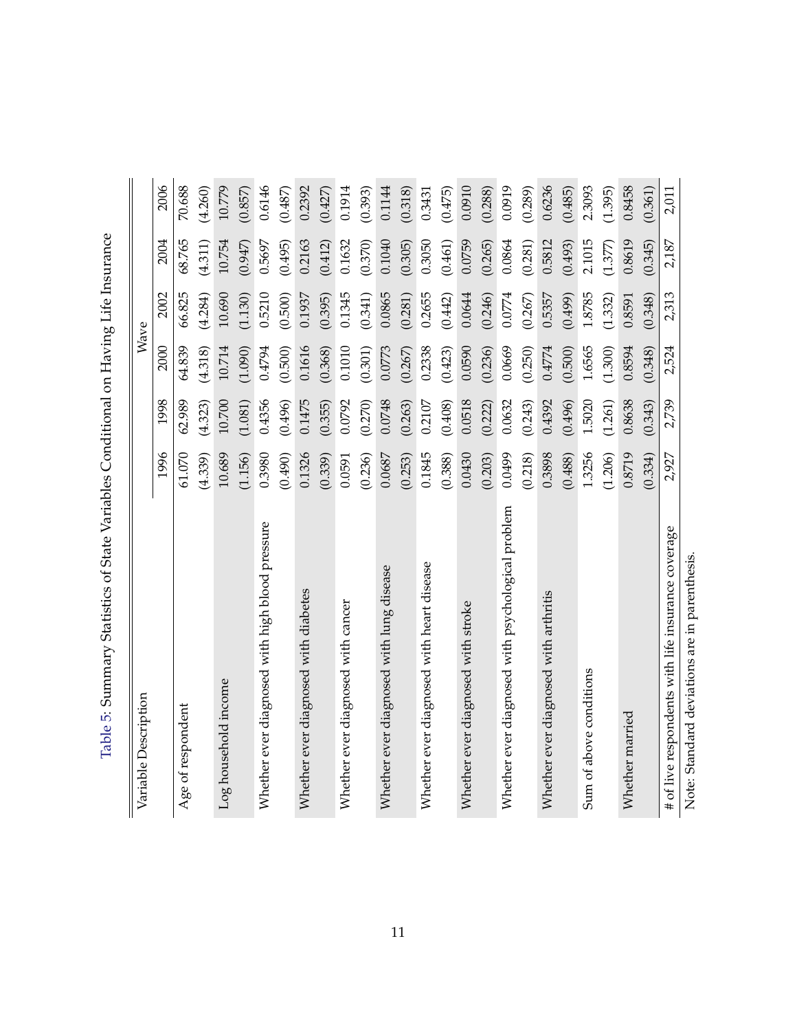Table 5: Summary Statistics of State Variables Conditional on Having Life Insurance

| Variable Description | Wave | | | | | |
|---|---|---|---|---|---|---|
| | 1996 | 1998 | 2000 | 2002 | 2004 | 2006 |
| Age of respondent | 61.070 | 62.989 | 64.839 | 66.825 | 68.765 | 70.688 |
| | (4.339) | (4.323) | (4.318) | (4.284) | (4.311) | (4.260) |
| Log household income | 10.689 | 10.700 | 10.714 | 10.690 | 10.754 | 10.779 |
| | (1.156) | (1.081) | (1.090) | (1.130) | (0.947) | (0.857) |
| Whether ever diagnosed with high blood pressure | 0.3980 | 0.4356 | 0.4794 | 0.5210 | 0.5697 | 0.6146 |
| | (0.490) | (0.496) | (0.500) | (0.500) | (0.495) | (0.487) |
| Whether ever diagnosed with diabetes | 0.1326 | 0.1475 | 0.1616 | 0.1937 | 0.2163 | 0.2392 |
| | (0.339) | (0.355) | (0.368) | (0.395) | (0.412) | (0.427) |
| Whether ever diagnosed with cancer | 0.0591 | 0.0792 | 0.1010 | 0.1345 | 0.1632 | 0.1914 |
| | (0.236) | (0.270) | (0.301) | (0.341) | (0.370) | (0.393) |
| Whether ever diagnosed with lung disease | 0.0687 | 0.0748 | 0.0773 | 0.0865 | 0.1040 | 0.1144 |
| | (0.253) | (0.263) | (0.267) | (0.281) | (0.305) | (0.318) |
| Whether ever diagnosed with heart disease | 0.1845 | 0.2107 | 0.2338 | 0.2655 | 0.3050 | 0.3431 |
| | (0.388) | (0.408) | (0.423) | (0.442) | (0.461) | (0.475) |
| Whether ever diagnosed with stroke | 0.0430 | 0.0518 | 0.0590 | 0.0644 | 0.0759 | 0.0910 |
| | (0.203) | (0.222) | (0.236) | (0.246) | (0.265) | (0.288) |
| Whether ever diagnosed with psychological problem | 0.0499 | 0.0632 | 0.0669 | 0.0774 | 0.0864 | 0.0919 |
| | (0.218) | (0.243) | (0.250) | (0.267) | (0.281) | (0.289) |
| Whether ever diagnosed with arthritis | 0.3898 | 0.4392 | 0.4774 | 0.5357 | 0.5812 | 0.6236 |
| | (0.488) | (0.496) | (0.500) | (0.499) | (0.493) | (0.485) |
| Sum of above conditions | 1.3256 | 1.5020 | 1.6565 | 1.8785 | 2.1015 | 2.3093 |
| | (1.206) | (1.261) | (1.300) | (1.332) | (1.377) | (1.395) |
| Whether married | 0.8719 | 0.8638 | 0.8594 | 0.8591 | 0.8619 | 0.8458 |
| | (0.334) | (0.343) | (0.348) | (0.348) | (0.345) | (0.361) |
| # of live respondents with life insurance coverage | 2,927 | 2,739 | 2,524 | 2,313 | 2,187 | 2,011 |

Note: Standard deviations are in parenthesis.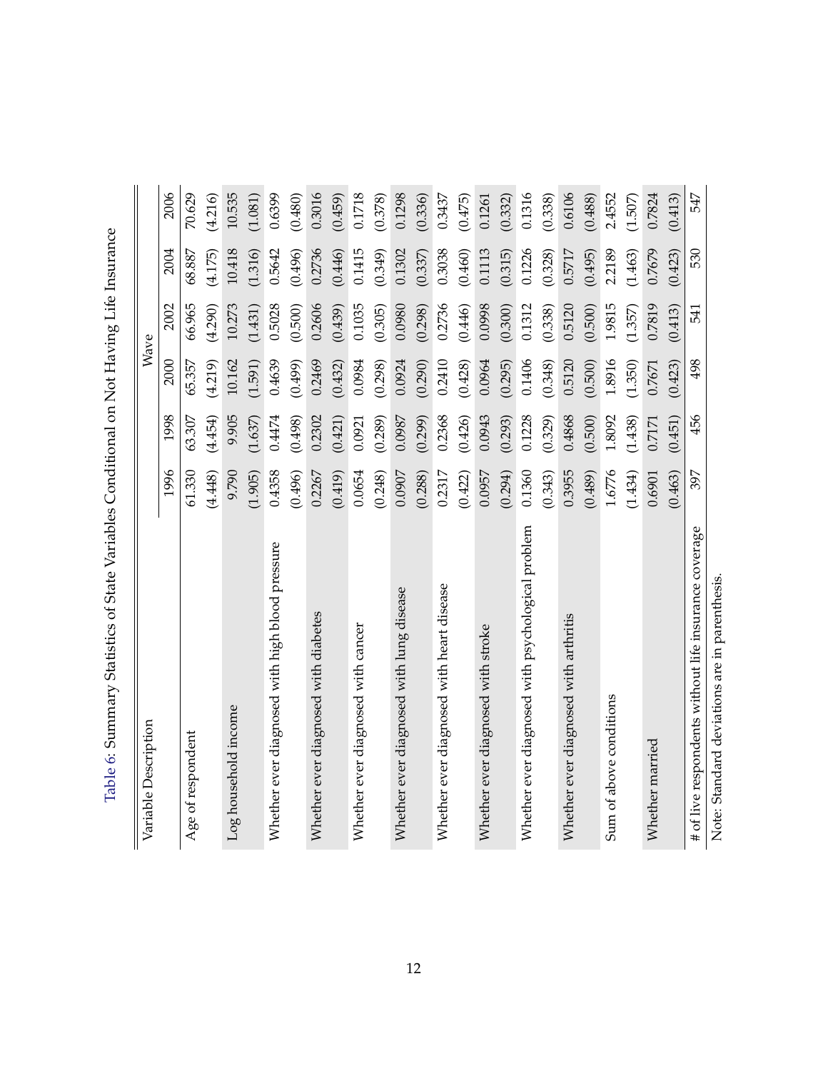Table 6: Summary Statistics of State Variables Conditional on Not Having Life Insurance

| Variable Description | Wave | | | | | |
|---|---|---|---|---|---|---|
| | 1996 | 1998 | 2000 | 2002 | 2004 | 2006 |
| Age of respondent | 61.330 | 63.307 | 65.357 | 66.965 | 68.887 | 70.629 |
| | (4.448) | (4.454) | (4.219) | (4.290) | (4.175) | (4.216) |
| Log household income | 9.790 | 9.905 | 10.162 | 10.273 | 10.418 | 10.535 |
| | (1.905) | (1.637) | (1.591) | (1.431) | (1.316) | (1.081) |
| Whether ever diagnosed with high blood pressure | 0.4358 | 0.4474 | 0.4639 | 0.5028 | 0.5642 | 0.6399 |
| | (0.496) | (0.498) | (0.499) | (0.500) | (0.496) | (0.480) |
| Whether ever diagnosed with diabetes | 0.2267 | 0.2302 | 0.2469 | 0.2606 | 0.2736 | 0.3016 |
| | (0.419) | (0.421) | (0.432) | (0.439) | (0.446) | (0.459) |
| Whether ever diagnosed with cancer | 0.0654 | 0.0921 | 0.0984 | 0.1035 | 0.1415 | 0.1718 |
| | (0.248) | (0.289) | (0.298) | (0.305) | (0.349) | (0.378) |
| Whether ever diagnosed with lung disease | 0.0907 | 0.0987 | 0.0924 | 0.0980 | 0.1302 | 0.1298 |
| | (0.288) | (0.299) | (0.290) | (0.298) | (0.337) | (0.336) |
| Whether ever diagnosed with heart disease | 0.2317 | 0.2368 | 0.2410 | 0.2736 | 0.3038 | 0.3437 |
| | (0.422) | (0.426) | (0.428) | (0.446) | (0.460) | (0.475) |
| Whether ever diagnosed with stroke | 0.0957 | 0.0943 | 0.0964 | 0.0998 | 0.1113 | 0.1261 |
| | (0.294) | (0.293) | (0.295) | (0.300) | (0.315) | (0.332) |
| Whether ever diagnosed with psychological problem | 0.1360 | 0.1228 | 0.1406 | 0.1312 | 0.1226 | 0.1316 |
| | (0.343) | (0.329) | (0.348) | (0.338) | (0.328) | (0.338) |
| Whether ever diagnosed with arthritis | 0.3955 | 0.4868 | 0.5120 | 0.5120 | 0.5717 | 0.6106 |
| | (0.489) | (0.500) | (0.500) | (0.500) | (0.495) | (0.488) |
| Sum of above conditions | 1.6776 | 1.8092 | 1.8916 | 1.9815 | 2.2189 | 2.4552 |
| | (1.434) | (1.438) | (1.350) | (1.357) | (1.463) | (1.507) |
| Whether married | 0.6901 | 0.7171 | 0.7671 | 0.7819 | 0.7679 | 0.7824 |
| | (0.463) | (0.451) | (0.423) | (0.413) | (0.423) | (0.413) |
| # of live respondents without life insurance coverage | 397 | 456 | 498 | 541 | 530 | 547 |

Note: Standard deviations are in parenthesis.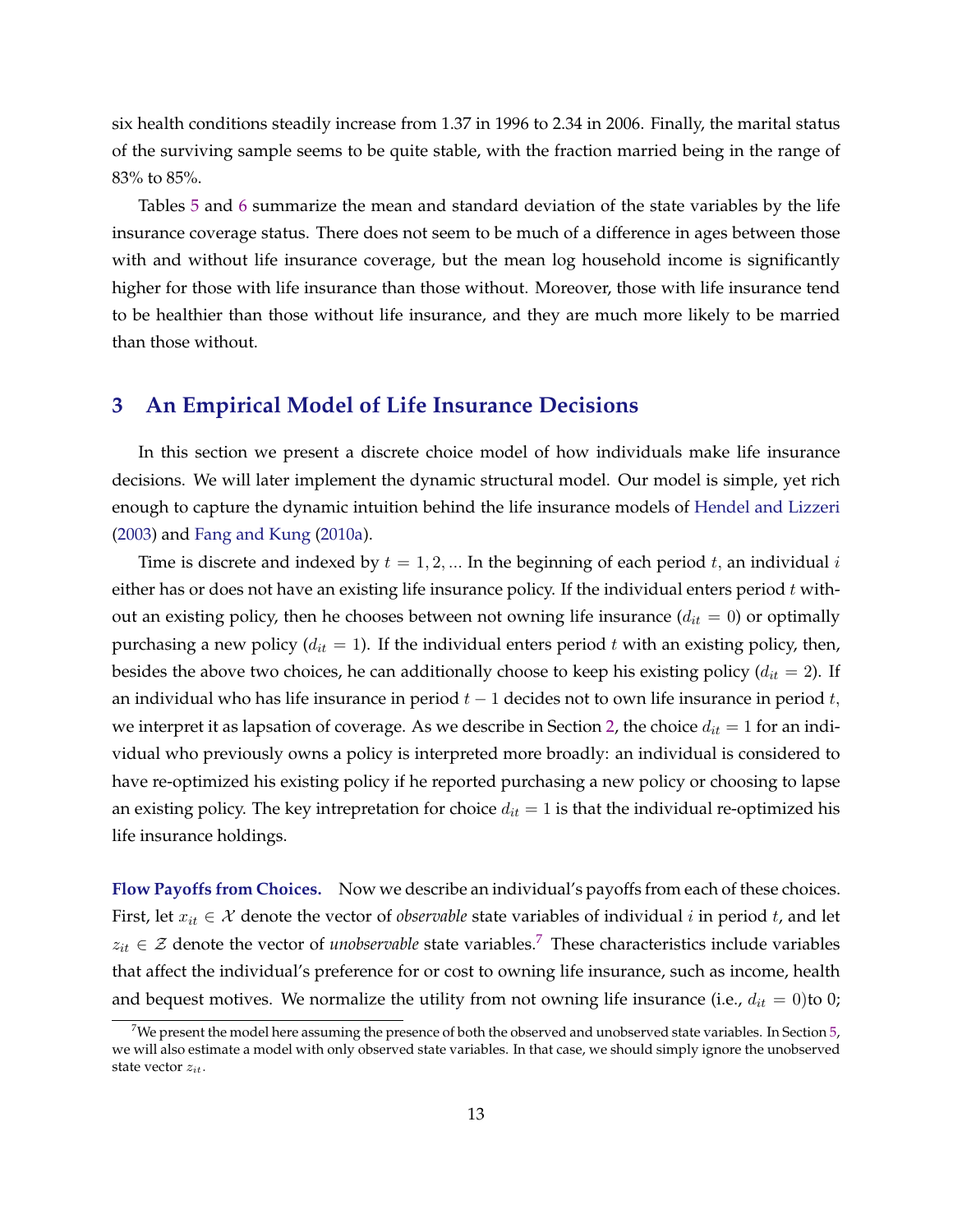six health conditions steadily increase from 1.37 in 1996 to 2.34 in 2006. Finally, the marital status of the surviving sample seems to be quite stable, with the fraction married being in the range of 83% to 85%.

Tables 5 and 6 summarize the mean and standard deviation of the state variables by the life insurance coverage status. There does not seem to be much of a difference in ages between those with and without life insurance coverage, but the mean log household income is significantly higher for those with life insurance than those without. Moreover, those with life insurance tend to be healthier than those without life insurance, and they are much more likely to be married than those without.

## 3 An Empirical Model of Life Insurance Decisions

In this section we present a discrete choice model of how individuals make life insurance decisions. We will later implement the dynamic structural model. Our model is simple, yet rich enough to capture the dynamic intuition behind the life insurance models of Hendel and Lizzeri (2003) and Fang and Kung (2010a).

Time is discrete and indexed by $t = 1, 2, ...$ In the beginning of each period $t$, an individual $i$ either has or does not have an existing life insurance policy. If the individual enters period $t$ without an existing policy, then he chooses between not owning life insurance ($d_{it} = 0$) or optimally purchasing a new policy ($d_{it} = 1$). If the individual enters period $t$ with an existing policy, then, besides the above two choices, he can additionally choose to keep his existing policy ($d_{it} = 2$). If an individual who has life insurance in period $t - 1$ decides not to own life insurance in period $t$, we interpret it as lapsation of coverage. As we describe in Section 2, the choice $d_{it} = 1$ for an individual who previously owns a policy is interpreted more broadly: an individual is considered to have re-optimized his existing policy if he reported purchasing a new policy or choosing to lapse an existing policy. The key intrepretation for choice $d_{it} = 1$ is that the individual re-optimized his life insurance holdings.

**Flow Payoffs from Choices.** Now we describe an individual's payoffs from each of these choices. First, let $x_{it} \in \mathcal{X}$ denote the vector of *observable* state variables of individual $i$ in period $t$, and let $z_{it} \in \mathcal{Z}$ denote the vector of *unobservable* state variables.[7] These characteristics include variables that affect the individual's preference for or cost to owning life insurance, such as income, health and bequest motives. We normalize the utility from not owning life insurance (i.e., $d_{it} = 0$)to 0;

[7] We present the model here assuming the presence of both the observed and unobserved state variables. In Section 5, we will also estimate a model with only observed state variables. In that case, we should simply ignore the unobserved state vector $z_{it}$.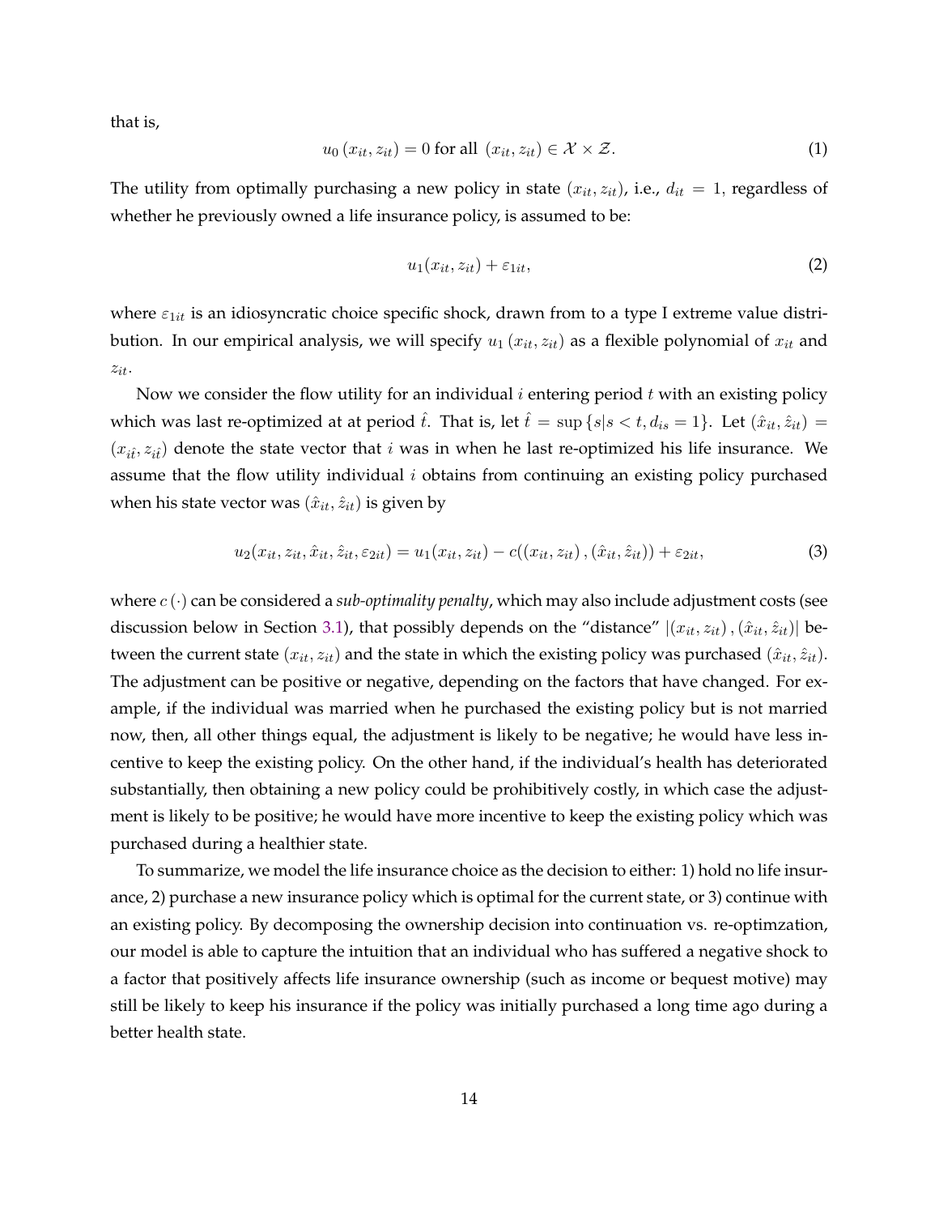that is,

$$u_0(x_{it}, z_{it}) = 0 \text{ for all } (x_{it}, z_{it}) \in \mathcal{X} \times \mathcal{Z}. \tag{1}$$

The utility from optimally purchasing a new policy in state $(x_{it}, z_{it})$, i.e., $d_{it} = 1$, regardless of whether he previously owned a life insurance policy, is assumed to be:

$$u_1(x_{it}, z_{it}) + \varepsilon_{1it}, \tag{2}$$

where $\varepsilon_{1it}$ is an idiosyncratic choice specific shock, drawn from to a type I extreme value distribution. In our empirical analysis, we will specify $u_1(x_{it}, z_{it})$ as a flexible polynomial of $x_{it}$ and $z_{it}$.

Now we consider the flow utility for an individual $i$ entering period $t$ with an existing policy which was last re-optimized at at period $\hat{t}$. That is, let $\hat{t} = \sup\{s|s < t, d_{is} = 1\}$. Let $(\hat{x}_{it}, \hat{z}_{it}) = (x_{i\hat{t}}, z_{i\hat{t}})$ denote the state vector that $i$ was in when he last re-optimized his life insurance. We assume that the flow utility individual $i$ obtains from continuing an existing policy purchased when his state vector was $(\hat{x}_{it}, \hat{z}_{it})$ is given by

$$u_2(x_{it}, z_{it}, \hat{x}_{it}, \hat{z}_{it}, \varepsilon_{2it}) = u_1(x_{it}, z_{it}) - c((x_{it}, z_{it}), (\hat{x}_{it}, \hat{z}_{it})) + \varepsilon_{2it}, \tag{3}$$

where $c(\cdot)$ can be considered a *sub-optimality penalty*, which may also include adjustment costs (see discussion below in Section 3.1), that possibly depends on the "distance" $|(x_{it}, z_{it}), (\hat{x}_{it}, \hat{z}_{it})|$ between the current state $(x_{it}, z_{it})$ and the state in which the existing policy was purchased $(\hat{x}_{it}, \hat{z}_{it})$. The adjustment can be positive or negative, depending on the factors that have changed. For example, if the individual was married when he purchased the existing policy but is not married now, then, all other things equal, the adjustment is likely to be negative; he would have less incentive to keep the existing policy. On the other hand, if the individual's health has deteriorated substantially, then obtaining a new policy could be prohibitively costly, in which case the adjustment is likely to be positive; he would have more incentive to keep the existing policy which was purchased during a healthier state.

To summarize, we model the life insurance choice as the decision to either: 1) hold no life insurance, 2) purchase a new insurance policy which is optimal for the current state, or 3) continue with an existing policy. By decomposing the ownership decision into continuation vs. re-optimzation, our model is able to capture the intuition that an individual who has suffered a negative shock to a factor that positively affects life insurance ownership (such as income or bequest motive) may still be likely to keep his insurance if the policy was initially purchased a long time ago during a better health state.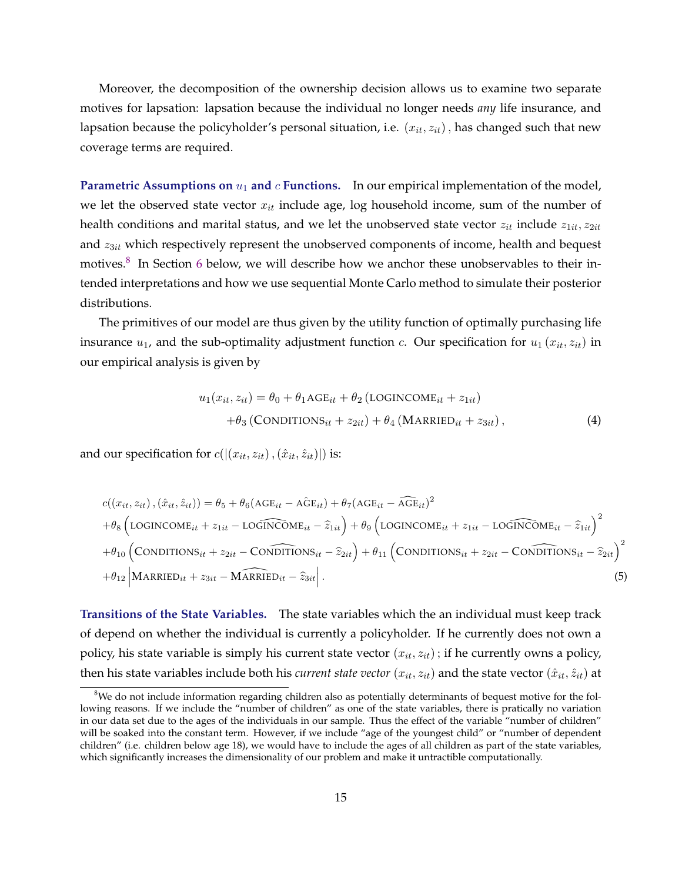Moreover, the decomposition of the ownership decision allows us to examine two separate motives for lapsation: lapsation because the individual no longer needs *any* life insurance, and lapsation because the policyholder's personal situation, i.e. $(x_{it}, z_{it})$, has changed such that new coverage terms are required.

**Parametric Assumptions on $u_1$ and $c$ Functions.** In our empirical implementation of the model, we let the observed state vector $x_{it}$ include age, log household income, sum of the number of health conditions and marital status, and we let the unobserved state vector $z_{it}$ include $z_{1it}, z_{2it}$ and $z_{3it}$ which respectively represent the unobserved components of income, health and bequest motives.[8] In Section 6 below, we will describe how we anchor these unobservables to their intended interpretations and how we use sequential Monte Carlo method to simulate their posterior distributions.

The primitives of our model are thus given by the utility function of optimally purchasing life insurance $u_1$, and the sub-optimality adjustment function $c$. Our specification for $u_1(x_{it}, z_{it})$ in our empirical analysis is given by

$$
\begin{aligned}
u_1(x_{it}, z_{it}) = {} & \theta_0 + \theta_1 \text{AGE}_{it} + \theta_2 \left( \text{LOGINCOME}_{it} + z_{1it} \right) \\
& + \theta_3 \left( \text{CONDITIONS}_{it} + z_{2it} \right) + \theta_4 \left( \text{MARRIED}_{it} + z_{3it} \right),
\end{aligned}
\tag{4}
$$

and our specification for $c(|(x_{it}, z_{it}), (\hat{x}_{it}, \hat{z}_{it})|)$ is:

$$
\begin{aligned}
& c((x_{it}, z_{it}), (\hat{x}_{it}, \hat{z}_{it})) = \theta_5 + \theta_6 (\text{AGE}_{it} - \widehat{\text{AGE}}_{it}) + \theta_7 (\text{AGE}_{it} - \widehat{\text{AGE}}_{it})^2 \\
& + \theta_8 \left( \text{LOGINCOME}_{it} + z_{1it} - \widehat{\text{LOGINCOME}}_{it} - \widehat{z}_{1it} \right) + \theta_9 \left( \text{LOGINCOME}_{it} + z_{1it} - \widehat{\text{LOGINCOME}}_{it} - \widehat{z}_{1it} \right)^2 \\
& + \theta_{10} \left( \text{CONDITIONS}_{it} + z_{2it} - \widehat{\text{CONDITIONS}}_{it} - \widehat{z}_{2it} \right) + \theta_{11} \left( \text{CONDITIONS}_{it} + z_{2it} - \widehat{\text{CONDITIONS}}_{it} - \widehat{z}_{2it} \right)^2 \\
& + \theta_{12} \left| \text{MARRIED}_{it} + z_{3it} - \widehat{\text{MARRIED}}_{it} - \widehat{z}_{3it} \right|.
\end{aligned}
\tag{5}
$$

**Transitions of the State Variables.** The state variables which the an individual must keep track of depend on whether the individual is currently a policyholder. If he currently does not own a policy, his state variable is simply his current state vector $(x_{it}, z_{it})$; if he currently owns a policy, then his state variables include both his *current state vector* $(x_{it}, z_{it})$ and the state vector $(\hat{x}_{it}, \hat{z}_{it})$ at

[8] We do not include information regarding children also as potentially determinants of bequest motive for the following reasons. If we include the "number of children" as one of the state variables, there is pratically no variation in our data set due to the ages of the individuals in our sample. Thus the effect of the variable "number of children" will be soaked into the constant term. However, if we include "age of the youngest child" or "number of dependent children" (i.e. children below age 18), we would have to include the ages of all children as part of the state variables, which significantly increases the dimensionality of our problem and make it untractible computationally.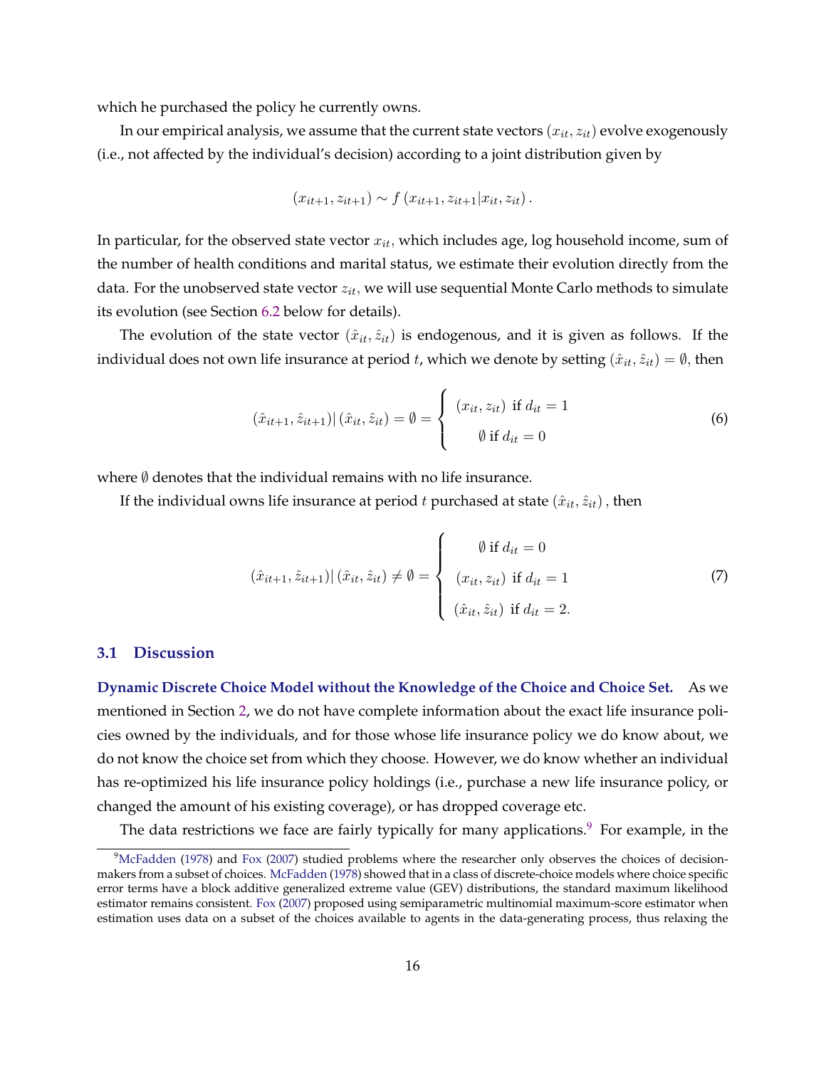which he purchased the policy he currently owns.

In our empirical analysis, we assume that the current state vectors $(x_{it}, z_{it})$ evolve exogenously (i.e., not affected by the individual's decision) according to a joint distribution given by

$$(x_{it+1}, z_{it+1}) \sim f\left(x_{it+1}, z_{it+1} | x_{it}, z_{it}\right).$$

In particular, for the observed state vector $x_{it}$, which includes age, log household income, sum of the number of health conditions and marital status, we estimate their evolution directly from the data. For the unobserved state vector $z_{it}$, we will use sequential Monte Carlo methods to simulate its evolution (see Section 6.2 below for details).

The evolution of the state vector $(\hat{x}_{it}, \hat{z}_{it})$ is endogenous, and it is given as follows. If the individual does not own life insurance at period $t$, which we denote by setting $(\hat{x}_{it}, \hat{z}_{it}) = \emptyset$, then

$$(\hat{x}_{it+1}, \hat{z}_{it+1}) | (\hat{x}_{it}, \hat{z}_{it}) = \emptyset = \begin{cases} (x_{it}, z_{it}) \text{ if } d_{it} = 1 \\ \emptyset \text{ if } d_{it} = 0 \end{cases} \tag{6}$$

where $\emptyset$ denotes that the individual remains with no life insurance.

If the individual owns life insurance at period $t$ purchased at state $(\hat{x}_{it}, \hat{z}_{it})$, then

$$(\hat{x}_{it+1}, \hat{z}_{it+1}) | (\hat{x}_{it}, \hat{z}_{it}) \neq \emptyset = \begin{cases} \emptyset \text{ if } d_{it} = 0 \\ (x_{it}, z_{it}) \text{ if } d_{it} = 1 \\ (\hat{x}_{it}, \hat{z}_{it}) \text{ if } d_{it} = 2. \end{cases} \tag{7}$$

## 3.1 Discussion

**Dynamic Discrete Choice Model without the Knowledge of the Choice and Choice Set.** As we mentioned in Section 2, we do not have complete information about the exact life insurance policies owned by the individuals, and for those whose life insurance policy we do know about, we do not know the choice set from which they choose. However, we do know whether an individual has re-optimized his life insurance policy holdings (i.e., purchase a new life insurance policy, or changed the amount of his existing coverage), or has dropped coverage etc.

The data restrictions we face are fairly typically for many applications.[9] For example, in the

[9] McFadden (1978) and Fox (2007) studied problems where the researcher only observes the choices of decision-makers from a subset of choices. McFadden (1978) showed that in a class of discrete-choice models where choice specific error terms have a block additive generalized extreme value (GEV) distributions, the standard maximum likelihood estimator remains consistent. Fox (2007) proposed using semiparametric multinomial maximum-score estimator when estimation uses data on a subset of the choices available to agents in the data-generating process, thus relaxing the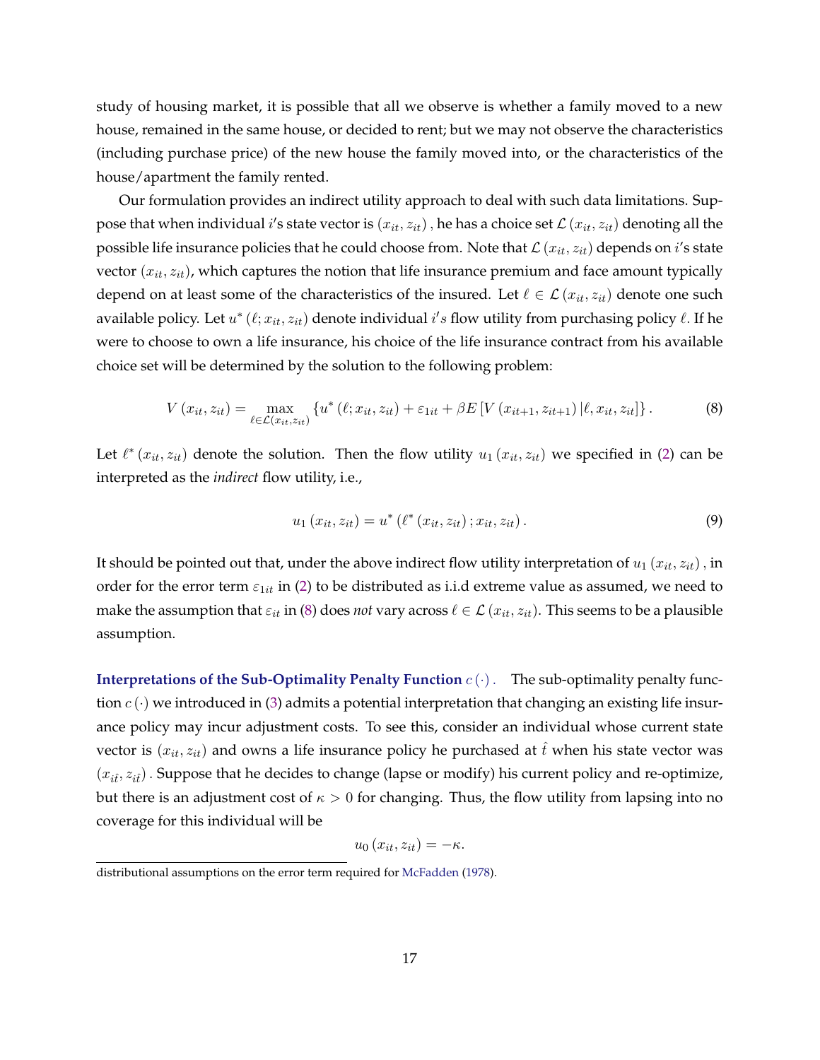study of housing market, it is possible that all we observe is whether a family moved to a new house, remained in the same house, or decided to rent; but we may not observe the characteristics (including purchase price) of the new house the family moved into, or the characteristics of the house/apartment the family rented.

Our formulation provides an indirect utility approach to deal with such data limitations. Suppose that when individual $i$'s state vector is $(x_{it}, z_{it})$, he has a choice set $\mathcal{L}(x_{it}, z_{it})$ denoting all the possible life insurance policies that he could choose from. Note that $\mathcal{L}(x_{it}, z_{it})$ depends on $i$'s state vector $(x_{it}, z_{it})$, which captures the notion that life insurance premium and face amount typically depend on at least some of the characteristics of the insured. Let $\ell \in \mathcal{L}(x_{it}, z_{it})$ denote one such available policy. Let $u^*(\ell; x_{it}, z_{it})$ denote individual $i's$ flow utility from purchasing policy $\ell$. If he were to choose to own a life insurance, his choice of the life insurance contract from his available choice set will be determined by the solution to the following problem:

$$V(x_{it}, z_{it}) = \max_{\ell \in \mathcal{L}(x_{it}, z_{it})} \{u^*(\ell; x_{it}, z_{it}) + \varepsilon_{1it} + \beta E[V(x_{it+1}, z_{it+1}) | \ell, x_{it}, z_{it}]\}. \tag{8}$$

Let $\ell^*(x_{it}, z_{it})$ denote the solution. Then the flow utility $u_1(x_{it}, z_{it})$ we specified in (2) can be interpreted as the *indirect* flow utility, i.e.,

$$u_1(x_{it}, z_{it}) = u^*(\ell^*(x_{it}, z_{it}); x_{it}, z_{it}). \tag{9}$$

It should be pointed out that, under the above indirect flow utility interpretation of $u_1(x_{it}, z_{it})$, in order for the error term $\varepsilon_{1it}$ in (2) to be distributed as i.i.d extreme value as assumed, we need to make the assumption that $\varepsilon_{it}$ in (8) does *not* vary across $\ell \in \mathcal{L}(x_{it}, z_{it})$. This seems to be a plausible assumption.

**Interpretations of the Sub-Optimality Penalty Function $c(\cdot)$.** The sub-optimality penalty function $c(\cdot)$ we introduced in (3) admits a potential interpretation that changing an existing life insurance policy may incur adjustment costs. To see this, consider an individual whose current state vector is $(x_{it}, z_{it})$ and owns a life insurance policy he purchased at $\hat{t}$ when his state vector was $(x_{i\hat{t}}, z_{i\hat{t}})$. Suppose that he decides to change (lapse or modify) his current policy and re-optimize, but there is an adjustment cost of $\kappa > 0$ for changing. Thus, the flow utility from lapsing into no coverage for this individual will be

$$u_0(x_{it}, z_{it}) = -\kappa.$$

distributional assumptions on the error term required for McFadden (1978).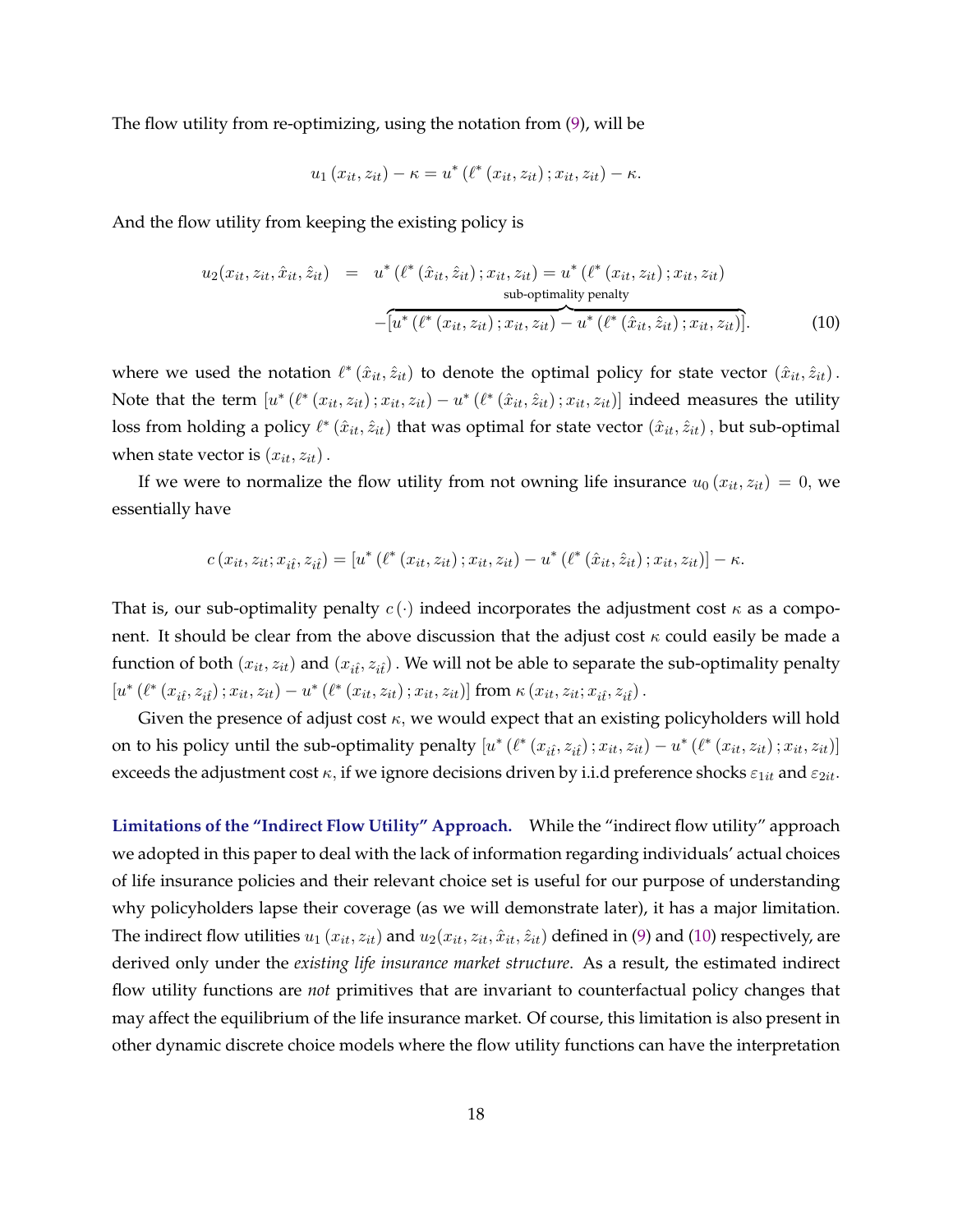The flow utility from re-optimizing, using the notation from (9), will be

$$u_1(x_{it}, z_{it}) - \kappa = u^*(\ell^*(x_{it}, z_{it}); x_{it}, z_{it}) - \kappa.$$

And the flow utility from keeping the existing policy is

$$\begin{aligned} u_2(x_{it}, z_{it}, \hat{x}_{it}, \hat{z}_{it}) &= u^*(\ell^*(\hat{x}_{it}, \hat{z}_{it}); x_{it}, z_{it}) = u^*(\ell^*(x_{it}, z_{it}); x_{it}, z_{it}) \\ &\quad - \overbrace{[u^*(\ell^*(x_{it}, z_{it}); x_{it}, z_{it}) - u^*(\ell^*(\hat{x}_{it}, \hat{z}_{it}); x_{it}, z_{it})]}^{\text{sub-optimality penalty}}. \end{aligned} \tag{10}$$

where we used the notation $\ell^*(\hat{x}_{it}, \hat{z}_{it})$ to denote the optimal policy for state vector $(\hat{x}_{it}, \hat{z}_{it})$. Note that the term $[u^*(\ell^*(x_{it}, z_{it}); x_{it}, z_{it}) - u^*(\ell^*(\hat{x}_{it}, \hat{z}_{it}); x_{it}, z_{it})]$ indeed measures the utility loss from holding a policy $\ell^*(\hat{x}_{it}, \hat{z}_{it})$ that was optimal for state vector $(\hat{x}_{it}, \hat{z}_{it})$, but sub-optimal when state vector is $(x_{it}, z_{it})$.

If we were to normalize the flow utility from not owning life insurance $u_0(x_{it}, z_{it}) = 0$, we essentially have

$$c(x_{it}, z_{it}; x_{i\hat{t}}, z_{i\hat{t}}) = [u^*(\ell^*(x_{it}, z_{it}); x_{it}, z_{it}) - u^*(\ell^*(\hat{x}_{it}, \hat{z}_{it}); x_{it}, z_{it})] - \kappa.$$

That is, our sub-optimality penalty $c(\cdot)$ indeed incorporates the adjustment cost $\kappa$ as a component. It should be clear from the above discussion that the adjust cost $\kappa$ could easily be made a function of both $(x_{it}, z_{it})$ and $(x_{i\hat{t}}, z_{i\hat{t}})$. We will not be able to separate the sub-optimality penalty $[u^*(\ell^*(x_{i\hat{t}}, z_{i\hat{t}}); x_{it}, z_{it}) - u^*(\ell^*(x_{it}, z_{it}); x_{it}, z_{it})]$ from $\kappa(x_{it}, z_{it}; x_{i\hat{t}}, z_{i\hat{t}})$.

Given the presence of adjust cost $\kappa$, we would expect that an existing policyholders will hold on to his policy until the sub-optimality penalty $[u^*(\ell^*(x_{i\hat{t}}, z_{i\hat{t}}); x_{it}, z_{it}) - u^*(\ell^*(x_{it}, z_{it}); x_{it}, z_{it})]$ exceeds the adjustment cost $\kappa$, if we ignore decisions driven by i.i.d preference shocks $\varepsilon_{1it}$ and $\varepsilon_{2it}$.

**Limitations of the "Indirect Flow Utility" Approach.** While the "indirect flow utility" approach we adopted in this paper to deal with the lack of information regarding individuals' actual choices of life insurance policies and their relevant choice set is useful for our purpose of understanding why policyholders lapse their coverage (as we will demonstrate later), it has a major limitation. The indirect flow utilities $u_1(x_{it}, z_{it})$ and $u_2(x_{it}, z_{it}, \hat{x}_{it}, \hat{z}_{it})$ defined in (9) and (10) respectively, are derived only under the *existing life insurance market structure*. As a result, the estimated indirect flow utility functions are *not* primitives that are invariant to counterfactual policy changes that may affect the equilibrium of the life insurance market. Of course, this limitation is also present in other dynamic discrete choice models where the flow utility functions can have the interpretation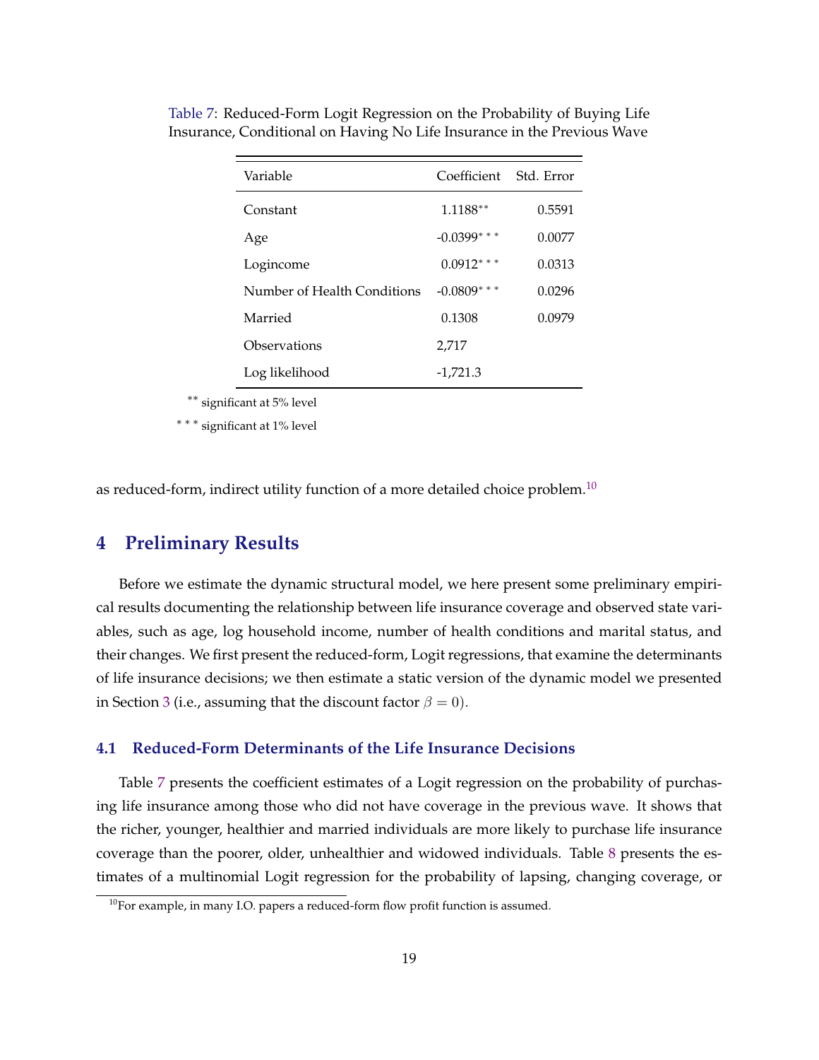Table 7: Reduced-Form Logit Regression on the Probability of Buying Life Insurance, Conditional on Having No Life Insurance in the Previous Wave

| Variable | Coefficient | Std. Error |
|---|---|---|
| Constant | 1.1188** | 0.5591 |
| Age | -0.0399*** | 0.0077 |
| Logincome | 0.0912*** | 0.0313 |
| Number of Health Conditions | -0.0809*** | 0.0296 |
| Married | 0.1308 | 0.0979 |
| Observations | 2,717 | |
| Log likelihood | -1,721.3 | |

** significant at 5% level

*** significant at 1% level

as reduced-form, indirect utility function of a more detailed choice problem.[10]

# 4 Preliminary Results

Before we estimate the dynamic structural model, we here present some preliminary empirical results documenting the relationship between life insurance coverage and observed state variables, such as age, log household income, number of health conditions and marital status, and their changes. We first present the reduced-form, Logit regressions, that examine the determinants of life insurance decisions; we then estimate a static version of the dynamic model we presented in Section 3 (i.e., assuming that the discount factor $\beta = 0$).

## 4.1 Reduced-Form Determinants of the Life Insurance Decisions

Table 7 presents the coefficient estimates of a Logit regression on the probability of purchasing life insurance among those who did not have coverage in the previous wave. It shows that the richer, younger, healthier and married individuals are more likely to purchase life insurance coverage than the poorer, older, unhealthier and widowed individuals. Table 8 presents the estimates of a multinomial Logit regression for the probability of lapsing, changing coverage, or

[10] For example, in many I.O. papers a reduced-form flow profit function is assumed.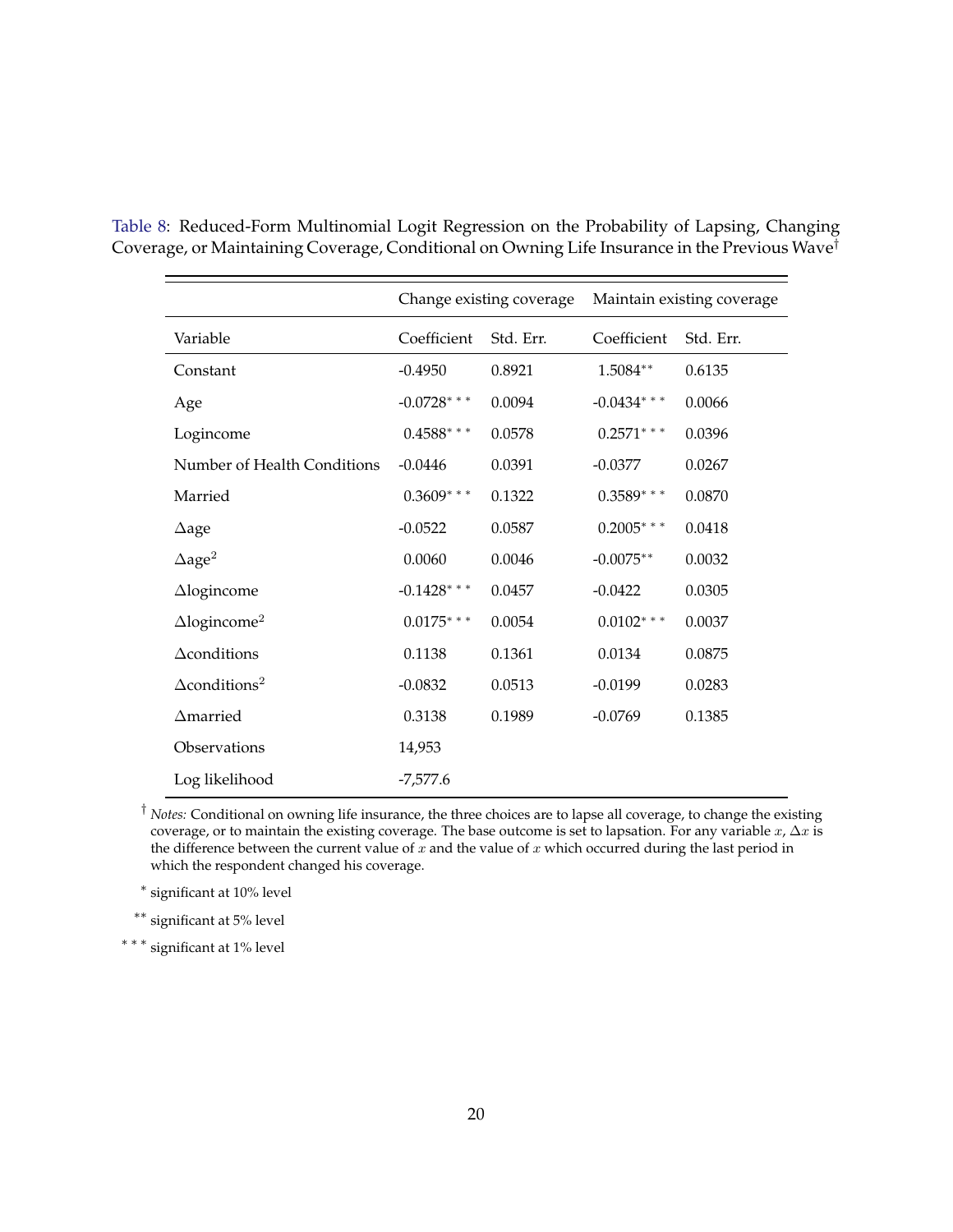Table 8: Reduced-Form Multinomial Logit Regression on the Probability of Lapsing, Changing Coverage, or Maintaining Coverage, Conditional on Owning Life Insurance in the Previous Wave†

| | Change existing coverage | | Maintain existing coverage | |
|---|---|---|---|---|
| Variable | Coefficient | Std. Err. | Coefficient | Std. Err. |
| Constant | -0.4950 | 0.8921 | 1.5084** | 0.6135 |
| Age | -0.0728*** | 0.0094 | -0.0434*** | 0.0066 |
| Logincome | 0.4588*** | 0.0578 | 0.2571*** | 0.0396 |
| Number of Health Conditions | -0.0446 | 0.0391 | -0.0377 | 0.0267 |
| Married | 0.3609*** | 0.1322 | 0.3589*** | 0.0870 |
| $\Delta$age | -0.0522 | 0.0587 | 0.2005*** | 0.0418 |
| $\Delta$age$^2$ | 0.0060 | 0.0046 | -0.0075** | 0.0032 |
| $\Delta$logincome | -0.1428*** | 0.0457 | -0.0422 | 0.0305 |
| $\Delta$logincome$^2$ | 0.0175*** | 0.0054 | 0.0102*** | 0.0037 |
| $\Delta$conditions | 0.1138 | 0.1361 | 0.0134 | 0.0875 |
| $\Delta$conditions$^2$ | -0.0832 | 0.0513 | -0.0199 | 0.0283 |
| $\Delta$married | 0.3138 | 0.1989 | -0.0769 | 0.1385 |
| Observations | 14,953 | | | |
| Log likelihood | -7,577.6 | | | |

† *Notes:* Conditional on owning life insurance, the three choices are to lapse all coverage, to change the existing coverage, or to maintain the existing coverage. The base outcome is set to lapsation. For any variable $x$, $\Delta x$ is the difference between the current value of $x$ and the value of $x$ which occurred during the last period in which the respondent changed his coverage.

\* significant at 10% level

\*\* significant at 5% level

\*\*\* significant at 1% level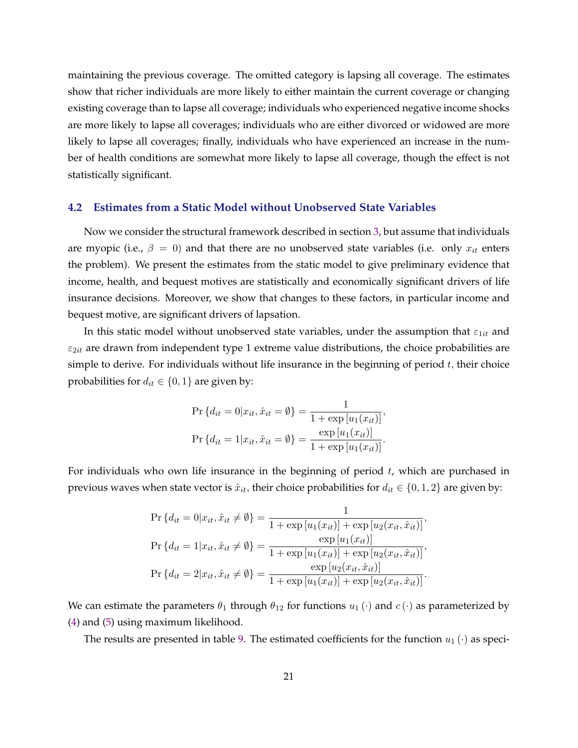maintaining the previous coverage. The omitted category is lapsing all coverage. The estimates show that richer individuals are more likely to either maintain the current coverage or changing existing coverage than to lapse all coverage; individuals who experienced negative income shocks are more likely to lapse all coverages; individuals who are either divorced or widowed are more likely to lapse all coverages; finally, individuals who have experienced an increase in the number of health conditions are somewhat more likely to lapse all coverage, though the effect is not statistically significant.

### 4.2 Estimates from a Static Model without Unobserved State Variables

Now we consider the structural framework described in section 3, but assume that individuals are myopic (i.e., $\beta = 0$) and that there are no unobserved state variables (i.e. only $x_{it}$ enters the problem). We present the estimates from the static model to give preliminary evidence that income, health, and bequest motives are statistically and economically significant drivers of life insurance decisions. Moreover, we show that changes to these factors, in particular income and bequest motive, are significant drivers of lapsation.

In this static model without unobserved state variables, under the assumption that $\varepsilon_{1it}$ and $\varepsilon_{2it}$ are drawn from independent type 1 extreme value distributions, the choice probabilities are simple to derive. For individuals without life insurance in the beginning of period $t$, their choice probabilities for $d_{it} \in \{0, 1\}$ are given by:

$$
\begin{aligned}
\Pr\{d_{it} = 0 | x_{it}, \hat{x}_{it} = \emptyset\} &= \frac{1}{1 + \exp[u_1(x_{it})]}, \\
\Pr\{d_{it} = 1 | x_{it}, \hat{x}_{it} = \emptyset\} &= \frac{\exp[u_1(x_{it})]}{1 + \exp[u_1(x_{it})]}.
\end{aligned}
$$

For individuals who own life insurance in the beginning of period $t$, which are purchased in previous waves when state vector is $\hat{x}_{it}$, their choice probabilities for $d_{it} \in \{0, 1, 2\}$ are given by:

$$
\begin{aligned}
\Pr\{d_{it} = 0 | x_{it}, \hat{x}_{it} \neq \emptyset\} &= \frac{1}{1 + \exp[u_1(x_{it})] + \exp[u_2(x_{it}, \hat{x}_{it})]}, \\
\Pr\{d_{it} = 1 | x_{it}, \hat{x}_{it} \neq \emptyset\} &= \frac{\exp[u_1(x_{it})]}{1 + \exp[u_1(x_{it})] + \exp[u_2(x_{it}, \hat{x}_{it})]}, \\
\Pr\{d_{it} = 2 | x_{it}, \hat{x}_{it} \neq \emptyset\} &= \frac{\exp[u_2(x_{it}, \hat{x}_{it})]}{1 + \exp[u_1(x_{it})] + \exp[u_2(x_{it}, \hat{x}_{it})]}.
\end{aligned}
$$

We can estimate the parameters $\theta_1$ through $\theta_{12}$ for functions $u_1(\cdot)$ and $c(\cdot)$ as parameterized by (4) and (5) using maximum likelihood.

The results are presented in table 9. The estimated coefficients for the function $u_1(\cdot)$ as speci-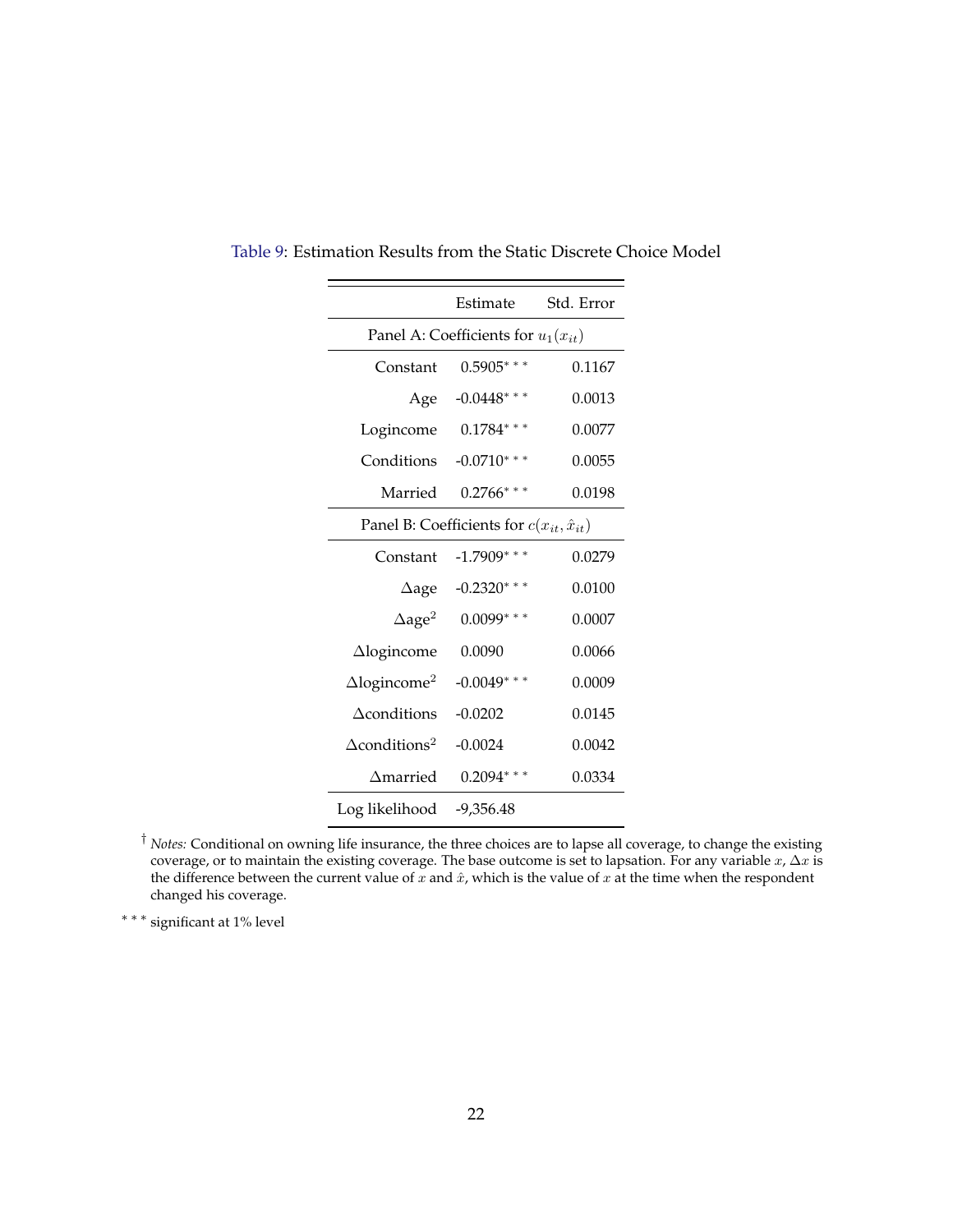Table 9: Estimation Results from the Static Discrete Choice Model

| | Estimate | Std. Error |
|---|---|---|
| Panel A: Coefficients for $u_1(x_{it})$ | | |
| Constant | 0.5905$^{***}$ | 0.1167 |
| Age | -0.0448$^{***}$ | 0.0013 |
| Logincome | 0.1784$^{***}$ | 0.0077 |
| Conditions | -0.0710$^{***}$ | 0.0055 |
| Married | 0.2766$^{***}$ | 0.0198 |
| Panel B: Coefficients for $c(x_{it}, \hat{x}_{it})$ | | |
| Constant | -1.7909$^{***}$ | 0.0279 |
| $\Delta$age | -0.2320$^{***}$ | 0.0100 |
| $\Delta$age$^2$ | 0.0099$^{***}$ | 0.0007 |
| $\Delta$logincome | 0.0090 | 0.0066 |
| $\Delta$logincome$^2$ | -0.0049$^{***}$ | 0.0009 |
| $\Delta$conditions | -0.0202 | 0.0145 |
| $\Delta$conditions$^2$ | -0.0024 | 0.0042 |
| $\Delta$married | 0.2094$^{***}$ | 0.0334 |
| Log likelihood | -9,356.48 | |

† *Notes:* Conditional on owning life insurance, the three choices are to lapse all coverage, to change the existing coverage, or to maintain the existing coverage. The base outcome is set to lapsation. For any variable $x$, $\Delta x$ is the difference between the current value of $x$ and $\hat{x}$, which is the value of $x$ at the time when the respondent changed his coverage.

$^{***}$ significant at 1% level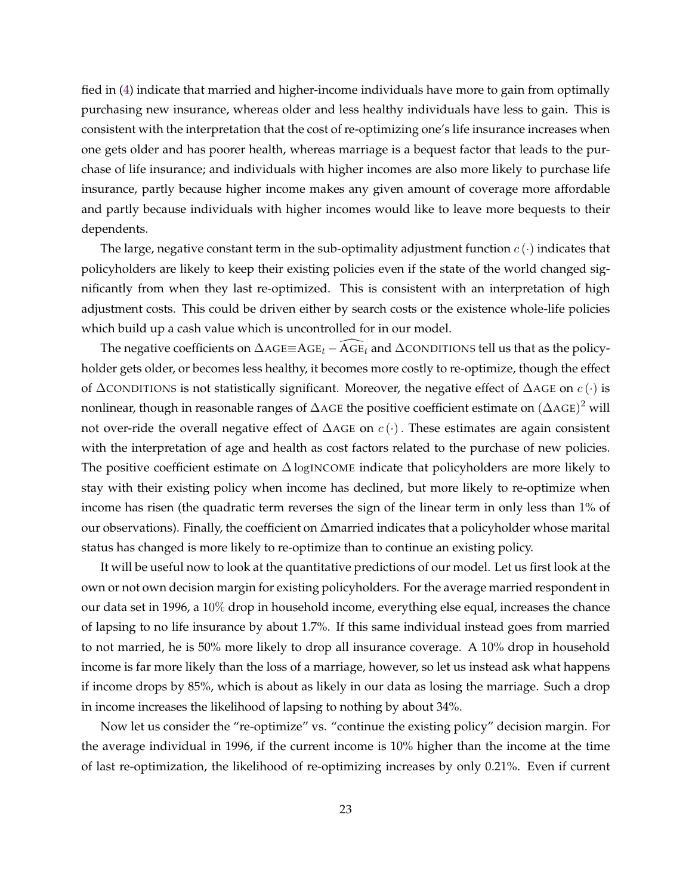fied in (4) indicate that married and higher-income individuals have more to gain from optimally purchasing new insurance, whereas older and less healthy individuals have less to gain. This is consistent with the interpretation that the cost of re-optimizing one's life insurance increases when one gets older and has poorer health, whereas marriage is a bequest factor that leads to the purchase of life insurance; and individuals with higher incomes are also more likely to purchase life insurance, partly because higher income makes any given amount of coverage more affordable and partly because individuals with higher incomes would like to leave more bequests to their dependents.

The large, negative constant term in the sub-optimality adjustment function $c(\cdot)$ indicates that policyholders are likely to keep their existing policies even if the state of the world changed significantly from when they last re-optimized. This is consistent with an interpretation of high adjustment costs. This could be driven either by search costs or the existence whole-life policies which build up a cash value which is uncontrolled for in our model.

The negative coefficients on $\Delta\text{AGE}\equiv\text{AGE}_t - \widehat{\text{AGE}}_t$ and $\Delta\text{CONDITIONS}$ tell us that as the policyholder gets older, or becomes less healthy, it becomes more costly to re-optimize, though the effect of $\Delta\text{CONDITIONS}$ is not statistically significant. Moreover, the negative effect of $\Delta\text{AGE}$ on $c(\cdot)$ is nonlinear, though in reasonable ranges of $\Delta\text{AGE}$ the positive coefficient estimate on $(\Delta\text{AGE})^2$ will not over-ride the overall negative effect of $\Delta\text{AGE}$ on $c(\cdot)$. These estimates are again consistent with the interpretation of age and health as cost factors related to the purchase of new policies. The positive coefficient estimate on $\Delta\,\log\text{INCOME}$ indicate that policyholders are more likely to stay with their existing policy when income has declined, but more likely to re-optimize when income has risen (the quadratic term reverses the sign of the linear term in only less than 1% of our observations). Finally, the coefficient on $\Delta$married indicates that a policyholder whose marital status has changed is more likely to re-optimize than to continue an existing policy.

It will be useful now to look at the quantitative predictions of our model. Let us first look at the own or not own decision margin for existing policyholders. For the average married respondent in our data set in 1996, a $10\%$ drop in household income, everything else equal, increases the chance of lapsing to no life insurance by about 1.7%. If this same individual instead goes from married to not married, he is 50% more likely to drop all insurance coverage. A 10% drop in household income is far more likely than the loss of a marriage, however, so let us instead ask what happens if income drops by 85%, which is about as likely in our data as losing the marriage. Such a drop in income increases the likelihood of lapsing to nothing by about 34%.

Now let us consider the "re-optimize" vs. "continue the existing policy" decision margin. For the average individual in 1996, if the current income is 10% higher than the income at the time of last re-optimization, the likelihood of re-optimizing increases by only $0.21\%$. Even if current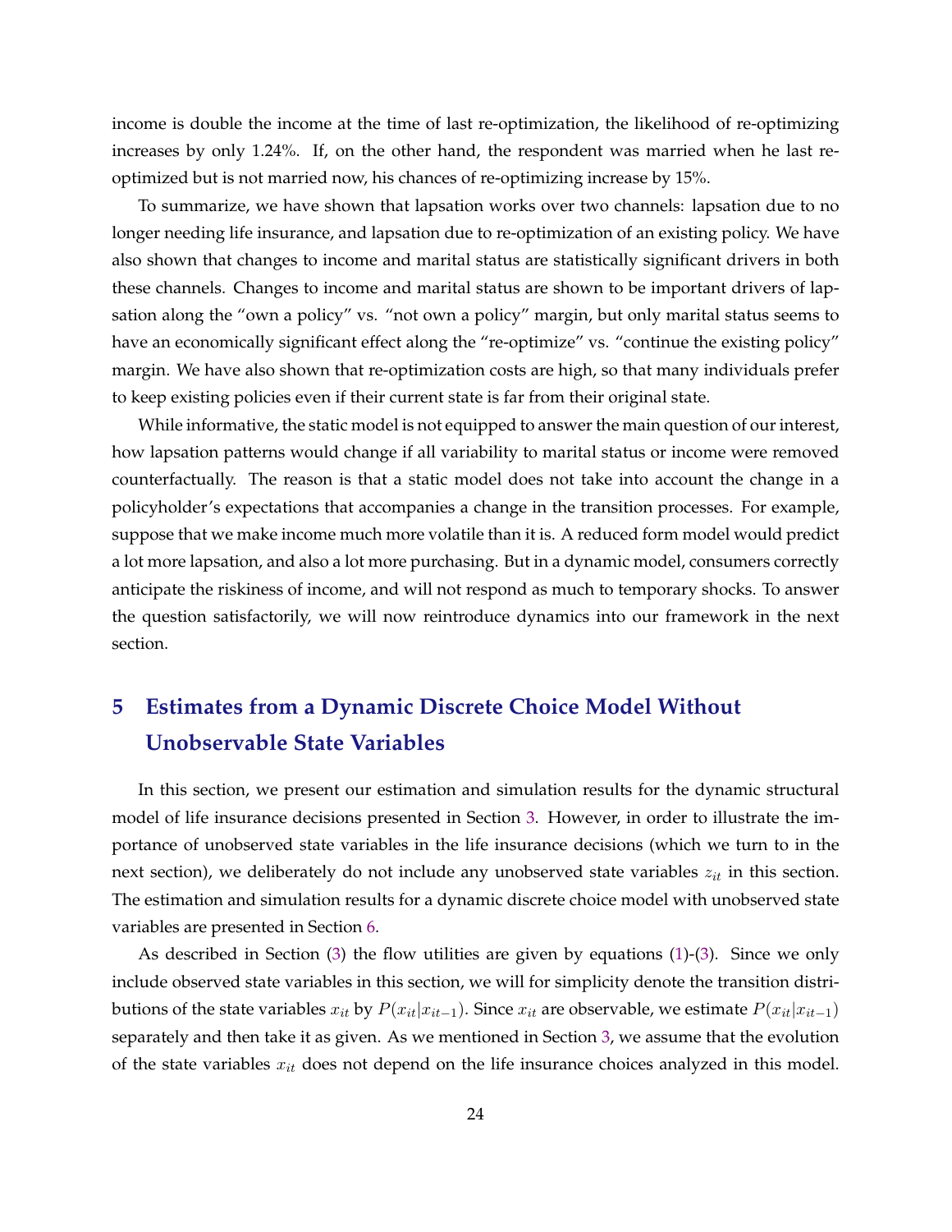income is double the income at the time of last re-optimization, the likelihood of re-optimizing increases by only 1.24%. If, on the other hand, the respondent was married when he last re-optimized but is not married now, his chances of re-optimizing increase by 15%.

To summarize, we have shown that lapsation works over two channels: lapsation due to no longer needing life insurance, and lapsation due to re-optimization of an existing policy. We have also shown that changes to income and marital status are statistically significant drivers in both these channels. Changes to income and marital status are shown to be important drivers of lapsation along the "own a policy" vs. "not own a policy" margin, but only marital status seems to have an economically significant effect along the "re-optimize" vs. "continue the existing policy" margin. We have also shown that re-optimization costs are high, so that many individuals prefer to keep existing policies even if their current state is far from their original state.

While informative, the static model is not equipped to answer the main question of our interest, how lapsation patterns would change if all variability to marital status or income were removed counterfactually. The reason is that a static model does not take into account the change in a policyholder's expectations that accompanies a change in the transition processes. For example, suppose that we make income much more volatile than it is. A reduced form model would predict a lot more lapsation, and also a lot more purchasing. But in a dynamic model, consumers correctly anticipate the riskiness of income, and will not respond as much to temporary shocks. To answer the question satisfactorily, we will now reintroduce dynamics into our framework in the next section.

# 5 Estimates from a Dynamic Discrete Choice Model Without Unobservable State Variables

In this section, we present our estimation and simulation results for the dynamic structural model of life insurance decisions presented in Section 3. However, in order to illustrate the importance of unobserved state variables in the life insurance decisions (which we turn to in the next section), we deliberately do not include any unobserved state variables $z_{it}$ in this section. The estimation and simulation results for a dynamic discrete choice model with unobserved state variables are presented in Section 6.

As described in Section (3) the flow utilities are given by equations (1)-(3). Since we only include observed state variables in this section, we will for simplicity denote the transition distributions of the state variables $x_{it}$ by $P(x_{it}|x_{it-1})$. Since $x_{it}$ are observable, we estimate $P(x_{it}|x_{it-1})$ separately and then take it as given. As we mentioned in Section 3, we assume that the evolution of the state variables $x_{it}$ does not depend on the life insurance choices analyzed in this model.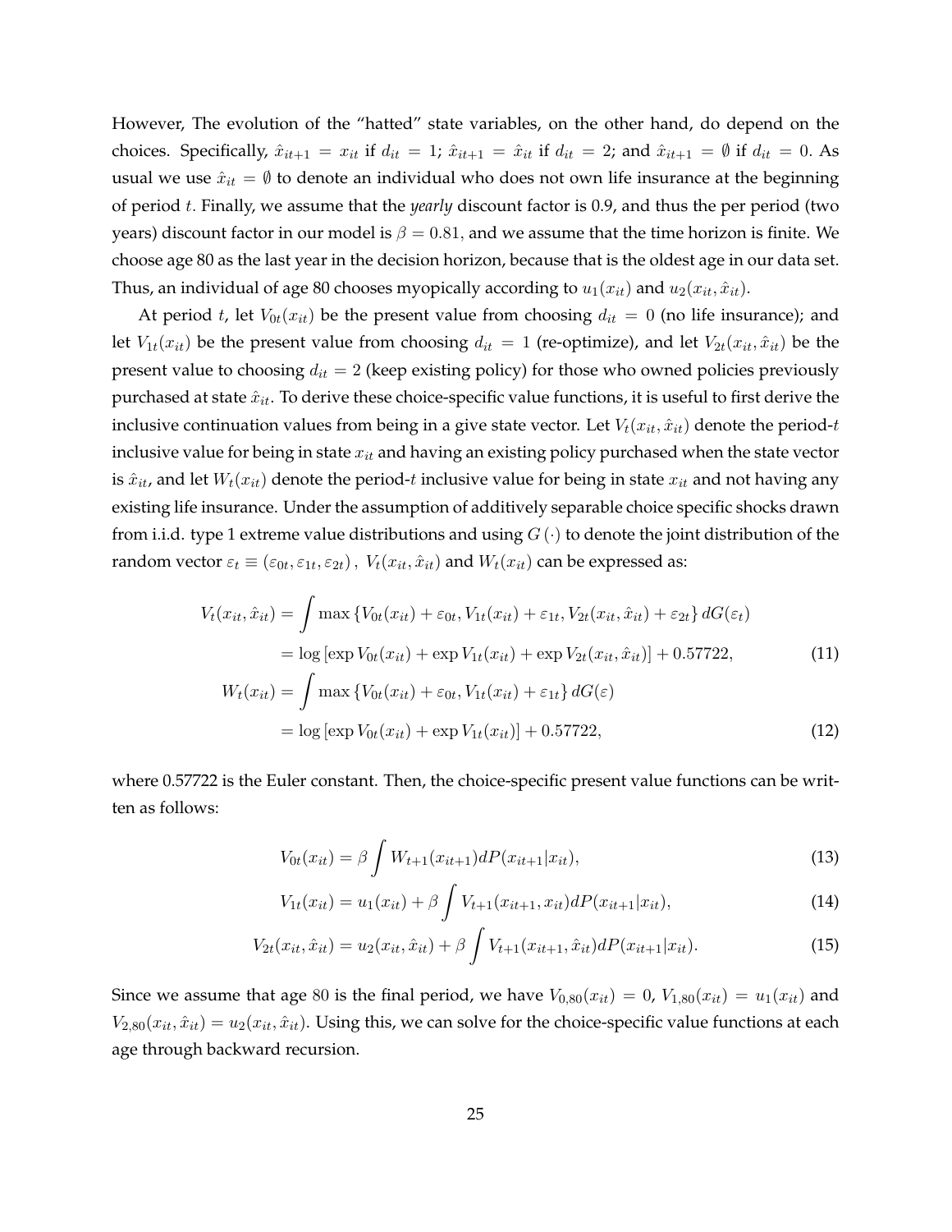However, The evolution of the "hatted" state variables, on the other hand, do depend on the choices. Specifically, $\hat{x}_{it+1} = x_{it}$ if $d_{it} = 1$; $\hat{x}_{it+1} = \hat{x}_{it}$ if $d_{it} = 2$; and $\hat{x}_{it+1} = \emptyset$ if $d_{it} = 0$. As usual we use $\hat{x}_{it} = \emptyset$ to denote an individual who does not own life insurance at the beginning of period $t$. Finally, we assume that the *yearly* discount factor is 0.9, and thus the per period (two years) discount factor in our model is $\beta = 0.81$, and we assume that the time horizon is finite. We choose age 80 as the last year in the decision horizon, because that is the oldest age in our data set. Thus, an individual of age 80 chooses myopically according to $u_1(x_{it})$ and $u_2(x_{it}, \hat{x}_{it})$.

At period $t$, let $V_{0t}(x_{it})$ be the present value from choosing $d_{it} = 0$ (no life insurance); and let $V_{1t}(x_{it})$ be the present value from choosing $d_{it} = 1$ (re-optimize), and let $V_{2t}(x_{it}, \hat{x}_{it})$ be the present value to choosing $d_{it} = 2$ (keep existing policy) for those who owned policies previously purchased at state $\hat{x}_{it}$. To derive these choice-specific value functions, it is useful to first derive the inclusive continuation values from being in a give state vector. Let $V_t(x_{it}, \hat{x}_{it})$ denote the period-$t$ inclusive value for being in state $x_{it}$ and having an existing policy purchased when the state vector is $\hat{x}_{it}$, and let $W_t(x_{it})$ denote the period-$t$ inclusive value for being in state $x_{it}$ and not having any existing life insurance. Under the assumption of additively separable choice specific shocks drawn from i.i.d. type 1 extreme value distributions and using $G(\cdot)$ to denote the joint distribution of the random vector $\varepsilon_t \equiv (\varepsilon_{0t}, \varepsilon_{1t}, \varepsilon_{2t})$, $V_t(x_{it}, \hat{x}_{it})$ and $W_t(x_{it})$ can be expressed as:

$$
\begin{aligned}
V_t(x_{it}, \hat{x}_{it}) &= \int \max \{V_{0t}(x_{it}) + \varepsilon_{0t}, V_{1t}(x_{it}) + \varepsilon_{1t}, V_{2t}(x_{it}, \hat{x}_{it}) + \varepsilon_{2t}\} \, dG(\varepsilon_t) \\
&= \log \left[\exp V_{0t}(x_{it}) + \exp V_{1t}(x_{it}) + \exp V_{2t}(x_{it}, \hat{x}_{it})\right] + 0.57722, \qquad (11) \\
W_t(x_{it}) &= \int \max \{V_{0t}(x_{it}) + \varepsilon_{0t}, V_{1t}(x_{it}) + \varepsilon_{1t}\} \, dG(\varepsilon) \\
&= \log \left[\exp V_{0t}(x_{it}) + \exp V_{1t}(x_{it})\right] + 0.57722, \qquad (12)
\end{aligned}
$$

where 0.57722 is the Euler constant. Then, the choice-specific present value functions can be written as follows:

$$
V_{0t}(x_{it}) = \beta \int W_{t+1}(x_{it+1}) dP(x_{it+1}|x_{it}), \qquad (13)
$$

$$
V_{1t}(x_{it}) = u_1(x_{it}) + \beta \int V_{t+1}(x_{it+1}, x_{it}) dP(x_{it+1}|x_{it}), \qquad (14)
$$

$$
V_{2t}(x_{it}, \hat{x}_{it}) = u_2(x_{it}, \hat{x}_{it}) + \beta \int V_{t+1}(x_{it+1}, \hat{x}_{it}) dP(x_{it+1}|x_{it}). \qquad (15)
$$

Since we assume that age 80 is the final period, we have $V_{0,80}(x_{it}) = 0$, $V_{1,80}(x_{it}) = u_1(x_{it})$ and $V_{2,80}(x_{it}, \hat{x}_{it}) = u_2(x_{it}, \hat{x}_{it})$. Using this, we can solve for the choice-specific value functions at each age through backward recursion.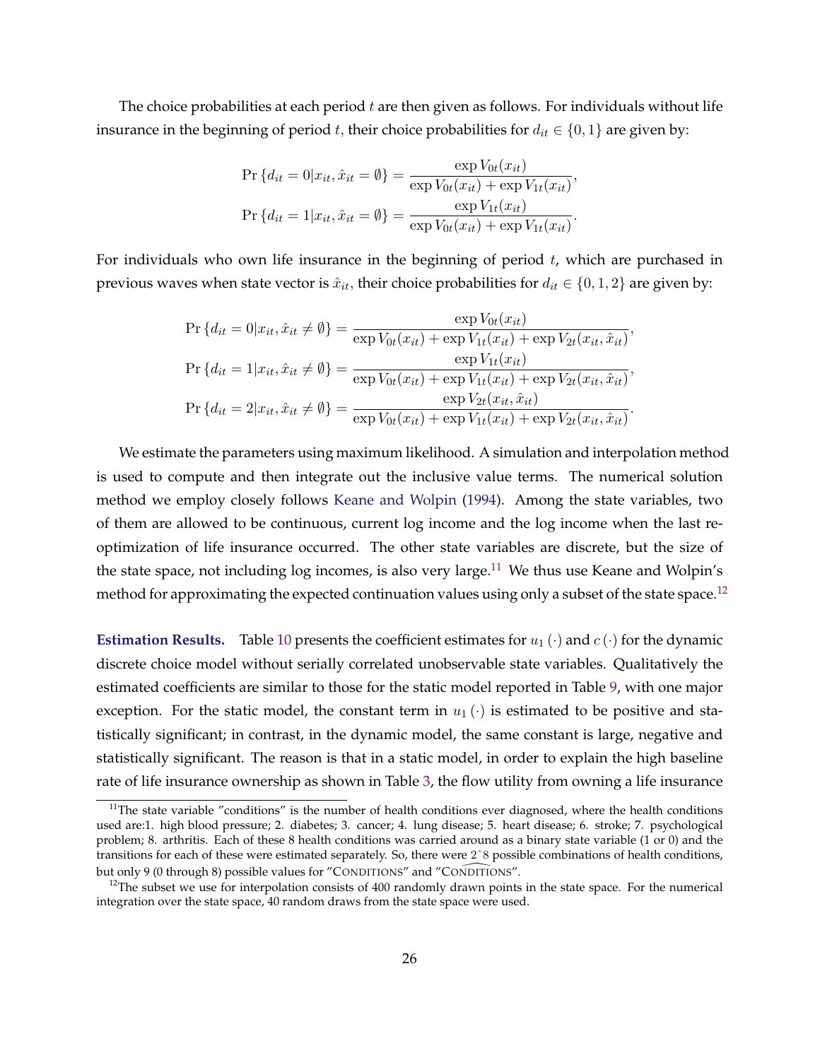The choice probabilities at each period $t$ are then given as follows. For individuals without life insurance in the beginning of period $t$, their choice probabilities for $d_{it} \in \{0, 1\}$ are given by:

$$\Pr\{d_{it} = 0 | x_{it}, \hat{x}_{it} = \emptyset\} = \frac{\exp V_{0t}(x_{it})}{\exp V_{0t}(x_{it}) + \exp V_{1t}(x_{it})},$$
$$\Pr\{d_{it} = 1 | x_{it}, \hat{x}_{it} = \emptyset\} = \frac{\exp V_{1t}(x_{it})}{\exp V_{0t}(x_{it}) + \exp V_{1t}(x_{it})}.$$

For individuals who own life insurance in the beginning of period $t$, which are purchased in previous waves when state vector is $\hat{x}_{it}$, their choice probabilities for $d_{it} \in \{0, 1, 2\}$ are given by:

$$\Pr\{d_{it} = 0 | x_{it}, \hat{x}_{it} \neq \emptyset\} = \frac{\exp V_{0t}(x_{it})}{\exp V_{0t}(x_{it}) + \exp V_{1t}(x_{it}) + \exp V_{2t}(x_{it}, \hat{x}_{it})},$$
$$\Pr\{d_{it} = 1 | x_{it}, \hat{x}_{it} \neq \emptyset\} = \frac{\exp V_{1t}(x_{it})}{\exp V_{0t}(x_{it}) + \exp V_{1t}(x_{it}) + \exp V_{2t}(x_{it}, \hat{x}_{it})},$$
$$\Pr\{d_{it} = 2 | x_{it}, \hat{x}_{it} \neq \emptyset\} = \frac{\exp V_{2t}(x_{it}, \hat{x}_{it})}{\exp V_{0t}(x_{it}) + \exp V_{1t}(x_{it}) + \exp V_{2t}(x_{it}, \hat{x}_{it})}.$$

We estimate the parameters using maximum likelihood. A simulation and interpolation method is used to compute and then integrate out the inclusive value terms. The numerical solution method we employ closely follows Keane and Wolpin (1994). Among the state variables, two of them are allowed to be continuous, current log income and the log income when the last re-optimization of life insurance occurred. The other state variables are discrete, but the size of the state space, not including log incomes, is also very large.[11] We thus use Keane and Wolpin's method for approximating the expected continuation values using only a subset of the state space.[12]

**Estimation Results.** Table 10 presents the coefficient estimates for $u_1(\cdot)$ and $c(\cdot)$ for the dynamic discrete choice model without serially correlated unobservable state variables. Qualitatively the estimated coefficients are similar to those for the static model reported in Table 9, with one major exception. For the static model, the constant term in $u_1(\cdot)$ is estimated to be positive and statistically significant; in contrast, in the dynamic model, the same constant is large, negative and statistically significant. The reason is that in a static model, in order to explain the high baseline rate of life insurance ownership as shown in Table 3, the flow utility from owning a life insurance

[11] The state variable "conditions" is the number of health conditions ever diagnosed, where the health conditions used are:1. high blood pressure; 2. diabetes; 3. cancer; 4. lung disease; 5. heart disease; 6. stroke; 7. psychological problem; 8. arthritis. Each of these 8 health conditions was carried around as a binary state variable (1 or 0) and the transitions for each of these were estimated separately. So, there were 2ˆ8 possible combinations of health conditions, but only 9 (0 through 8) possible values for "CONDITIONS" and "$\widehat{\text{CONDITIONS}}$".

[12] The subset we use for interpolation consists of 400 randomly drawn points in the state space. For the numerical integration over the state space, 40 random draws from the state space were used.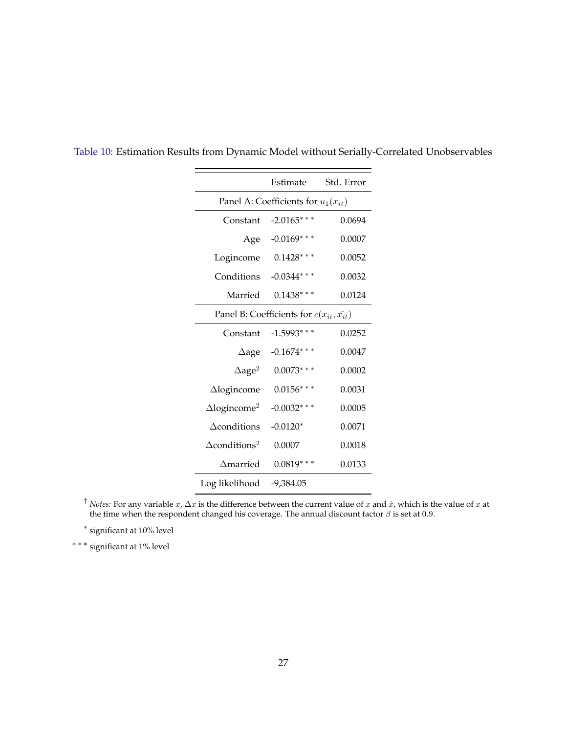Table 10: Estimation Results from Dynamic Model without Serially-Correlated Unobservables

| | Estimate | Std. Error |
|---|---|---|
| Panel A: Coefficients for $u_1(x_{it})$ | | |
| Constant | -2.0165*** | 0.0694 |
| Age | -0.0169*** | 0.0007 |
| Logincome | 0.1428*** | 0.0052 |
| Conditions | -0.0344*** | 0.0032 |
| Married | 0.1438*** | 0.0124 |
| Panel B: Coefficients for $c(x_{it}, \hat{x_{it}})$ | | |
| Constant | -1.5993*** | 0.0252 |
| $\Delta$age | -0.1674*** | 0.0047 |
| $\Delta$age$^2$ | 0.0073*** | 0.0002 |
| $\Delta$logincome | 0.0156*** | 0.0031 |
| $\Delta$logincome$^2$ | -0.0032*** | 0.0005 |
| $\Delta$conditions | -0.0120* | 0.0071 |
| $\Delta$conditions$^2$ | 0.0007 | 0.0018 |
| $\Delta$married | 0.0819*** | 0.0133 |
| Log likelihood | -9,384.05 | |

† *Notes:* For any variable $x$, $\Delta x$ is the difference between the current value of $x$ and $\hat{x}$, which is the value of $x$ at the time when the respondent changed his coverage. The annual discount factor $\beta$ is set at $0.9$.

\* significant at 10% level

\*\*\* significant at 1% level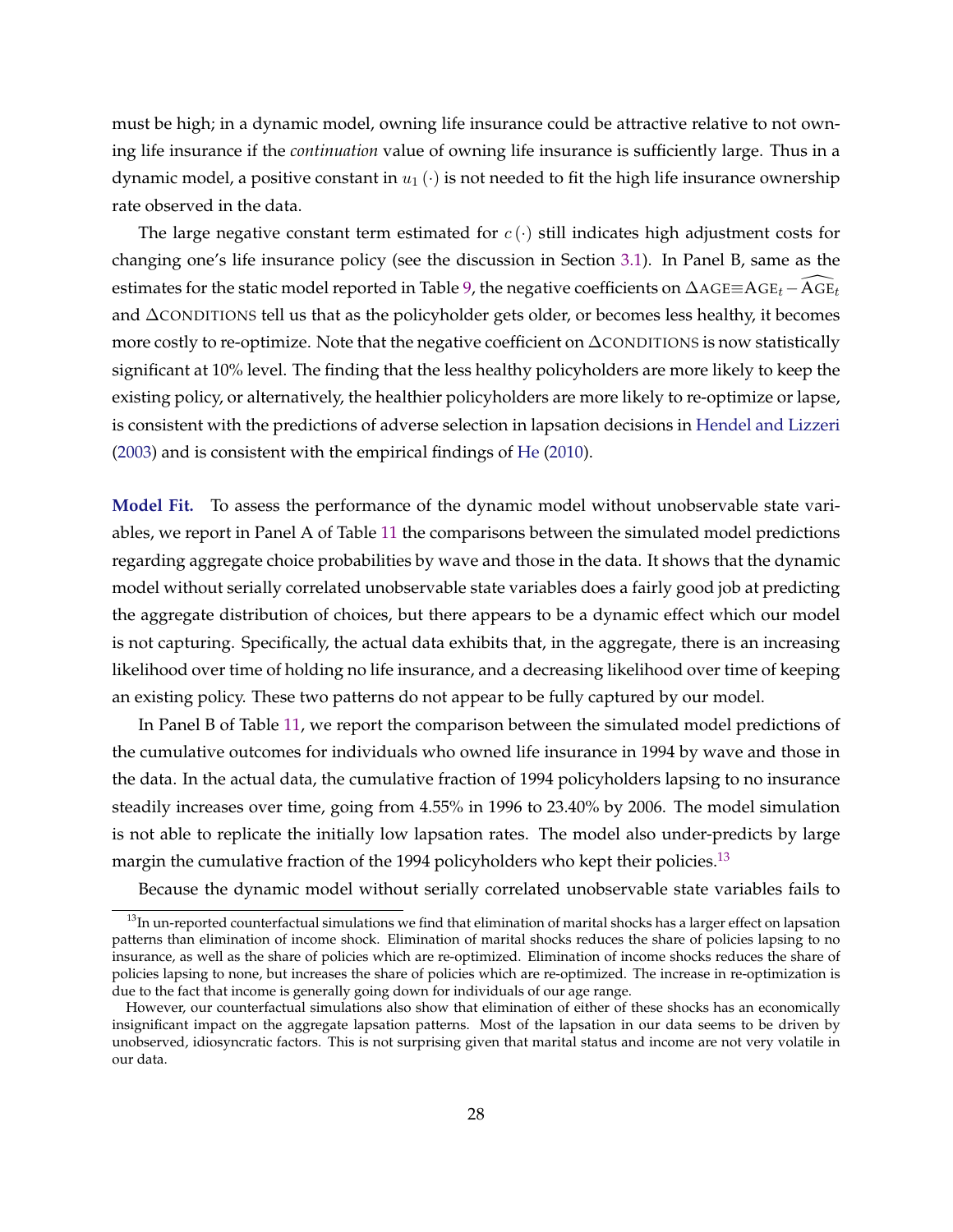must be high; in a dynamic model, owning life insurance could be attractive relative to not owning life insurance if the *continuation* value of owning life insurance is sufficiently large. Thus in a dynamic model, a positive constant in $u_1(\cdot)$ is not needed to fit the high life insurance ownership rate observed in the data.

The large negative constant term estimated for $c(\cdot)$ still indicates high adjustment costs for changing one's life insurance policy (see the discussion in Section 3.1). In Panel B, same as the estimates for the static model reported in Table 9, the negative coefficients on $\Delta\text{AGE}\equiv\text{AGE}_t - \widehat{\text{AGE}}_t$ and $\Delta$CONDITIONS tell us that as the policyholder gets older, or becomes less healthy, it becomes more costly to re-optimize. Note that the negative coefficient on $\Delta$CONDITIONS is now statistically significant at 10% level. The finding that the less healthy policyholders are more likely to keep the existing policy, or alternatively, the healthier policyholders are more likely to re-optimize or lapse, is consistent with the predictions of adverse selection in lapsation decisions in Hendel and Lizzeri (2003) and is consistent with the empirical findings of He (2010).

**Model Fit.** To assess the performance of the dynamic model without unobservable state variables, we report in Panel A of Table 11 the comparisons between the simulated model predictions regarding aggregate choice probabilities by wave and those in the data. It shows that the dynamic model without serially correlated unobservable state variables does a fairly good job at predicting the aggregate distribution of choices, but there appears to be a dynamic effect which our model is not capturing. Specifically, the actual data exhibits that, in the aggregate, there is an increasing likelihood over time of holding no life insurance, and a decreasing likelihood over time of keeping an existing policy. These two patterns do not appear to be fully captured by our model.

In Panel B of Table 11, we report the comparison between the simulated model predictions of the cumulative outcomes for individuals who owned life insurance in 1994 by wave and those in the data. In the actual data, the cumulative fraction of 1994 policyholders lapsing to no insurance steadily increases over time, going from 4.55% in 1996 to 23.40% by 2006. The model simulation is not able to replicate the initially low lapsation rates. The model also under-predicts by large margin the cumulative fraction of the 1994 policyholders who kept their policies.[13]

Because the dynamic model without serially correlated unobservable state variables fails to

[13] In un-reported counterfactual simulations we find that elimination of marital shocks has a larger effect on lapsation patterns than elimination of income shock. Elimination of marital shocks reduces the share of policies lapsing to no insurance, as well as the share of policies which are re-optimized. Elimination of income shocks reduces the share of policies lapsing to none, but increases the share of policies which are re-optimized. The increase in re-optimization is due to the fact that income is generally going down for individuals of our age range.

However, our counterfactual simulations also show that elimination of either of these shocks has an economically insignificant impact on the aggregate lapsation patterns. Most of the lapsation in our data seems to be driven by unobserved, idiosyncratic factors. This is not surprising given that marital status and income are not very volatile in our data.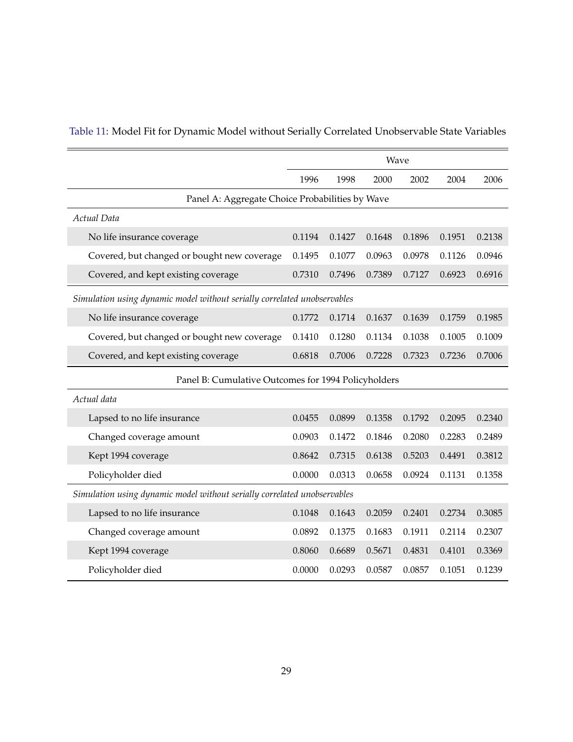Table 11: Model Fit for Dynamic Model without Serially Correlated Unobservable State Variables

| | Wave | | | | | |
|---|---|---|---|---|---|---|
| | 1996 | 1998 | 2000 | 2002 | 2004 | 2006 |
| **Panel A: Aggregate Choice Probabilities by Wave** | | | | | | |
| *Actual Data* | | | | | | |
| No life insurance coverage | 0.1194 | 0.1427 | 0.1648 | 0.1896 | 0.1951 | 0.2138 |
| Covered, but changed or bought new coverage | 0.1495 | 0.1077 | 0.0963 | 0.0978 | 0.1126 | 0.0946 |
| Covered, and kept existing coverage | 0.7310 | 0.7496 | 0.7389 | 0.7127 | 0.6923 | 0.6916 |
| *Simulation using dynamic model without serially correlated unobservables* | | | | | | |
| No life insurance coverage | 0.1772 | 0.1714 | 0.1637 | 0.1639 | 0.1759 | 0.1985 |
| Covered, but changed or bought new coverage | 0.1410 | 0.1280 | 0.1134 | 0.1038 | 0.1005 | 0.1009 |
| Covered, and kept existing coverage | 0.6818 | 0.7006 | 0.7228 | 0.7323 | 0.7236 | 0.7006 |
| **Panel B: Cumulative Outcomes for 1994 Policyholders** | | | | | | |
| *Actual data* | | | | | | |
| Lapsed to no life insurance | 0.0455 | 0.0899 | 0.1358 | 0.1792 | 0.2095 | 0.2340 |
| Changed coverage amount | 0.0903 | 0.1472 | 0.1846 | 0.2080 | 0.2283 | 0.2489 |
| Kept 1994 coverage | 0.8642 | 0.7315 | 0.6138 | 0.5203 | 0.4491 | 0.3812 |
| Policyholder died | 0.0000 | 0.0313 | 0.0658 | 0.0924 | 0.1131 | 0.1358 |
| *Simulation using dynamic model without serially correlated unobservables* | | | | | | |
| Lapsed to no life insurance | 0.1048 | 0.1643 | 0.2059 | 0.2401 | 0.2734 | 0.3085 |
| Changed coverage amount | 0.0892 | 0.1375 | 0.1683 | 0.1911 | 0.2114 | 0.2307 |
| Kept 1994 coverage | 0.8060 | 0.6689 | 0.5671 | 0.4831 | 0.4101 | 0.3369 |
| Policyholder died | 0.0000 | 0.0293 | 0.0587 | 0.0857 | 0.1051 | 0.1239 |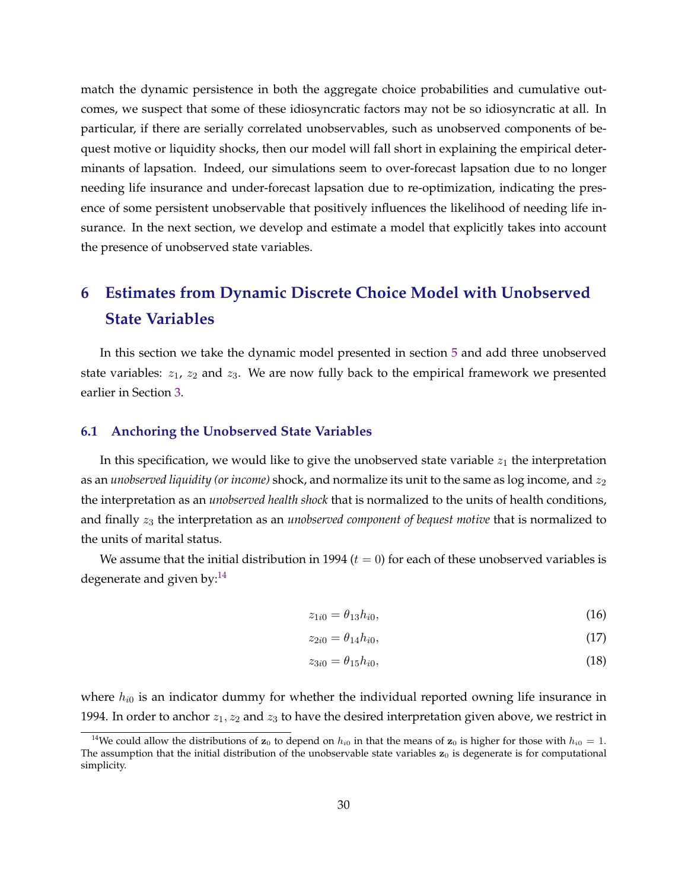match the dynamic persistence in both the aggregate choice probabilities and cumulative outcomes, we suspect that some of these idiosyncratic factors may not be so idiosyncratic at all. In particular, if there are serially correlated unobservables, such as unobserved components of bequest motive or liquidity shocks, then our model will fall short in explaining the empirical determinants of lapsation. Indeed, our simulations seem to over-forecast lapsation due to no longer needing life insurance and under-forecast lapsation due to re-optimization, indicating the presence of some persistent unobservable that positively influences the likelihood of needing life insurance. In the next section, we develop and estimate a model that explicitly takes into account the presence of unobserved state variables.

## 6 Estimates from Dynamic Discrete Choice Model with Unobserved State Variables

In this section we take the dynamic model presented in section 5 and add three unobserved state variables: $z_1$, $z_2$ and $z_3$. We are now fully back to the empirical framework we presented earlier in Section 3.

### 6.1 Anchoring the Unobserved State Variables

In this specification, we would like to give the unobserved state variable $z_1$ the interpretation as an *unobserved liquidity (or income)* shock, and normalize its unit to the same as log income, and $z_2$ the interpretation as an *unobserved health shock* that is normalized to the units of health conditions, and finally $z_3$ the interpretation as an *unobserved component of bequest motive* that is normalized to the units of marital status.

We assume that the initial distribution in 1994 ($t = 0$) for each of these unobserved variables is degenerate and given by:[14]

$$z_{1i0} = \theta_{13} h_{i0}, \tag{16}$$

$$z_{2i0} = \theta_{14} h_{i0}, \tag{17}$$

$$z_{3i0} = \theta_{15} h_{i0}, \tag{18}$$

where $h_{i0}$ is an indicator dummy for whether the individual reported owning life insurance in 1994. In order to anchor $z_1$, $z_2$ and $z_3$ to have the desired interpretation given above, we restrict in

[14] We could allow the distributions of $\mathbf{z}_0$ to depend on $h_{i0}$ in that the means of $\mathbf{z}_0$ is higher for those with $h_{i0} = 1$. The assumption that the initial distribution of the unobservable state variables $\mathbf{z}_0$ is degenerate is for computational simplicity.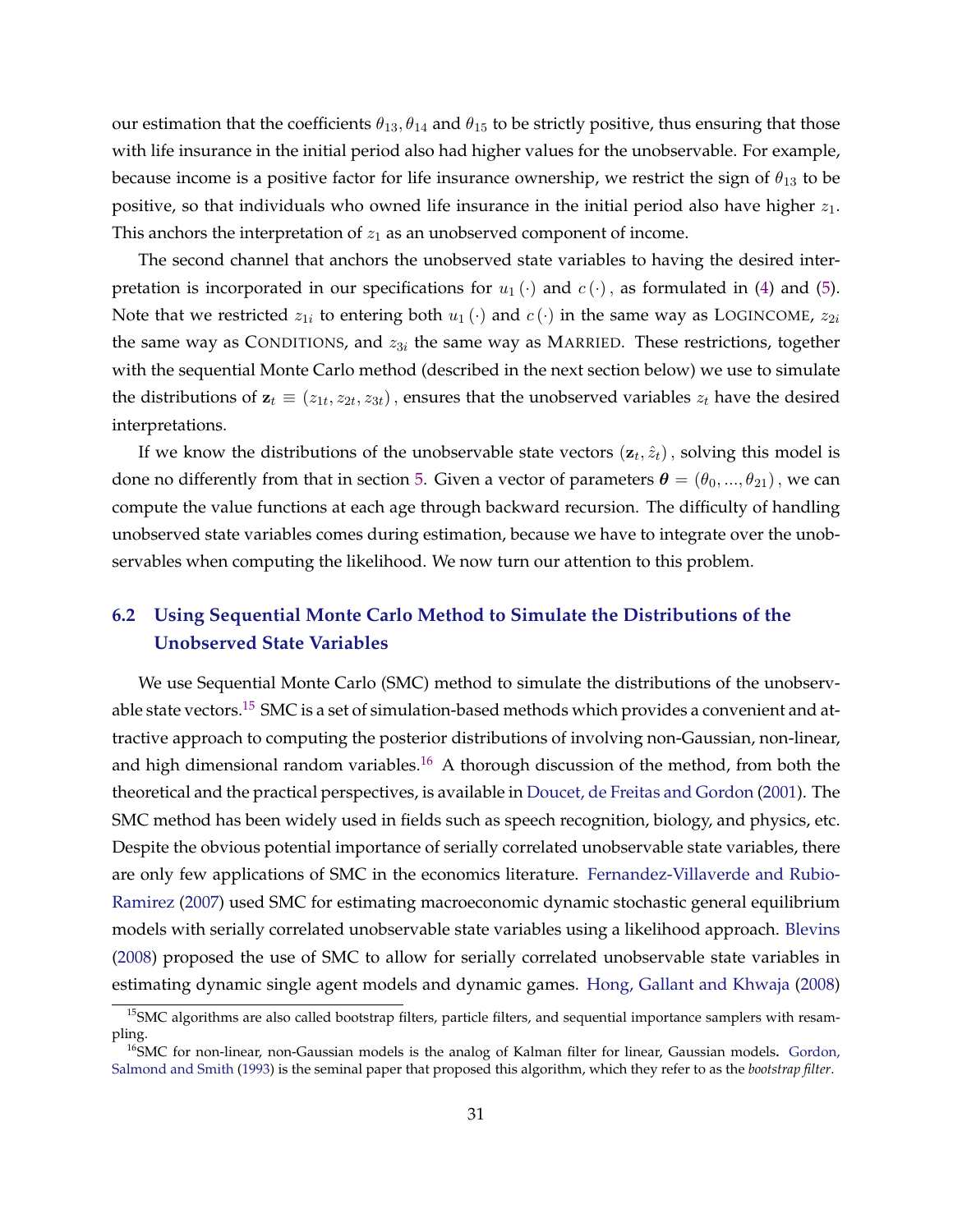our estimation that the coefficients $\theta_{13}, \theta_{14}$ and $\theta_{15}$ to be strictly positive, thus ensuring that those with life insurance in the initial period also had higher values for the unobservable. For example, because income is a positive factor for life insurance ownership, we restrict the sign of $\theta_{13}$ to be positive, so that individuals who owned life insurance in the initial period also have higher $z_1$. This anchors the interpretation of $z_1$ as an unobserved component of income.

The second channel that anchors the unobserved state variables to having the desired interpretation is incorporated in our specifications for $u_1(\cdot)$ and $c(\cdot)$, as formulated in (4) and (5). Note that we restricted $z_{1i}$ to entering both $u_1(\cdot)$ and $c(\cdot)$ in the same way as LOGINCOME, $z_{2i}$ the same way as CONDITIONS, and $z_{3i}$ the same way as MARRIED. These restrictions, together with the sequential Monte Carlo method (described in the next section below) we use to simulate the distributions of $\mathbf{z}_t \equiv (z_{1t}, z_{2t}, z_{3t})$, ensures that the unobserved variables $z_t$ have the desired interpretations.

If we know the distributions of the unobservable state vectors $(\mathbf{z}_t, \hat{z}_t)$, solving this model is done no differently from that in section 5. Given a vector of parameters $\boldsymbol{\theta} = (\theta_0, ..., \theta_{21})$, we can compute the value functions at each age through backward recursion. The difficulty of handling unobserved state variables comes during estimation, because we have to integrate over the unobservables when computing the likelihood. We now turn our attention to this problem.

## 6.2 Using Sequential Monte Carlo Method to Simulate the Distributions of the Unobserved State Variables

We use Sequential Monte Carlo (SMC) method to simulate the distributions of the unobservable state vectors.[15] SMC is a set of simulation-based methods which provides a convenient and attractive approach to computing the posterior distributions of involving non-Gaussian, non-linear, and high dimensional random variables.[16] A thorough discussion of the method, from both the theoretical and the practical perspectives, is available in Doucet, de Freitas and Gordon (2001). The SMC method has been widely used in fields such as speech recognition, biology, and physics, etc. Despite the obvious potential importance of serially correlated unobservable state variables, there are only few applications of SMC in the economics literature. Fernandez-Villaverde and Rubio-Ramirez (2007) used SMC for estimating macroeconomic dynamic stochastic general equilibrium models with serially correlated unobservable state variables using a likelihood approach. Blevins (2008) proposed the use of SMC to allow for serially correlated unobservable state variables in estimating dynamic single agent models and dynamic games. Hong, Gallant and Khwaja (2008)

[15] SMC algorithms are also called bootstrap filters, particle filters, and sequential importance samplers with resampling.

[16] SMC for non-linear, non-Gaussian models is the analog of Kalman filter for linear, Gaussian models. Gordon, Salmond and Smith (1993) is the seminal paper that proposed this algorithm, which they refer to as the *bootstrap filter*.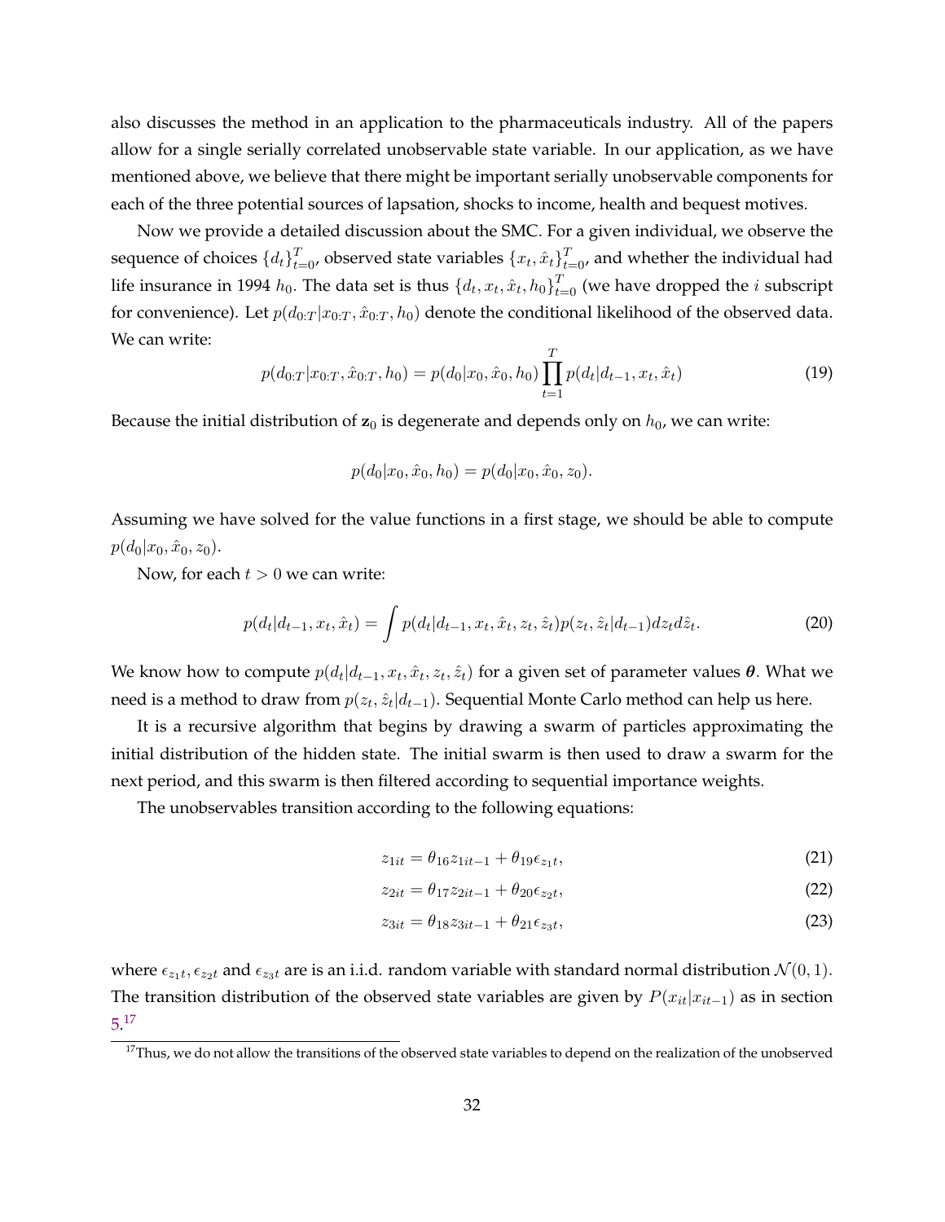also discusses the method in an application to the pharmaceuticals industry. All of the papers allow for a single serially correlated unobservable state variable. In our application, as we have mentioned above, we believe that there might be important serially unobservable components for each of the three potential sources of lapsation, shocks to income, health and bequest motives.

Now we provide a detailed discussion about the SMC. For a given individual, we observe the sequence of choices $\{d_t\}_{t=0}^T$, observed state variables $\{x_t, \hat{x}_t\}_{t=0}^T$, and whether the individual had life insurance in 1994 $h_0$. The data set is thus $\{d_t, x_t, \hat{x}_t, h_0\}_{t=0}^T$ (we have dropped the $i$ subscript for convenience). Let $p(d_{0:T}|x_{0:T}, \hat{x}_{0:T}, h_0)$ denote the conditional likelihood of the observed data. We can write:

$$p(d_{0:T}|x_{0:T}, \hat{x}_{0:T}, h_0) = p(d_0|x_0, \hat{x}_0, h_0) \prod_{t=1}^{T} p(d_t|d_{t-1}, x_t, \hat{x}_t) \tag{19}$$

Because the initial distribution of $\mathbf{z}_0$ is degenerate and depends only on $h_0$, we can write:

$$p(d_0|x_0, \hat{x}_0, h_0) = p(d_0|x_0, \hat{x}_0, z_0).$$

Assuming we have solved for the value functions in a first stage, we should be able to compute $p(d_0|x_0, \hat{x}_0, z_0)$.

Now, for each $t > 0$ we can write:

$$p(d_t|d_{t-1}, x_t, \hat{x}_t) = \int p(d_t|d_{t-1}, x_t, \hat{x}_t, z_t, \hat{z}_t) p(z_t, \hat{z}_t|d_{t-1}) dz_t d\hat{z}_t. \tag{20}$$

We know how to compute $p(d_t|d_{t-1}, x_t, \hat{x}_t, z_t, \hat{z}_t)$ for a given set of parameter values $\boldsymbol{\theta}$. What we need is a method to draw from $p(z_t, \hat{z}_t|d_{t-1})$. Sequential Monte Carlo method can help us here.

It is a recursive algorithm that begins by drawing a swarm of particles approximating the initial distribution of the hidden state. The initial swarm is then used to draw a swarm for the next period, and this swarm is then filtered according to sequential importance weights.

The unobservables transition according to the following equations:

$$z_{1it} = \theta_{16} z_{1it-1} + \theta_{19} \epsilon_{z_1 t}, \tag{21}$$

$$z_{2it} = \theta_{17} z_{2it-1} + \theta_{20} \epsilon_{z_2 t}, \tag{22}$$

$$z_{3it} = \theta_{18} z_{3it-1} + \theta_{21} \epsilon_{z_3 t}, \tag{23}$$

where $\epsilon_{z_1 t}, \epsilon_{z_2 t}$ and $\epsilon_{z_3 t}$ are is an i.i.d. random variable with standard normal distribution $\mathcal{N}(0, 1)$. The transition distribution of the observed state variables are given by $P(x_{it}|x_{it-1})$ as in section 5.[17]

[17] Thus, we do not allow the transitions of the observed state variables to depend on the realization of the unobserved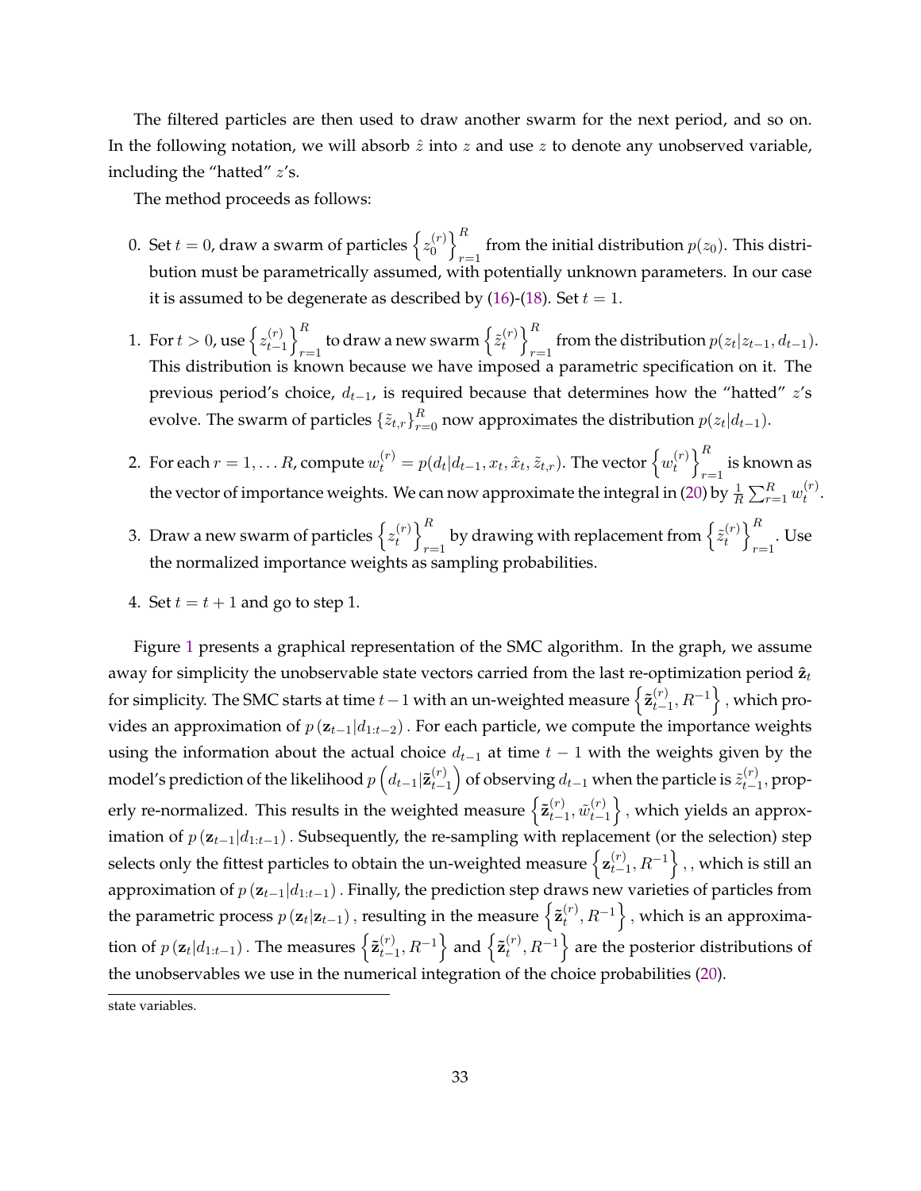The filtered particles are then used to draw another swarm for the next period, and so on. In the following notation, we will absorb $\hat{z}$ into $z$ and use $z$ to denote any unobserved variable, including the "hatted" $z$'s.

The method proceeds as follows:

0. Set $t = 0$, draw a swarm of particles $\left\{ z_0^{(r)} \right\}_{r=1}^{R}$ from the initial distribution $p(z_0)$. This distribution must be parametrically assumed, with potentially unknown parameters. In our case it is assumed to be degenerate as described by (16)-(18). Set $t = 1$.

1. For $t > 0$, use $\left\{ z_{t-1}^{(r)} \right\}_{r=1}^{R}$ to draw a new swarm $\left\{ \tilde{z}_t^{(r)} \right\}_{r=1}^{R}$ from the distribution $p(z_t|z_{t-1}, d_{t-1})$. This distribution is known because we have imposed a parametric specification on it. The previous period's choice, $d_{t-1}$, is required because that determines how the "hatted" $z$'s evolve. The swarm of particles $\{\tilde{z}_{t,r}\}_{r=0}^{R}$ now approximates the distribution $p(z_t|d_{t-1})$.

2. For each $r = 1, \ldots R$, compute $w_t^{(r)} = p(d_t|d_{t-1}, x_t, \hat{x}_t, \tilde{z}_{t,r})$. The vector $\left\{ w_t^{(r)} \right\}_{r=1}^{R}$ is known as the vector of importance weights. We can now approximate the integral in (20) by $\frac{1}{R} \sum_{r=1}^{R} w_t^{(r)}$.

3. Draw a new swarm of particles $\left\{ z_t^{(r)} \right\}_{r=1}^{R}$ by drawing with replacement from $\left\{ \tilde{z}_t^{(r)} \right\}_{r=1}^{R}$. Use the normalized importance weights as sampling probabilities.

4. Set $t = t + 1$ and go to step 1.

Figure 1 presents a graphical representation of the SMC algorithm. In the graph, we assume away for simplicity the unobservable state vectors carried from the last re-optimization period $\hat{\mathbf{z}}_t$ for simplicity. The SMC starts at time $t-1$ with an un-weighted measure $\left\{ \tilde{\mathbf{z}}_{t-1}^{(r)}, R^{-1} \right\}$, which provides an approximation of $p\left(\mathbf{z}_{t-1}|d_{1:t-2}\right)$. For each particle, we compute the importance weights using the information about the actual choice $d_{t-1}$ at time $t-1$ with the weights given by the model's prediction of the likelihood $p\left(d_{t-1}|\tilde{\mathbf{z}}_{t-1}^{(r)}\right)$ of observing $d_{t-1}$ when the particle is $\tilde{z}_{t-1}^{(r)}$, properly re-normalized. This results in the weighted measure $\left\{ \tilde{\mathbf{z}}_{t-1}^{(r)}, \tilde{w}_{t-1}^{(r)} \right\}$, which yields an approximation of $p\left(\mathbf{z}_{t-1}|d_{1:t-1}\right)$. Subsequently, the re-sampling with replacement (or the selection) step selects only the fittest particles to obtain the un-weighted measure $\left\{ \mathbf{z}_{t-1}^{(r)}, R^{-1} \right\}$, , which is still an approximation of $p\left(\mathbf{z}_{t-1}|d_{1:t-1}\right)$. Finally, the prediction step draws new varieties of particles from the parametric process $p\left(\mathbf{z}_t|\mathbf{z}_{t-1}\right)$, resulting in the measure $\left\{ \tilde{\mathbf{z}}_t^{(r)}, R^{-1} \right\}$, which is an approximation of $p\left(\mathbf{z}_t|d_{1:t-1}\right)$. The measures $\left\{ \tilde{\mathbf{z}}_{t-1}^{(r)}, R^{-1} \right\}$ and $\left\{ \tilde{\mathbf{z}}_t^{(r)}, R^{-1} \right\}$ are the posterior distributions of the unobservables we use in the numerical integration of the choice probabilities (20).

---

state variables.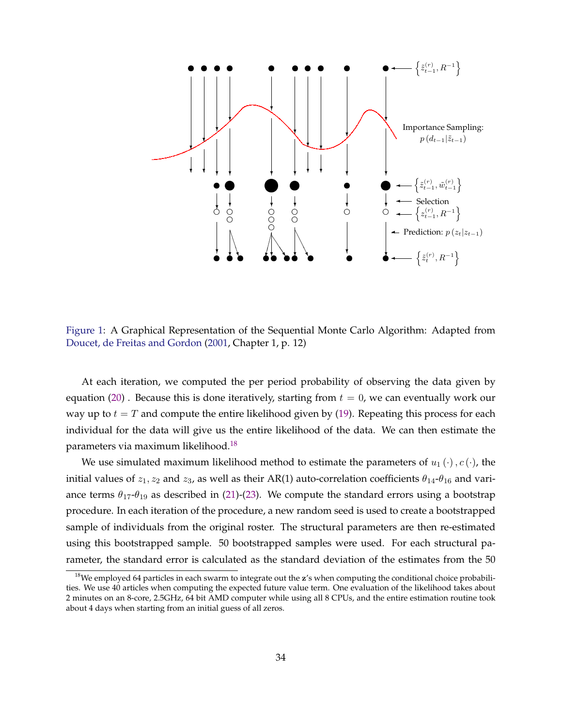Figure 1: A Graphical Representation of the Sequential Monte Carlo Algorithm: Adapted from Doucet, de Freitas and Gordon (2001, Chapter 1, p. 12)

At each iteration, we computed the per period probability of observing the data given by equation (20) . Because this is done iteratively, starting from $t = 0$, we can eventually work our way up to $t = T$ and compute the entire likelihood given by (19). Repeating this process for each individual for the data will give us the entire likelihood of the data. We can then estimate the parameters via maximum likelihood.[18]

We use simulated maximum likelihood method to estimate the parameters of $u_1(\cdot), c(\cdot)$, the initial values of $z_1, z_2$ and $z_3$, as well as their AR(1) auto-correlation coefficients $\theta_{14}$-$\theta_{16}$ and variance terms $\theta_{17}$-$\theta_{19}$ as described in (21)-(23). We compute the standard errors using a bootstrap procedure. In each iteration of the procedure, a new random seed is used to create a bootstrapped sample of individuals from the original roster. The structural parameters are then re-estimated using this bootstrapped sample. 50 bootstrapped samples were used. For each structural parameter, the standard error is calculated as the standard deviation of the estimates from the 50

[18] We employed 64 particles in each swarm to integrate out the $\mathbf{z}$'s when computing the conditional choice probabilities. We use 40 articles when computing the expected future value term. One evaluation of the likelihood takes about 2 minutes on an 8-core, 2.5GHz, 64 bit AMD computer while using all 8 CPUs, and the entire estimation routine took about 4 days when starting from an initial guess of all zeros.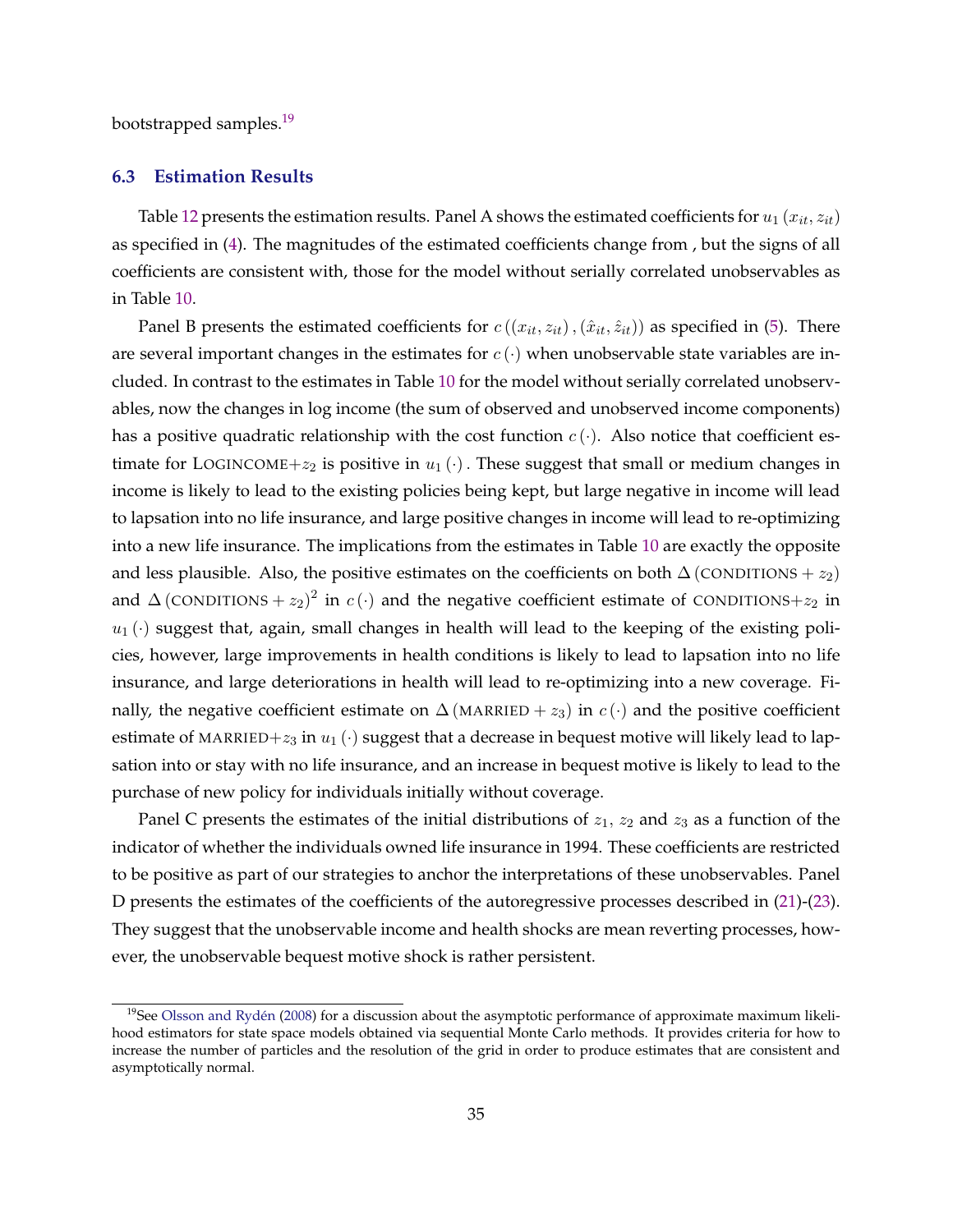bootstrapped samples.[19]

### 6.3 Estimation Results

Table 12 presents the estimation results. Panel A shows the estimated coefficients for $u_1(x_{it}, z_{it})$ as specified in (4). The magnitudes of the estimated coefficients change from , but the signs of all coefficients are consistent with, those for the model without serially correlated unobservables as in Table 10.

Panel B presents the estimated coefficients for $c((x_{it}, z_{it}), (\hat{x}_{it}, \hat{z}_{it}))$ as specified in (5). There are several important changes in the estimates for $c(\cdot)$ when unobservable state variables are included. In contrast to the estimates in Table 10 for the model without serially correlated unobservables, now the changes in log income (the sum of observed and unobserved income components) has a positive quadratic relationship with the cost function $c(\cdot)$. Also notice that coefficient estimate for LOGINCOME+$z_2$ is positive in $u_1(\cdot)$. These suggest that small or medium changes in income is likely to lead to the existing policies being kept, but large negative in income will lead to lapsation into no life insurance, and large positive changes in income will lead to re-optimizing into a new life insurance. The implications from the estimates in Table 10 are exactly the opposite and less plausible. Also, the positive estimates on the coefficients on both $\Delta(\text{CONDITIONS} + z_2)$ and $\Delta(\text{CONDITIONS} + z_2)^2$ in $c(\cdot)$ and the negative coefficient estimate of CONDITIONS+$z_2$ in $u_1(\cdot)$ suggest that, again, small changes in health will lead to the keeping of the existing policies, however, large improvements in health conditions is likely to lead to lapsation into no life insurance, and large deteriorations in health will lead to re-optimizing into a new coverage. Finally, the negative coefficient estimate on $\Delta(\text{MARRIED} + z_3)$ in $c(\cdot)$ and the positive coefficient estimate of MARRIED+$z_3$ in $u_1(\cdot)$ suggest that a decrease in bequest motive will likely lead to lapsation into or stay with no life insurance, and an increase in bequest motive is likely to lead to the purchase of new policy for individuals initially without coverage.

Panel C presents the estimates of the initial distributions of $z_1$, $z_2$ and $z_3$ as a function of the indicator of whether the individuals owned life insurance in 1994. These coefficients are restricted to be positive as part of our strategies to anchor the interpretations of these unobservables. Panel D presents the estimates of the coefficients of the autoregressive processes described in (21)-(23). They suggest that the unobservable income and health shocks are mean reverting processes, however, the unobservable bequest motive shock is rather persistent.

[19] See Olsson and Rydén (2008) for a discussion about the asymptotic performance of approximate maximum likelihood estimators for state space models obtained via sequential Monte Carlo methods. It provides criteria for how to increase the number of particles and the resolution of the grid in order to produce estimates that are consistent and asymptotically normal.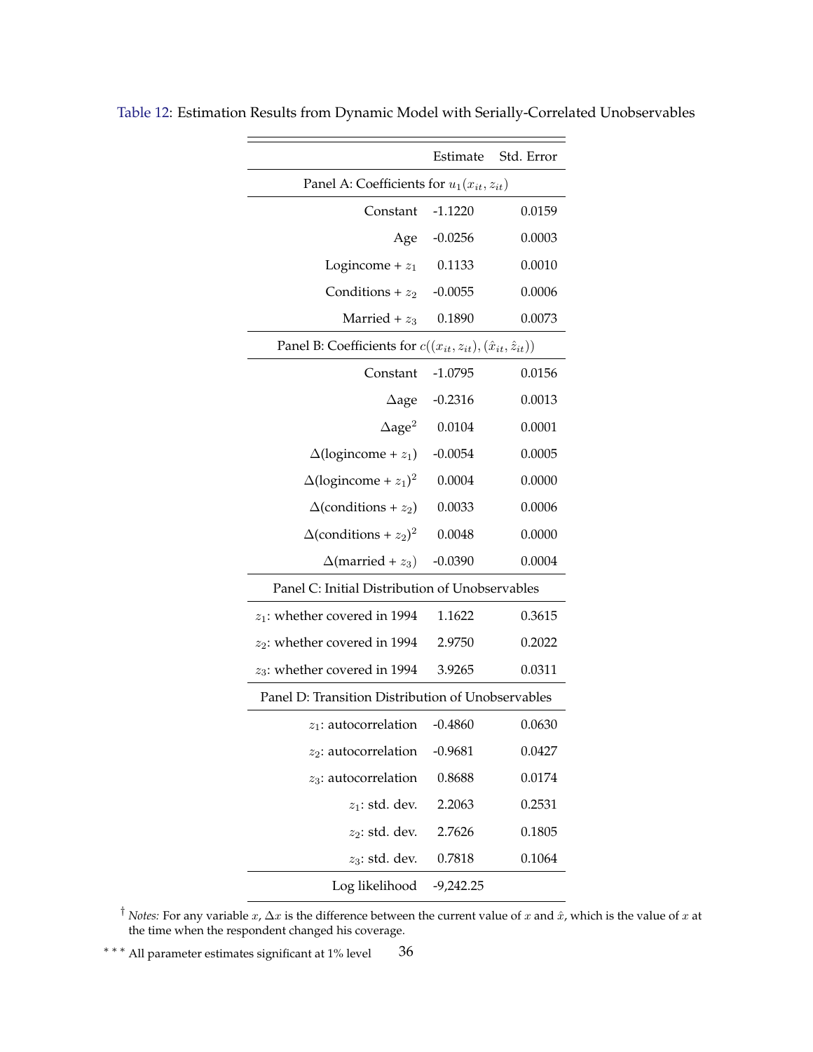Table 12: Estimation Results from Dynamic Model with Serially-Correlated Unobservables

| | Estimate | Std. Error |
|---|---|---|
| Panel A: Coefficients for $u_1(x_{it}, z_{it})$ | | |
| Constant | -1.1220 | 0.0159 |
| Age | -0.0256 | 0.0003 |
| Logincome + $z_1$ | 0.1133 | 0.0010 |
| Conditions + $z_2$ | -0.0055 | 0.0006 |
| Married + $z_3$ | 0.1890 | 0.0073 |
| Panel B: Coefficients for $c((x_{it}, z_{it}), (\hat{x}_{it}, \hat{z}_{it}))$ | | |
| Constant | -1.0795 | 0.0156 |
| $\Delta$age | -0.2316 | 0.0013 |
| $\Delta$age$^2$ | 0.0104 | 0.0001 |
| $\Delta$(logincome + $z_1$) | -0.0054 | 0.0005 |
| $\Delta$(logincome + $z_1$)$^2$ | 0.0004 | 0.0000 |
| $\Delta$(conditions + $z_2$) | 0.0033 | 0.0006 |
| $\Delta$(conditions + $z_2$)$^2$ | 0.0048 | 0.0000 |
| $\Delta$(married + $z_3$) | -0.0390 | 0.0004 |
| Panel C: Initial Distribution of Unobservables | | |
| $z_1$: whether covered in 1994 | 1.1622 | 0.3615 |
| $z_2$: whether covered in 1994 | 2.9750 | 0.2022 |
| $z_3$: whether covered in 1994 | 3.9265 | 0.0311 |
| Panel D: Transition Distribution of Unobservables | | |
| $z_1$: autocorrelation | -0.4860 | 0.0630 |
| $z_2$: autocorrelation | -0.9681 | 0.0427 |
| $z_3$: autocorrelation | 0.8688 | 0.0174 |
| $z_1$: std. dev. | 2.2063 | 0.2531 |
| $z_2$: std. dev. | 2.7626 | 0.1805 |
| $z_3$: std. dev. | 0.7818 | 0.1064 |
| Log likelihood | -9,242.25 | |

† *Notes:* For any variable $x$, $\Delta x$ is the difference between the current value of $x$ and $\hat{x}$, which is the value of $x$ at the time when the respondent changed his coverage.

*** All parameter estimates significant at 1% level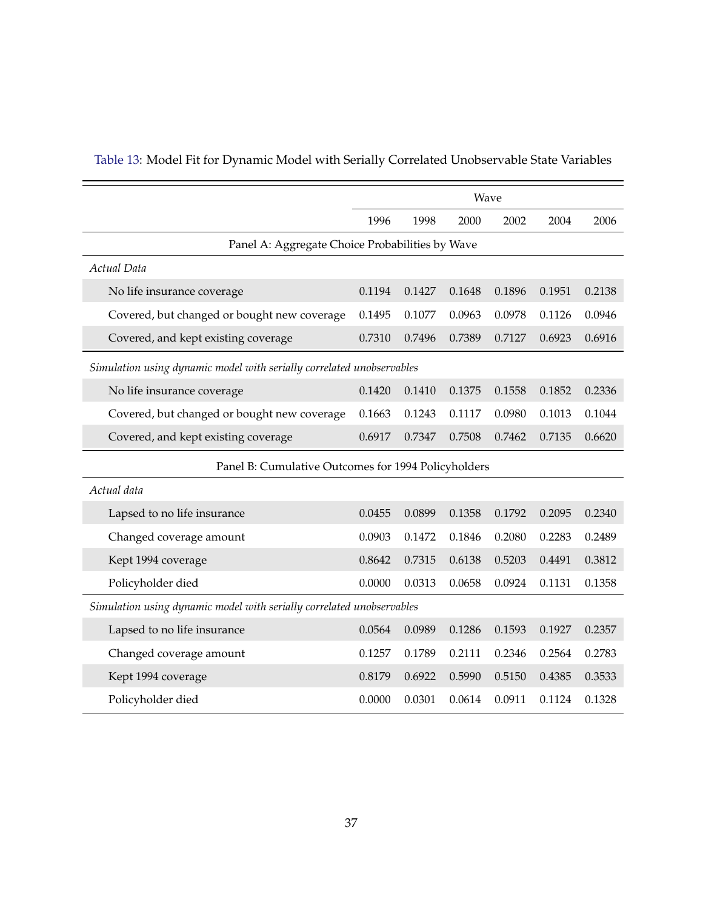Table 13: Model Fit for Dynamic Model with Serially Correlated Unobservable State Variables

| | Wave | | | | | |
|---|---|---|---|---|---|---|
| | 1996 | 1998 | 2000 | 2002 | 2004 | 2006 |
| **Panel A: Aggregate Choice Probabilities by Wave** | | | | | | |
| *Actual Data* | | | | | | |
| No life insurance coverage | 0.1194 | 0.1427 | 0.1648 | 0.1896 | 0.1951 | 0.2138 |
| Covered, but changed or bought new coverage | 0.1495 | 0.1077 | 0.0963 | 0.0978 | 0.1126 | 0.0946 |
| Covered, and kept existing coverage | 0.7310 | 0.7496 | 0.7389 | 0.7127 | 0.6923 | 0.6916 |
| *Simulation using dynamic model with serially correlated unobservables* | | | | | | |
| No life insurance coverage | 0.1420 | 0.1410 | 0.1375 | 0.1558 | 0.1852 | 0.2336 |
| Covered, but changed or bought new coverage | 0.1663 | 0.1243 | 0.1117 | 0.0980 | 0.1013 | 0.1044 |
| Covered, and kept existing coverage | 0.6917 | 0.7347 | 0.7508 | 0.7462 | 0.7135 | 0.6620 |
| **Panel B: Cumulative Outcomes for 1994 Policyholders** | | | | | | |
| *Actual data* | | | | | | |
| Lapsed to no life insurance | 0.0455 | 0.0899 | 0.1358 | 0.1792 | 0.2095 | 0.2340 |
| Changed coverage amount | 0.0903 | 0.1472 | 0.1846 | 0.2080 | 0.2283 | 0.2489 |
| Kept 1994 coverage | 0.8642 | 0.7315 | 0.6138 | 0.5203 | 0.4491 | 0.3812 |
| Policyholder died | 0.0000 | 0.0313 | 0.0658 | 0.0924 | 0.1131 | 0.1358 |
| *Simulation using dynamic model with serially correlated unobservables* | | | | | | |
| Lapsed to no life insurance | 0.0564 | 0.0989 | 0.1286 | 0.1593 | 0.1927 | 0.2357 |
| Changed coverage amount | 0.1257 | 0.1789 | 0.2111 | 0.2346 | 0.2564 | 0.2783 |
| Kept 1994 coverage | 0.8179 | 0.6922 | 0.5990 | 0.5150 | 0.4385 | 0.3533 |
| Policyholder died | 0.0000 | 0.0301 | 0.0614 | 0.0911 | 0.1124 | 0.1328 |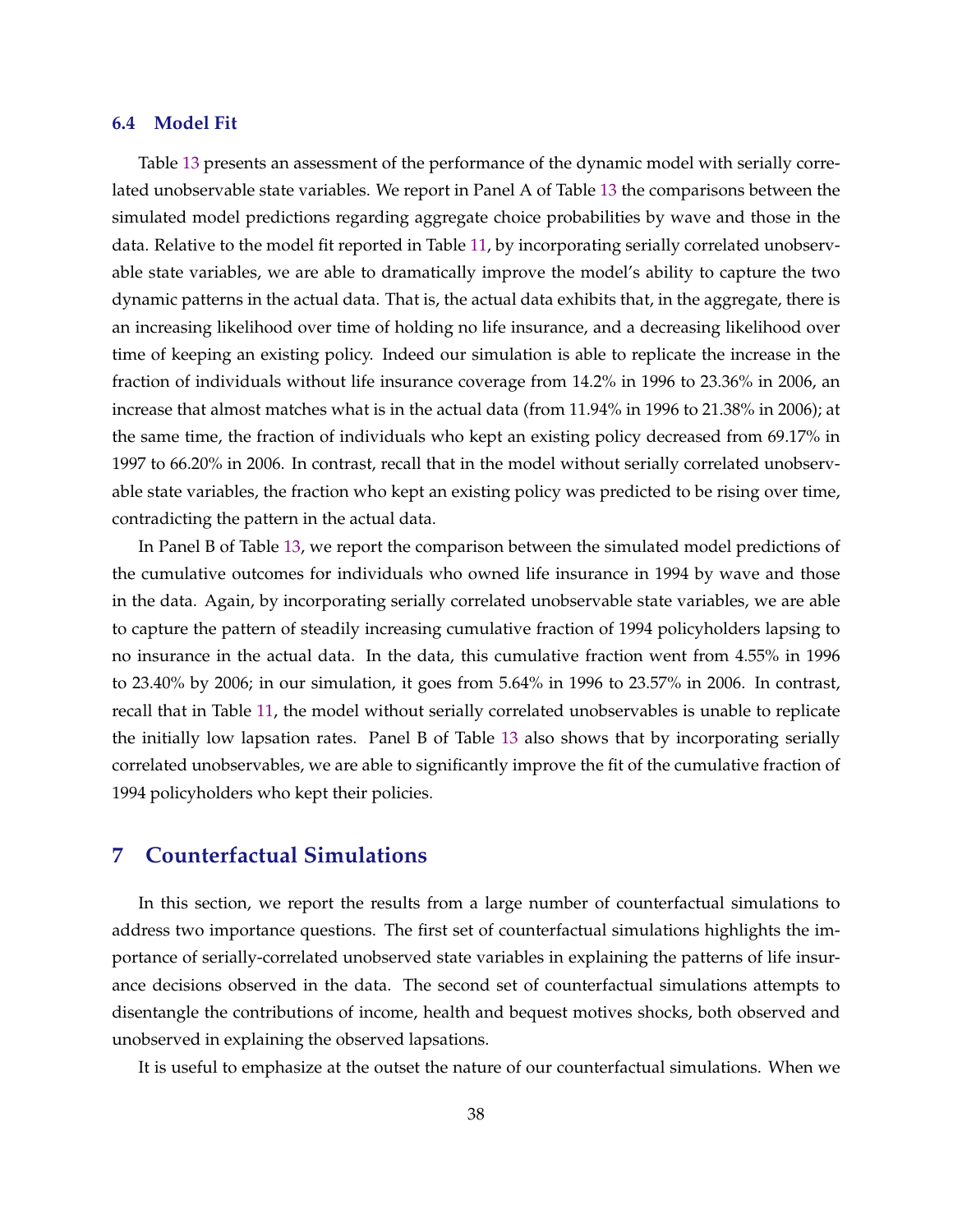### 6.4 Model Fit

Table 13 presents an assessment of the performance of the dynamic model with serially correlated unobservable state variables. We report in Panel A of Table 13 the comparisons between the simulated model predictions regarding aggregate choice probabilities by wave and those in the data. Relative to the model fit reported in Table 11, by incorporating serially correlated unobservable state variables, we are able to dramatically improve the model's ability to capture the two dynamic patterns in the actual data. That is, the actual data exhibits that, in the aggregate, there is an increasing likelihood over time of holding no life insurance, and a decreasing likelihood over time of keeping an existing policy. Indeed our simulation is able to replicate the increase in the fraction of individuals without life insurance coverage from 14.2% in 1996 to 23.36% in 2006, an increase that almost matches what is in the actual data (from 11.94% in 1996 to 21.38% in 2006); at the same time, the fraction of individuals who kept an existing policy decreased from 69.17% in 1997 to 66.20% in 2006. In contrast, recall that in the model without serially correlated unobservable state variables, the fraction who kept an existing policy was predicted to be rising over time, contradicting the pattern in the actual data.

In Panel B of Table 13, we report the comparison between the simulated model predictions of the cumulative outcomes for individuals who owned life insurance in 1994 by wave and those in the data. Again, by incorporating serially correlated unobservable state variables, we are able to capture the pattern of steadily increasing cumulative fraction of 1994 policyholders lapsing to no insurance in the actual data. In the data, this cumulative fraction went from 4.55% in 1996 to 23.40% by 2006; in our simulation, it goes from 5.64% in 1996 to 23.57% in 2006. In contrast, recall that in Table 11, the model without serially correlated unobservables is unable to replicate the initially low lapsation rates. Panel B of Table 13 also shows that by incorporating serially correlated unobservables, we are able to significantly improve the fit of the cumulative fraction of 1994 policyholders who kept their policies.

## 7 Counterfactual Simulations

In this section, we report the results from a large number of counterfactual simulations to address two importance questions. The first set of counterfactual simulations highlights the importance of serially-correlated unobserved state variables in explaining the patterns of life insurance decisions observed in the data. The second set of counterfactual simulations attempts to disentangle the contributions of income, health and bequest motives shocks, both observed and unobserved in explaining the observed lapsations.

It is useful to emphasize at the outset the nature of our counterfactual simulations. When we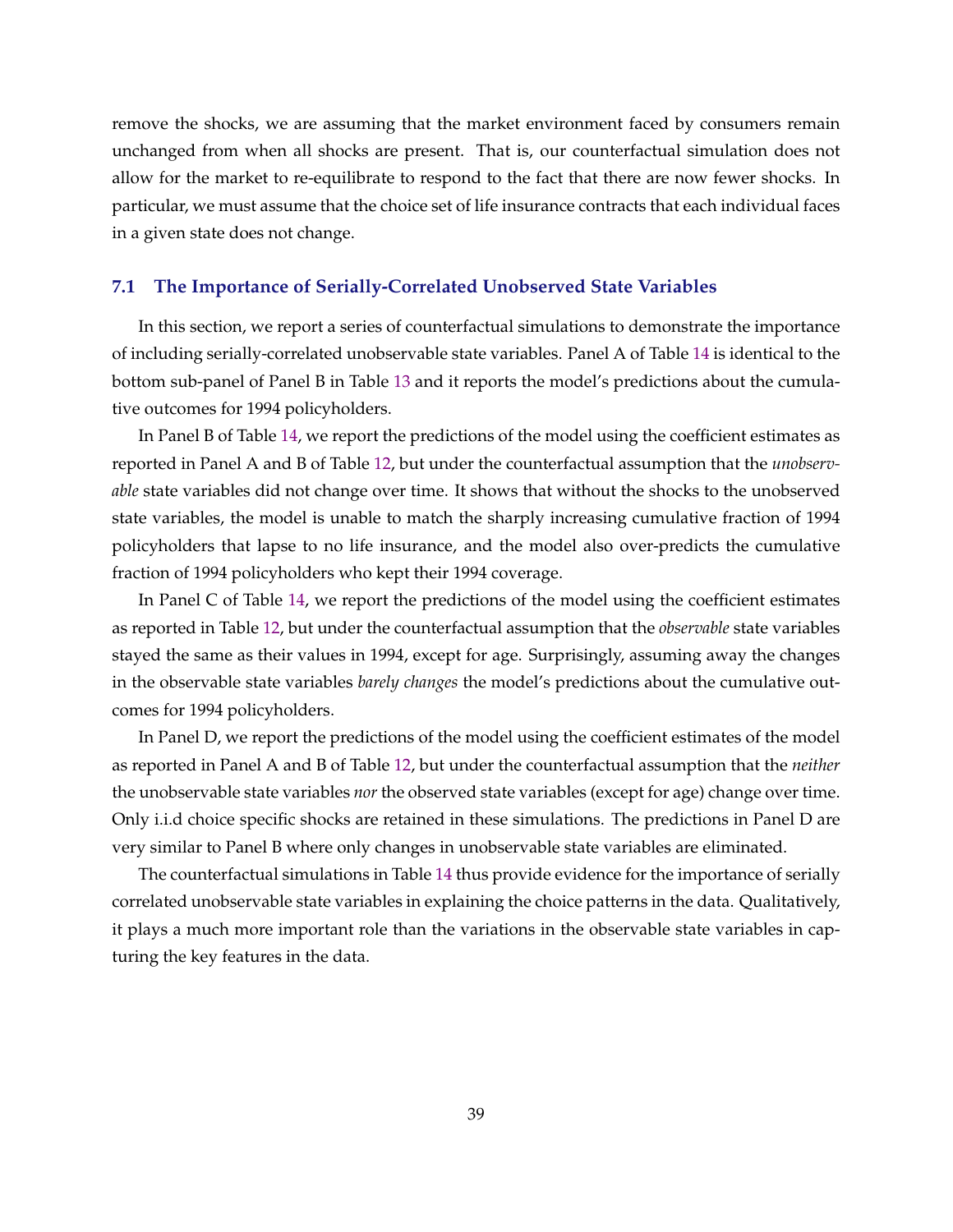remove the shocks, we are assuming that the market environment faced by consumers remain unchanged from when all shocks are present. That is, our counterfactual simulation does not allow for the market to re-equilibrate to respond to the fact that there are now fewer shocks. In particular, we must assume that the choice set of life insurance contracts that each individual faces in a given state does not change.

### 7.1 The Importance of Serially-Correlated Unobserved State Variables

In this section, we report a series of counterfactual simulations to demonstrate the importance of including serially-correlated unobservable state variables. Panel A of Table 14 is identical to the bottom sub-panel of Panel B in Table 13 and it reports the model's predictions about the cumulative outcomes for 1994 policyholders.

In Panel B of Table 14, we report the predictions of the model using the coefficient estimates as reported in Panel A and B of Table 12, but under the counterfactual assumption that the *unobservable* state variables did not change over time. It shows that without the shocks to the unobserved state variables, the model is unable to match the sharply increasing cumulative fraction of 1994 policyholders that lapse to no life insurance, and the model also over-predicts the cumulative fraction of 1994 policyholders who kept their 1994 coverage.

In Panel C of Table 14, we report the predictions of the model using the coefficient estimates as reported in Table 12, but under the counterfactual assumption that the *observable* state variables stayed the same as their values in 1994, except for age. Surprisingly, assuming away the changes in the observable state variables *barely changes* the model's predictions about the cumulative outcomes for 1994 policyholders.

In Panel D, we report the predictions of the model using the coefficient estimates of the model as reported in Panel A and B of Table 12, but under the counterfactual assumption that the *neither* the unobservable state variables *nor* the observed state variables (except for age) change over time. Only i.i.d choice specific shocks are retained in these simulations. The predictions in Panel D are very similar to Panel B where only changes in unobservable state variables are eliminated.

The counterfactual simulations in Table 14 thus provide evidence for the importance of serially correlated unobservable state variables in explaining the choice patterns in the data. Qualitatively, it plays a much more important role than the variations in the observable state variables in capturing the key features in the data.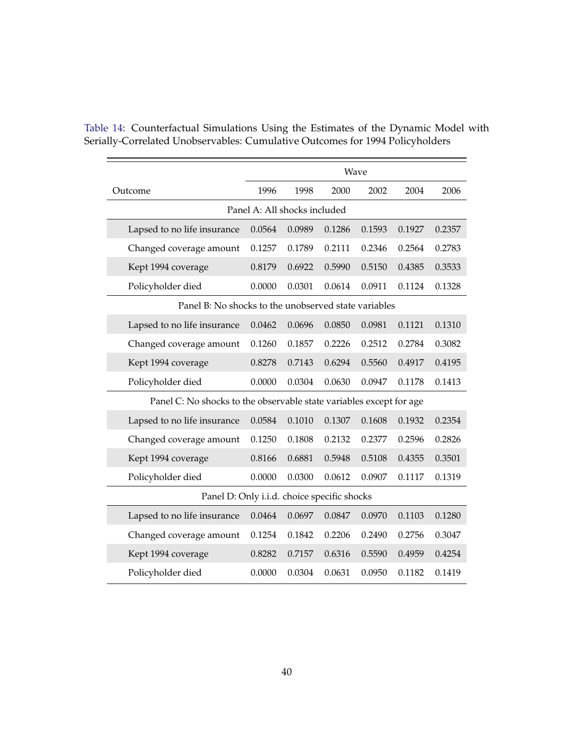Table 14: Counterfactual Simulations Using the Estimates of the Dynamic Model with Serially-Correlated Unobservables: Cumulative Outcomes for 1994 Policyholders

| | Wave | | | | | |
|---|---|---|---|---|---|---|
| Outcome | 1996 | 1998 | 2000 | 2002 | 2004 | 2006 |
| **Panel A: All shocks included** | | | | | | |
| Lapsed to no life insurance | 0.0564 | 0.0989 | 0.1286 | 0.1593 | 0.1927 | 0.2357 |
| Changed coverage amount | 0.1257 | 0.1789 | 0.2111 | 0.2346 | 0.2564 | 0.2783 |
| Kept 1994 coverage | 0.8179 | 0.6922 | 0.5990 | 0.5150 | 0.4385 | 0.3533 |
| Policyholder died | 0.0000 | 0.0301 | 0.0614 | 0.0911 | 0.1124 | 0.1328 |
| **Panel B: No shocks to the unobserved state variables** | | | | | | |
| Lapsed to no life insurance | 0.0462 | 0.0696 | 0.0850 | 0.0981 | 0.1121 | 0.1310 |
| Changed coverage amount | 0.1260 | 0.1857 | 0.2226 | 0.2512 | 0.2784 | 0.3082 |
| Kept 1994 coverage | 0.8278 | 0.7143 | 0.6294 | 0.5560 | 0.4917 | 0.4195 |
| Policyholder died | 0.0000 | 0.0304 | 0.0630 | 0.0947 | 0.1178 | 0.1413 |
| **Panel C: No shocks to the observable state variables except for age** | | | | | | |
| Lapsed to no life insurance | 0.0584 | 0.1010 | 0.1307 | 0.1608 | 0.1932 | 0.2354 |
| Changed coverage amount | 0.1250 | 0.1808 | 0.2132 | 0.2377 | 0.2596 | 0.2826 |
| Kept 1994 coverage | 0.8166 | 0.6881 | 0.5948 | 0.5108 | 0.4355 | 0.3501 |
| Policyholder died | 0.0000 | 0.0300 | 0.0612 | 0.0907 | 0.1117 | 0.1319 |
| **Panel D: Only i.i.d. choice specific shocks** | | | | | | |
| Lapsed to no life insurance | 0.0464 | 0.0697 | 0.0847 | 0.0970 | 0.1103 | 0.1280 |
| Changed coverage amount | 0.1254 | 0.1842 | 0.2206 | 0.2490 | 0.2756 | 0.3047 |
| Kept 1994 coverage | 0.8282 | 0.7157 | 0.6316 | 0.5590 | 0.4959 | 0.4254 |
| Policyholder died | 0.0000 | 0.0304 | 0.0631 | 0.0950 | 0.1182 | 0.1419 |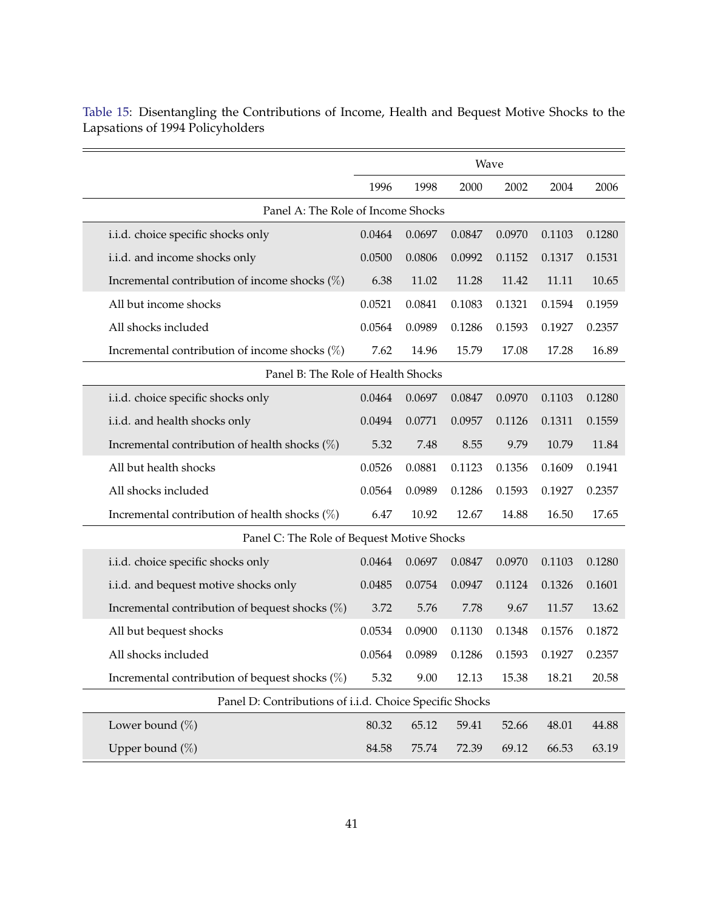Table 15: Disentangling the Contributions of Income, Health and Bequest Motive Shocks to the Lapsations of 1994 Policyholders

| | Wave | | | | | |
|---|---|---|---|---|---|---|
| | 1996 | 1998 | 2000 | 2002 | 2004 | 2006 |
| **Panel A: The Role of Income Shocks** | | | | | | |
| i.i.d. choice specific shocks only | 0.0464 | 0.0697 | 0.0847 | 0.0970 | 0.1103 | 0.1280 |
| i.i.d. and income shocks only | 0.0500 | 0.0806 | 0.0992 | 0.1152 | 0.1317 | 0.1531 |
| Incremental contribution of income shocks (%) | 6.38 | 11.02 | 11.28 | 11.42 | 11.11 | 10.65 |
| All but income shocks | 0.0521 | 0.0841 | 0.1083 | 0.1321 | 0.1594 | 0.1959 |
| All shocks included | 0.0564 | 0.0989 | 0.1286 | 0.1593 | 0.1927 | 0.2357 |
| Incremental contribution of income shocks (%) | 7.62 | 14.96 | 15.79 | 17.08 | 17.28 | 16.89 |
| **Panel B: The Role of Health Shocks** | | | | | | |
| i.i.d. choice specific shocks only | 0.0464 | 0.0697 | 0.0847 | 0.0970 | 0.1103 | 0.1280 |
| i.i.d. and health shocks only | 0.0494 | 0.0771 | 0.0957 | 0.1126 | 0.1311 | 0.1559 |
| Incremental contribution of health shocks (%) | 5.32 | 7.48 | 8.55 | 9.79 | 10.79 | 11.84 |
| All but health shocks | 0.0526 | 0.0881 | 0.1123 | 0.1356 | 0.1609 | 0.1941 |
| All shocks included | 0.0564 | 0.0989 | 0.1286 | 0.1593 | 0.1927 | 0.2357 |
| Incremental contribution of health shocks (%) | 6.47 | 10.92 | 12.67 | 14.88 | 16.50 | 17.65 |
| **Panel C: The Role of Bequest Motive Shocks** | | | | | | |
| i.i.d. choice specific shocks only | 0.0464 | 0.0697 | 0.0847 | 0.0970 | 0.1103 | 0.1280 |
| i.i.d. and bequest motive shocks only | 0.0485 | 0.0754 | 0.0947 | 0.1124 | 0.1326 | 0.1601 |
| Incremental contribution of bequest shocks (%) | 3.72 | 5.76 | 7.78 | 9.67 | 11.57 | 13.62 |
| All but bequest shocks | 0.0534 | 0.0900 | 0.1130 | 0.1348 | 0.1576 | 0.1872 |
| All shocks included | 0.0564 | 0.0989 | 0.1286 | 0.1593 | 0.1927 | 0.2357 |
| Incremental contribution of bequest shocks (%) | 5.32 | 9.00 | 12.13 | 15.38 | 18.21 | 20.58 |
| **Panel D: Contributions of i.i.d. Choice Specific Shocks** | | | | | | |
| Lower bound (%) | 80.32 | 65.12 | 59.41 | 52.66 | 48.01 | 44.88 |
| Upper bound (%) | 84.58 | 75.74 | 72.39 | 69.12 | 66.53 | 63.19 |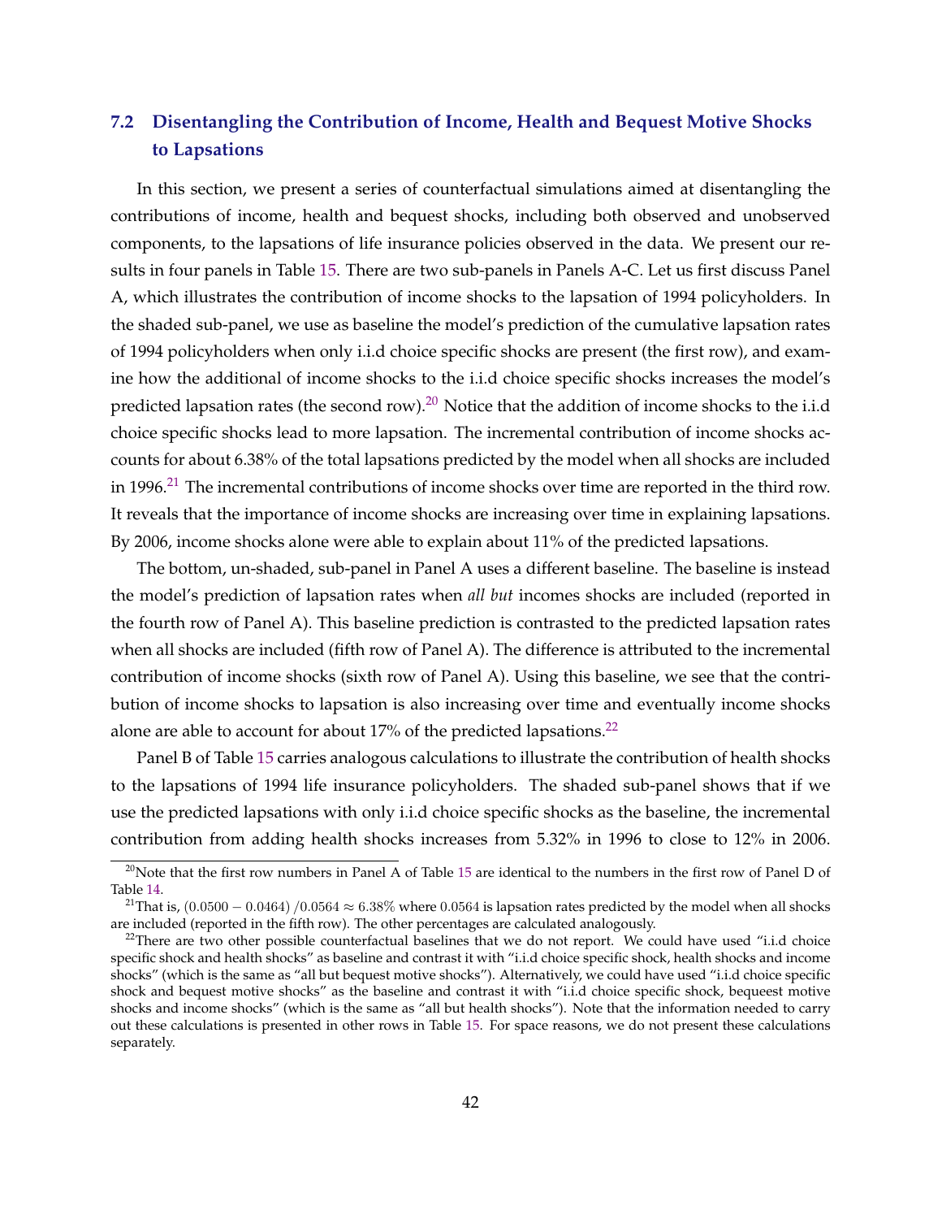### 7.2 Disentangling the Contribution of Income, Health and Bequest Motive Shocks to Lapsations

In this section, we present a series of counterfactual simulations aimed at disentangling the contributions of income, health and bequest shocks, including both observed and unobserved components, to the lapsations of life insurance policies observed in the data. We present our results in four panels in Table 15. There are two sub-panels in Panels A-C. Let us first discuss Panel A, which illustrates the contribution of income shocks to the lapsation of 1994 policyholders. In the shaded sub-panel, we use as baseline the model's prediction of the cumulative lapsation rates of 1994 policyholders when only i.i.d choice specific shocks are present (the first row), and examine how the additional of income shocks to the i.i.d choice specific shocks increases the model's predicted lapsation rates (the second row).[20] Notice that the addition of income shocks to the i.i.d choice specific shocks lead to more lapsation. The incremental contribution of income shocks accounts for about 6.38% of the total lapsations predicted by the model when all shocks are included in 1996.[21] The incremental contributions of income shocks over time are reported in the third row. It reveals that the importance of income shocks are increasing over time in explaining lapsations. By 2006, income shocks alone were able to explain about 11% of the predicted lapsations.

The bottom, un-shaded, sub-panel in Panel A uses a different baseline. The baseline is instead the model's prediction of lapsation rates when *all but* incomes shocks are included (reported in the fourth row of Panel A). This baseline prediction is contrasted to the predicted lapsation rates when all shocks are included (fifth row of Panel A). The difference is attributed to the incremental contribution of income shocks (sixth row of Panel A). Using this baseline, we see that the contribution of income shocks to lapsation is also increasing over time and eventually income shocks alone are able to account for about 17% of the predicted lapsations.[22]

Panel B of Table 15 carries analogous calculations to illustrate the contribution of health shocks to the lapsations of 1994 life insurance policyholders. The shaded sub-panel shows that if we use the predicted lapsations with only i.i.d choice specific shocks as the baseline, the incremental contribution from adding health shocks increases from 5.32% in 1996 to close to 12% in 2006.

---

[20] Note that the first row numbers in Panel A of Table 15 are identical to the numbers in the first row of Panel D of Table 14.

[21] That is, $(0.0500 - 0.0464)/0.0564 \approx 6.38\%$ where $0.0564$ is lapsation rates predicted by the model when all shocks are included (reported in the fifth row). The other percentages are calculated analogously.

[22] There are two other possible counterfactual baselines that we do not report. We could have used "i.i.d choice specific shock and health shocks" as baseline and contrast it with "i.i.d choice specific shock, health shocks and income shocks" (which is the same as "all but bequest motive shocks"). Alternatively, we could have used "i.i.d choice specific shock and bequest motive shocks" as the baseline and contrast it with "i.i.d choice specific shock, bequeest motive shocks and income shocks" (which is the same as "all but health shocks"). Note that the information needed to carry out these calculations is presented in other rows in Table 15. For space reasons, we do not present these calculations separately.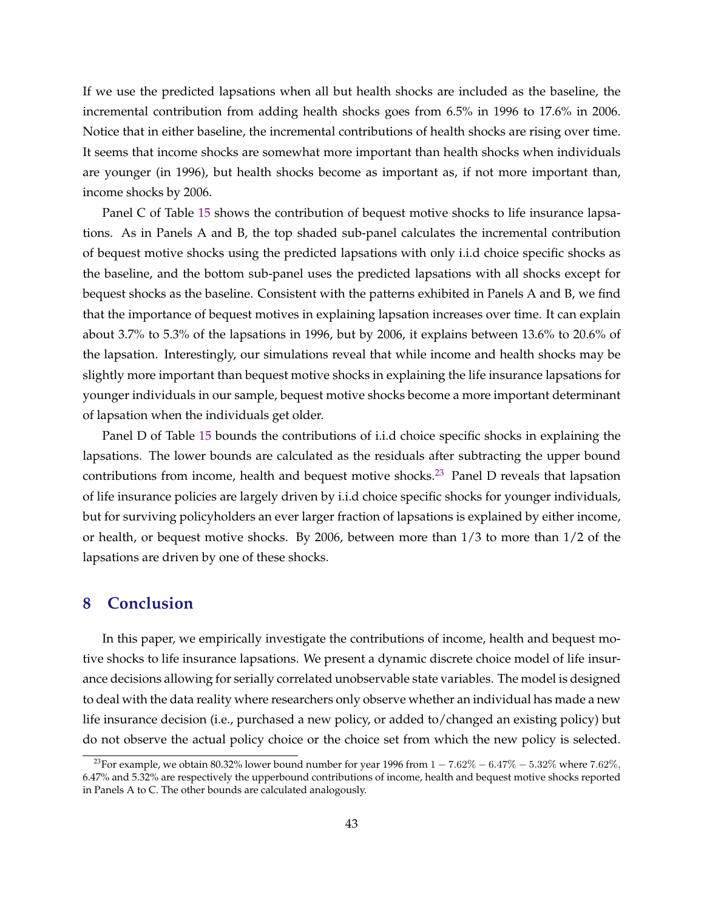If we use the predicted lapsations when all but health shocks are included as the baseline, the incremental contribution from adding health shocks goes from 6.5% in 1996 to 17.6% in 2006. Notice that in either baseline, the incremental contributions of health shocks are rising over time. It seems that income shocks are somewhat more important than health shocks when individuals are younger (in 1996), but health shocks become as important as, if not more important than, income shocks by 2006.

Panel C of Table 15 shows the contribution of bequest motive shocks to life insurance lapsations. As in Panels A and B, the top shaded sub-panel calculates the incremental contribution of bequest motive shocks using the predicted lapsations with only i.i.d choice specific shocks as the baseline, and the bottom sub-panel uses the predicted lapsations with all shocks except for bequest shocks as the baseline. Consistent with the patterns exhibited in Panels A and B, we find that the importance of bequest motives in explaining lapsation increases over time. It can explain about 3.7% to 5.3% of the lapsations in 1996, but by 2006, it explains between 13.6% to 20.6% of the lapsation. Interestingly, our simulations reveal that while income and health shocks may be slightly more important than bequest motive shocks in explaining the life insurance lapsations for younger individuals in our sample, bequest motive shocks become a more important determinant of lapsation when the individuals get older.

Panel D of Table 15 bounds the contributions of i.i.d choice specific shocks in explaining the lapsations. The lower bounds are calculated as the residuals after subtracting the upper bound contributions from income, health and bequest motive shocks.[23] Panel D reveals that lapsation of life insurance policies are largely driven by i.i.d choice specific shocks for younger individuals, but for surviving policyholders an ever larger fraction of lapsations is explained by either income, or health, or bequest motive shocks. By 2006, between more than 1/3 to more than 1/2 of the lapsations are driven by one of these shocks.

## 8 Conclusion

In this paper, we empirically investigate the contributions of income, health and bequest motive shocks to life insurance lapsations. We present a dynamic discrete choice model of life insurance decisions allowing for serially correlated unobservable state variables. The model is designed to deal with the data reality where researchers only observe whether an individual has made a new life insurance decision (i.e., purchased a new policy, or added to/changed an existing policy) but do not observe the actual policy choice or the choice set from which the new policy is selected.

[23] For example, we obtain 80.32% lower bound number for year 1996 from $1 - 7.62\% - 6.47\% - 5.32\%$ where 7.62%, 6.47% and 5.32% are respectively the upperbound contributions of income, health and bequest motive shocks reported in Panels A to C. The other bounds are calculated analogously.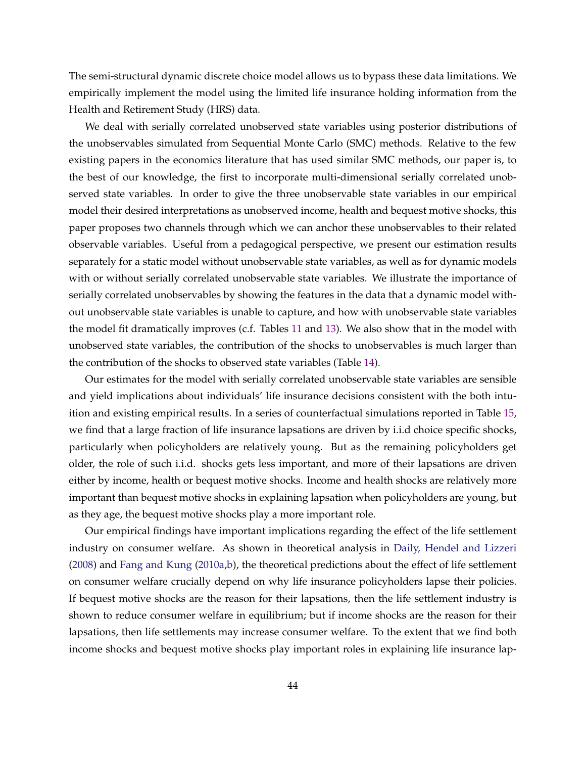The semi-structural dynamic discrete choice model allows us to bypass these data limitations. We empirically implement the model using the limited life insurance holding information from the Health and Retirement Study (HRS) data.

We deal with serially correlated unobserved state variables using posterior distributions of the unobservables simulated from Sequential Monte Carlo (SMC) methods. Relative to the few existing papers in the economics literature that has used similar SMC methods, our paper is, to the best of our knowledge, the first to incorporate multi-dimensional serially correlated unobserved state variables. In order to give the three unobservable state variables in our empirical model their desired interpretations as unobserved income, health and bequest motive shocks, this paper proposes two channels through which we can anchor these unobservables to their related observable variables. Useful from a pedagogical perspective, we present our estimation results separately for a static model without unobservable state variables, as well as for dynamic models with or without serially correlated unobservable state variables. We illustrate the importance of serially correlated unobservables by showing the features in the data that a dynamic model without unobservable state variables is unable to capture, and how with unobservable state variables the model fit dramatically improves (c.f. Tables 11 and 13). We also show that in the model with unobserved state variables, the contribution of the shocks to unobservables is much larger than the contribution of the shocks to observed state variables (Table 14).

Our estimates for the model with serially correlated unobservable state variables are sensible and yield implications about individuals' life insurance decisions consistent with the both intuition and existing empirical results. In a series of counterfactual simulations reported in Table 15, we find that a large fraction of life insurance lapsations are driven by i.i.d choice specific shocks, particularly when policyholders are relatively young. But as the remaining policyholders get older, the role of such i.i.d. shocks gets less important, and more of their lapsations are driven either by income, health or bequest motive shocks. Income and health shocks are relatively more important than bequest motive shocks in explaining lapsation when policyholders are young, but as they age, the bequest motive shocks play a more important role.

Our empirical findings have important implications regarding the effect of the life settlement industry on consumer welfare. As shown in theoretical analysis in Daily, Hendel and Lizzeri (2008) and Fang and Kung (2010a,b), the theoretical predictions about the effect of life settlement on consumer welfare crucially depend on why life insurance policyholders lapse their policies. If bequest motive shocks are the reason for their lapsations, then the life settlement industry is shown to reduce consumer welfare in equilibrium; but if income shocks are the reason for their lapsations, then life settlements may increase consumer welfare. To the extent that we find both income shocks and bequest motive shocks play important roles in explaining life insurance lap-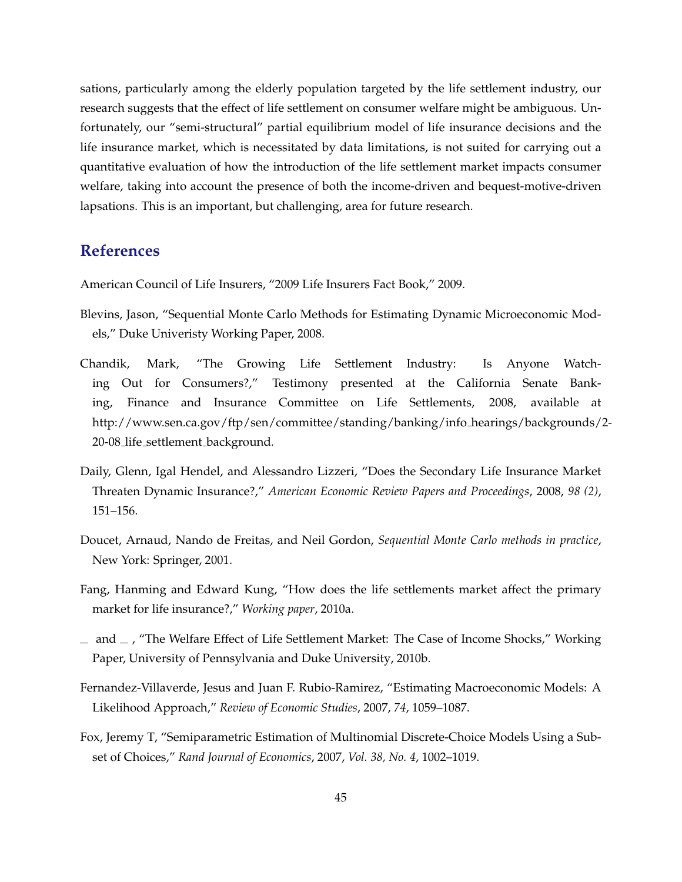sations, particularly among the elderly population targeted by the life settlement industry, our research suggests that the effect of life settlement on consumer welfare might be ambiguous. Unfortunately, our "semi-structural" partial equilibrium model of life insurance decisions and the life insurance market, which is necessitated by data limitations, is not suited for carrying out a quantitative evaluation of how the introduction of the life settlement market impacts consumer welfare, taking into account the presence of both the income-driven and bequest-motive-driven lapsations. This is an important, but challenging, area for future research.

## References

American Council of Life Insurers, "2009 Life Insurers Fact Book," 2009.

Blevins, Jason, "Sequential Monte Carlo Methods for Estimating Dynamic Microeconomic Models," Duke Univeristy Working Paper, 2008.

Chandik, Mark, "The Growing Life Settlement Industry: Is Anyone Watching Out for Consumers?," Testimony presented at the California Senate Banking, Finance and Insurance Committee on Life Settlements, 2008, available at http://www.sen.ca.gov/ftp/sen/committee/standing/banking/info_hearings/backgrounds/2-20-08_life_settlement_background.

Daily, Glenn, Igal Hendel, and Alessandro Lizzeri, "Does the Secondary Life Insurance Market Threaten Dynamic Insurance?," *American Economic Review Papers and Proceedings*, 2008, *98 (2)*, 151–156.

Doucet, Arnaud, Nando de Freitas, and Neil Gordon, *Sequential Monte Carlo methods in practice*, New York: Springer, 2001.

Fang, Hanming and Edward Kung, "How does the life settlements market affect the primary market for life insurance?," *Working paper*, 2010a.

_ and _ , "The Welfare Effect of Life Settlement Market: The Case of Income Shocks," Working Paper, University of Pensylvania and Duke University, 2010b.

Fernandez-Villaverde, Jesus and Juan F. Rubio-Ramirez, "Estimating Macroeconomic Models: A Likelihood Approach," *Review of Economic Studies*, 2007, *74*, 1059–1087.

Fox, Jeremy T, "Semiparametric Estimation of Multinomial Discrete-Choice Models Using a Subset of Choices," *Rand Journal of Economics*, 2007, *Vol. 38, No. 4*, 1002–1019.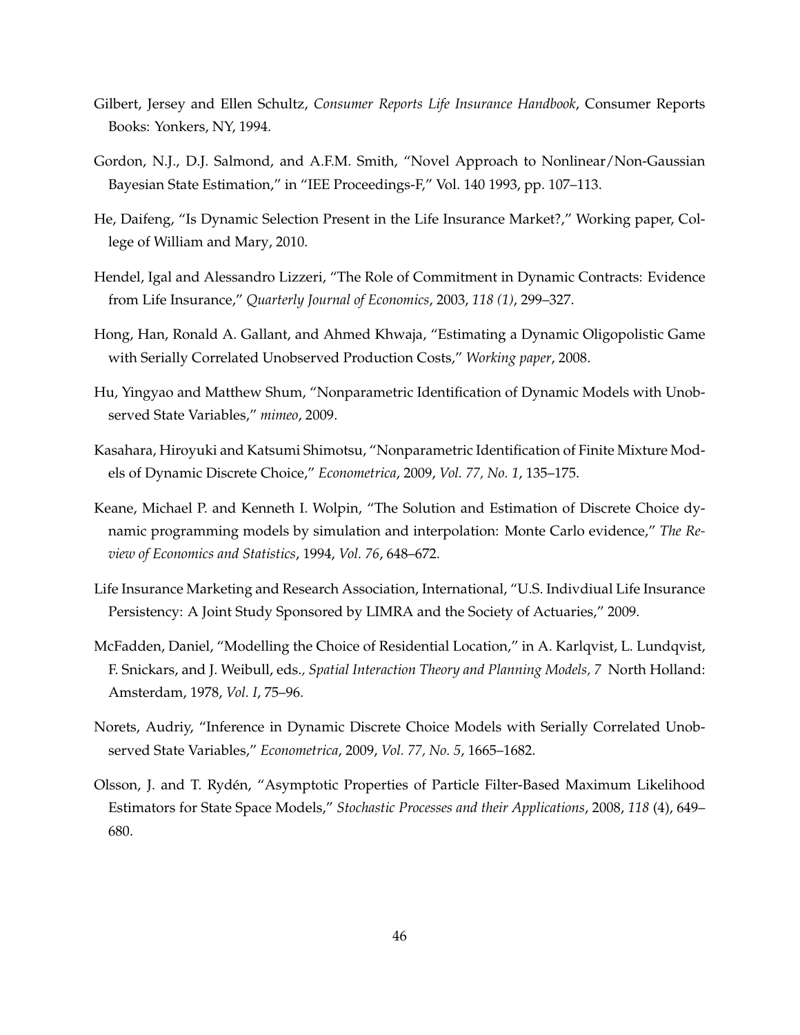Gilbert, Jersey and Ellen Schultz, *Consumer Reports Life Insurance Handbook*, Consumer Reports Books: Yonkers, NY, 1994.

Gordon, N.J., D.J. Salmond, and A.F.M. Smith, "Novel Approach to Nonlinear/Non-Gaussian Bayesian State Estimation," in "IEE Proceedings-F," Vol. 140 1993, pp. 107–113.

He, Daifeng, "Is Dynamic Selection Present in the Life Insurance Market?," Working paper, College of William and Mary, 2010.

Hendel, Igal and Alessandro Lizzeri, "The Role of Commitment in Dynamic Contracts: Evidence from Life Insurance," *Quarterly Journal of Economics*, 2003, *118 (1)*, 299–327.

Hong, Han, Ronald A. Gallant, and Ahmed Khwaja, "Estimating a Dynamic Oligopolistic Game with Serially Correlated Unobserved Production Costs," *Working paper*, 2008.

Hu, Yingyao and Matthew Shum, "Nonparametric Identification of Dynamic Models with Unobserved State Variables," *mimeo*, 2009.

Kasahara, Hiroyuki and Katsumi Shimotsu, "Nonparametric Identification of Finite Mixture Models of Dynamic Discrete Choice," *Econometrica*, 2009, *Vol. 77, No. 1*, 135–175.

Keane, Michael P. and Kenneth I. Wolpin, "The Solution and Estimation of Discrete Choice dynamic programming models by simulation and interpolation: Monte Carlo evidence," *The Review of Economics and Statistics*, 1994, *Vol. 76*, 648–672.

Life Insurance Marketing and Research Association, International, "U.S. Indivdiual Life Insurance Persistency: A Joint Study Sponsored by LIMRA and the Society of Actuaries," 2009.

McFadden, Daniel, "Modelling the Choice of Residential Location," in A. Karlqvist, L. Lundqvist, F. Snickars, and J. Weibull, eds*., Spatial Interaction Theory and Planning Models, 7* North Holland: Amsterdam, 1978, *Vol. I*, 75–96.

Norets, Audriy, "Inference in Dynamic Discrete Choice Models with Serially Correlated Unobserved State Variables," *Econometrica*, 2009, *Vol. 77, No. 5*, 1665–1682.

Olsson, J. and T. Rydén, "Asymptotic Properties of Particle Filter-Based Maximum Likelihood Estimators for State Space Models," *Stochastic Processes and their Applications*, 2008, *118* (4), 649–680.